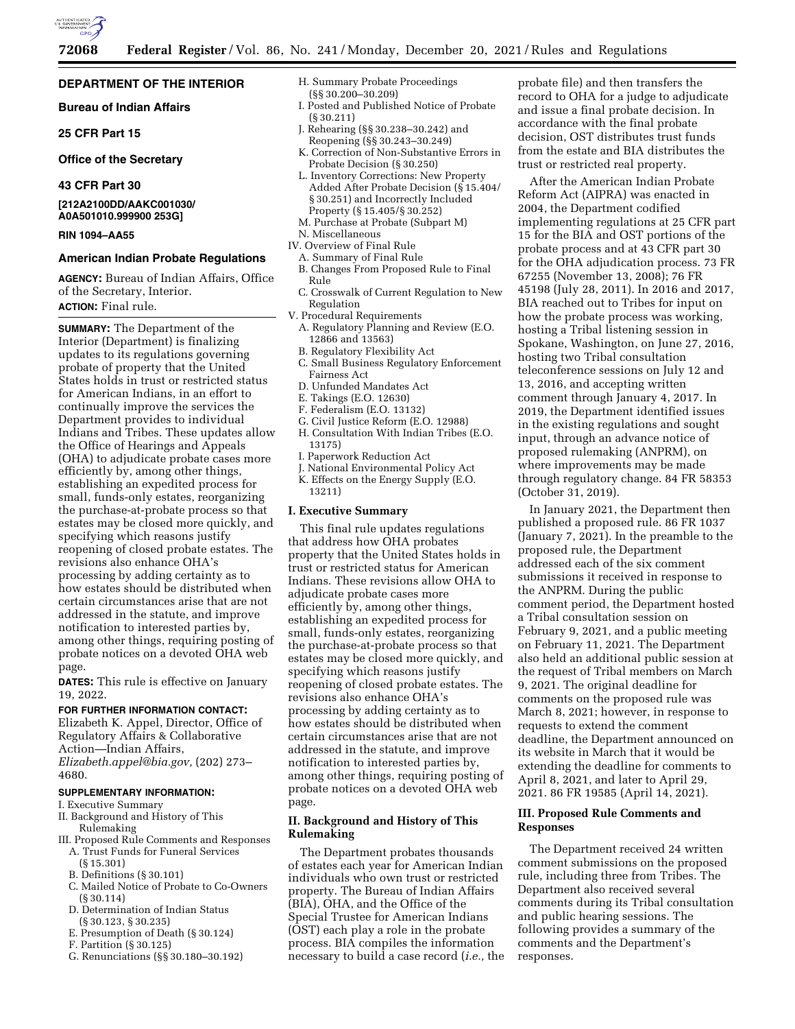## DEPARTMENT OF THE INTERIOR

### Bureau of Indian Affairs

### 25 CFR Part 15

### Office of the Secretary

### 43 CFR Part 30

**[212A2100DD/AAKC001030/ A0A501010.999900 253G]**

**RIN 1094–AA55**

# American Indian Probate Regulations

**AGENCY:** Bureau of Indian Affairs, Office of the Secretary, Interior.

**ACTION:** Final rule.

**SUMMARY:** The Department of the Interior (Department) is finalizing updates to its regulations governing probate of property that the United States holds in trust or restricted status for American Indians, in an effort to continually improve the services the Department provides to individual Indians and Tribes. These updates allow the Office of Hearings and Appeals (OHA) to adjudicate probate cases more efficiently by, among other things, establishing an expedited process for small, funds-only estates, reorganizing the purchase-at-probate process so that estates may be closed more quickly, and specifying which reasons justify reopening of closed probate estates. The revisions also enhance OHA's processing by adding certainty as to how estates should be distributed when certain circumstances arise that are not addressed in the statute, and improve notification to interested parties by, among other things, requiring posting of probate notices on a devoted OHA web page.

**DATES:** This rule is effective on January 19, 2022.

**FOR FURTHER INFORMATION CONTACT:** Elizabeth K. Appel, Director, Office of Regulatory Affairs & Collaborative Action—Indian Affairs, *Elizabeth.appel@bia.gov,* (202) 273–4680.

**SUPPLEMENTARY INFORMATION:**

I. Executive Summary
II. Background and History of This Rulemaking
III. Proposed Rule Comments and Responses
- A. Trust Funds for Funeral Services (§ 15.301)
- B. Definitions (§ 30.101)
- C. Mailed Notice of Probate to Co-Owners (§ 30.114)
- D. Determination of Indian Status (§ 30.123, § 30.235)
- E. Presumption of Death (§ 30.124)
- F. Partition (§ 30.125)
- G. Renunciations (§§ 30.180–30.192)
- H. Summary Probate Proceedings (§§ 30.200–30.209)
- I. Posted and Published Notice of Probate (§ 30.211)
- J. Rehearing (§§ 30.238–30.242) and Reopening (§§ 30.243–30.249)
- K. Correction of Non-Substantive Errors in Probate Decision (§ 30.250)
- L. Inventory Corrections: New Property Added After Probate Decision (§ 15.404/ § 30.251) and Incorrectly Included Property (§ 15.405/§ 30.252)
- M. Purchase at Probate (Subpart M)
- N. Miscellaneous

IV. Overview of Final Rule
- A. Summary of Final Rule
- B. Changes From Proposed Rule to Final Rule
- C. Crosswalk of Current Regulation to New Regulation

V. Procedural Requirements
- A. Regulatory Planning and Review (E.O. 12866 and 13563)
- B. Regulatory Flexibility Act
- C. Small Business Regulatory Enforcement Fairness Act
- D. Unfunded Mandates Act
- E. Takings (E.O. 12630)
- F. Federalism (E.O. 13132)
- G. Civil Justice Reform (E.O. 12988)
- H. Consultation With Indian Tribes (E.O. 13175)
- I. Paperwork Reduction Act
- J. National Environmental Policy Act
- K. Effects on the Energy Supply (E.O. 13211)

## I. Executive Summary

This final rule updates regulations that address how OHA probates property that the United States holds in trust or restricted status for American Indians. These revisions allow OHA to adjudicate probate cases more efficiently by, among other things, establishing an expedited process for small, funds-only estates, reorganizing the purchase-at-probate process so that estates may be closed more quickly, and specifying which reasons justify reopening of closed probate estates. The revisions also enhance OHA's processing by adding certainty as to how estates should be distributed when certain circumstances arise that are not addressed in the statute, and improve notification to interested parties by, among other things, requiring posting of probate notices on a devoted OHA web page.

## II. Background and History of This Rulemaking

The Department probates thousands of estates each year for American Indian individuals who own trust or restricted property. The Bureau of Indian Affairs (BIA), OHA, and the Office of the Special Trustee for American Indians (OST) each play a role in the probate process. BIA compiles the information necessary to build a case record (*i.e.,* the probate file) and then transfers the record to OHA for a judge to adjudicate and issue a final probate decision. In accordance with the final probate decision, OST distributes trust funds from the estate and BIA distributes the trust or restricted real property.

After the American Indian Probate Reform Act (AIPRA) was enacted in 2004, the Department codified implementing regulations at 25 CFR part 15 for the BIA and OST portions of the probate process and at 43 CFR part 30 for the OHA adjudication process. 73 FR 67255 (November 13, 2008); 76 FR 45198 (July 28, 2011). In 2016 and 2017, BIA reached out to Tribes for input on how the probate process was working, hosting a Tribal listening session in Spokane, Washington, on June 27, 2016, hosting two Tribal consultation teleconference sessions on July 12 and 13, 2016, and accepting written comment through January 4, 2017. In 2019, the Department identified issues in the existing regulations and sought input, through an advance notice of proposed rulemaking (ANPRM), on where improvements may be made through regulatory change. 84 FR 58353 (October 31, 2019).

In January 2021, the Department then published a proposed rule. 86 FR 1037 (January 7, 2021). In the preamble to the proposed rule, the Department addressed each of the six comment submissions it received in response to the ANPRM. During the public comment period, the Department hosted a Tribal consultation session on February 9, 2021, and a public meeting on February 11, 2021. The Department also held an additional public session at the request of Tribal members on March 9, 2021. The original deadline for comments on the proposed rule was March 8, 2021; however, in response to requests to extend the comment deadline, the Department announced on its website in March that it would be extending the deadline for comments to April 8, 2021, and later to April 29, 2021. 86 FR 19585 (April 14, 2021).

## III. Proposed Rule Comments and Responses

The Department received 24 written comment submissions on the proposed rule, including three from Tribes. The Department also received several comments during its Tribal consultation and public hearing sessions. The following provides a summary of the comments and the Department's responses.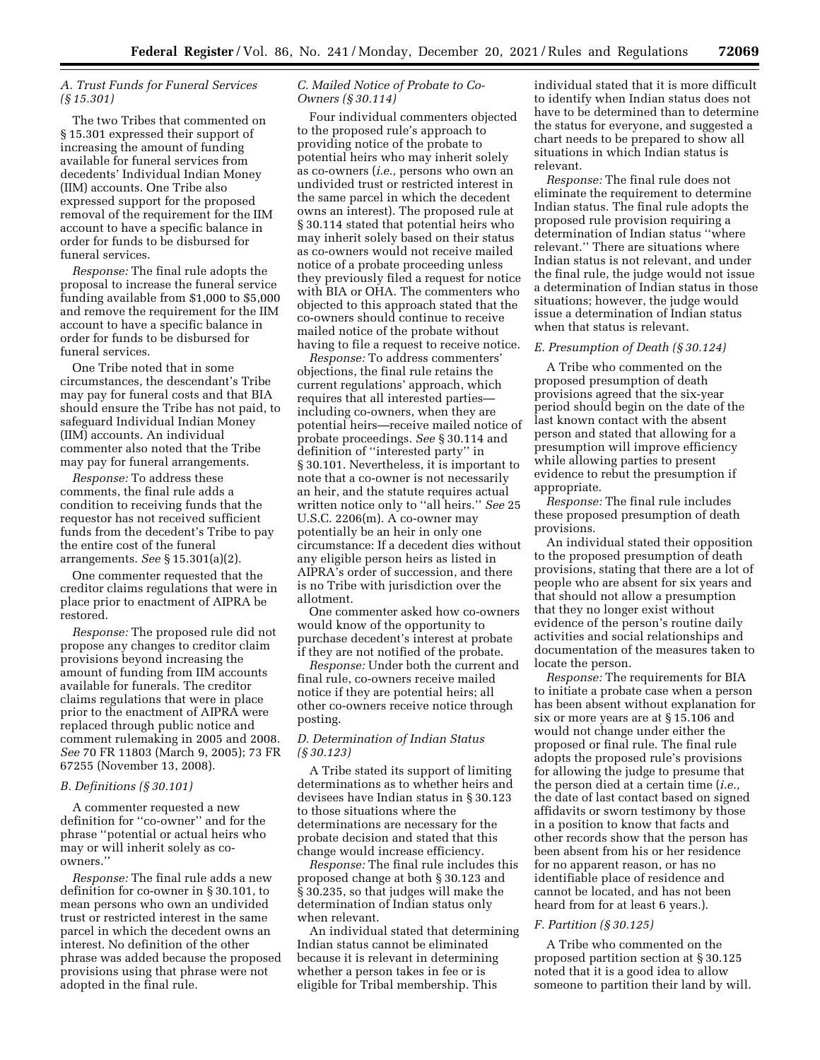### *A. Trust Funds for Funeral Services (§ 15.301)*

The two Tribes that commented on § 15.301 expressed their support of increasing the amount of funding available for funeral services from decedents' Individual Indian Money (IIM) accounts. One Tribe also expressed support for the proposed removal of the requirement for the IIM account to have a specific balance in order for funds to be disbursed for funeral services.

*Response:* The final rule adopts the proposal to increase the funeral service funding available from $1,000 to $5,000 and remove the requirement for the IIM account to have a specific balance in order for funds to be disbursed for funeral services.

One Tribe noted that in some circumstances, the descendant's Tribe may pay for funeral costs and that BIA should ensure the Tribe has not paid, to safeguard Individual Indian Money (IIM) accounts. An individual commenter also noted that the Tribe may pay for funeral arrangements.

*Response:* To address these comments, the final rule adds a condition to receiving funds that the requestor has not received sufficient funds from the decedent's Tribe to pay the entire cost of the funeral arrangements. *See* § 15.301(a)(2).

One commenter requested that the creditor claims regulations that were in place prior to enactment of AIPRA be restored.

*Response:* The proposed rule did not propose any changes to creditor claim provisions beyond increasing the amount of funding from IIM accounts available for funerals. The creditor claims regulations that were in place prior to the enactment of AIPRA were replaced through public notice and comment rulemaking in 2005 and 2008. *See* 70 FR 11803 (March 9, 2005); 73 FR 67255 (November 13, 2008).

### *B. Definitions (§ 30.101)*

A commenter requested a new definition for ''co-owner'' and for the phrase ''potential or actual heirs who may or will inherit solely as co-owners.''

*Response:* The final rule adds a new definition for co-owner in § 30.101, to mean persons who own an undivided trust or restricted interest in the same parcel in which the decedent owns an interest. No definition of the other phrase was added because the proposed provisions using that phrase were not adopted in the final rule.

### *C. Mailed Notice of Probate to Co-Owners (§ 30.114)*

Four individual commenters objected to the proposed rule's approach to providing notice of the probate to potential heirs who may inherit solely as co-owners (*i.e.,* persons who own an undivided trust or restricted interest in the same parcel in which the decedent owns an interest). The proposed rule at § 30.114 stated that potential heirs who may inherit solely based on their status as co-owners would not receive mailed notice of a probate proceeding unless they previously filed a request for notice with BIA or OHA. The commenters who objected to this approach stated that the co-owners should continue to receive mailed notice of the probate without having to file a request to receive notice.

*Response:* To address commenters' objections, the final rule retains the current regulations' approach, which requires that all interested parties—including co-owners, when they are potential heirs—receive mailed notice of probate proceedings. *See* § 30.114 and definition of ''interested party'' in § 30.101. Nevertheless, it is important to note that a co-owner is not necessarily an heir, and the statute requires actual written notice only to ''all heirs.'' *See* 25 U.S.C. 2206(m). A co-owner may potentially be an heir in only one circumstance: If a decedent dies without any eligible person heirs as listed in AIPRA's order of succession, and there is no Tribe with jurisdiction over the allotment.

One commenter asked how co-owners would know of the opportunity to purchase decedent's interest at probate if they are not notified of the probate.

*Response:* Under both the current and final rule, co-owners receive mailed notice if they are potential heirs; all other co-owners receive notice through posting.

### *D. Determination of Indian Status (§ 30.123)*

A Tribe stated its support of limiting determinations as to whether heirs and devisees have Indian status in § 30.123 to those situations where the determinations are necessary for the probate decision and stated that this change would increase efficiency.

*Response:* The final rule includes this proposed change at both § 30.123 and § 30.235, so that judges will make the determination of Indian status only when relevant.

An individual stated that determining Indian status cannot be eliminated because it is relevant in determining whether a person takes in fee or is eligible for Tribal membership. This individual stated that it is more difficult to identify when Indian status does not have to be determined than to determine the status for everyone, and suggested a chart needs to be prepared to show all situations in which Indian status is relevant.

*Response:* The final rule does not eliminate the requirement to determine Indian status. The final rule adopts the proposed rule provision requiring a determination of Indian status ''where relevant.'' There are situations where Indian status is not relevant, and under the final rule, the judge would not issue a determination of Indian status in those situations; however, the judge would issue a determination of Indian status when that status is relevant.

### *E. Presumption of Death (§ 30.124)*

A Tribe who commented on the proposed presumption of death provisions agreed that the six-year period should begin on the date of the last known contact with the absent person and stated that allowing for a presumption will improve efficiency while allowing parties to present evidence to rebut the presumption if appropriate.

*Response:* The final rule includes these proposed presumption of death provisions.

An individual stated their opposition to the proposed presumption of death provisions, stating that there are a lot of people who are absent for six years and that should not allow a presumption that they no longer exist without evidence of the person's routine daily activities and social relationships and documentation of the measures taken to locate the person.

*Response:* The requirements for BIA to initiate a probate case when a person has been absent without explanation for six or more years are at § 15.106 and would not change under either the proposed or final rule. The final rule adopts the proposed rule's provisions for allowing the judge to presume that the person died at a certain time (*i.e.,* the date of last contact based on signed affidavits or sworn testimony by those in a position to know that facts and other records show that the person has been absent from his or her residence for no apparent reason, or has no identifiable place of residence and cannot be located, and has not been heard from for at least 6 years.).

### *F. Partition (§ 30.125)*

A Tribe who commented on the proposed partition section at § 30.125 noted that it is a good idea to allow someone to partition their land by will.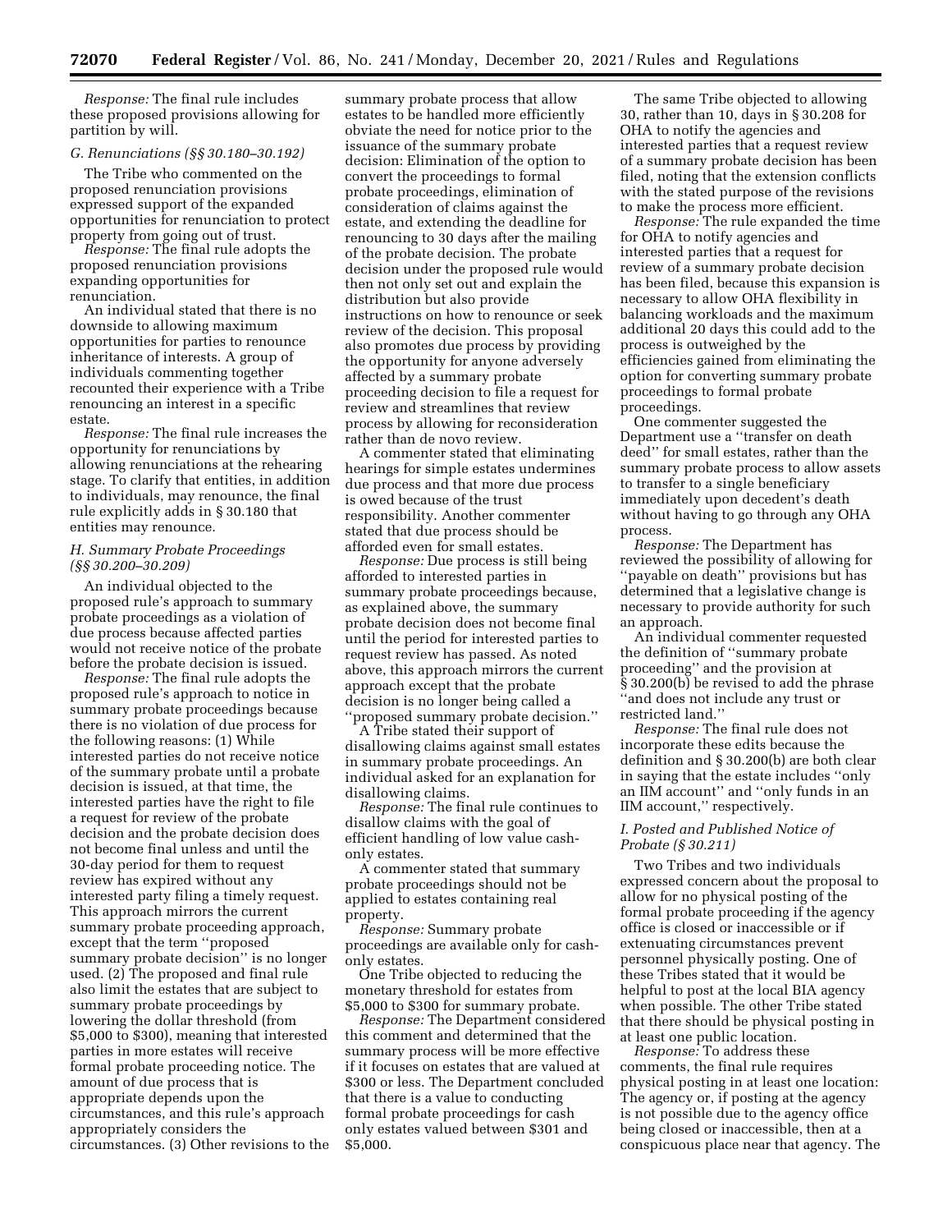*Response:* The final rule includes these proposed provisions allowing for partition by will.

### G. Renunciations (§§ 30.180–30.192)

The Tribe who commented on the proposed renunciation provisions expressed support of the expanded opportunities for renunciation to protect property from going out of trust.

*Response:* The final rule adopts the proposed renunciation provisions expanding opportunities for renunciation.

An individual stated that there is no downside to allowing maximum opportunities for parties to renounce inheritance of interests. A group of individuals commenting together recounted their experience with a Tribe renouncing an interest in a specific estate.

*Response:* The final rule increases the opportunity for renunciations by allowing renunciations at the rehearing stage. To clarify that entities, in addition to individuals, may renounce, the final rule explicitly adds in § 30.180 that entities may renounce.

### H. Summary Probate Proceedings (§§ 30.200–30.209)

An individual objected to the proposed rule's approach to summary probate proceedings as a violation of due process because affected parties would not receive notice of the probate before the probate decision is issued.

*Response:* The final rule adopts the proposed rule's approach to notice in summary probate proceedings because there is no violation of due process for the following reasons: (1) While interested parties do not receive notice of the summary probate until a probate decision is issued, at that time, the interested parties have the right to file a request for review of the probate decision and the probate decision does not become final unless and until the 30-day period for them to request review has expired without any interested party filing a timely request. This approach mirrors the current summary probate proceeding approach, except that the term ''proposed summary probate decision'' is no longer used. (2) The proposed and final rule also limit the estates that are subject to summary probate proceedings by lowering the dollar threshold (from $5,000 to $300), meaning that interested parties in more estates will receive formal probate proceeding notice. The amount of due process that is appropriate depends upon the circumstances, and this rule's approach appropriately considers the circumstances. (3) Other revisions to the summary probate process that allow estates to be handled more efficiently obviate the need for notice prior to the issuance of the summary probate decision: Elimination of the option to convert the proceedings to formal probate proceedings, elimination of consideration of claims against the estate, and extending the deadline for renouncing to 30 days after the mailing of the probate decision. The probate decision under the proposed rule would then not only set out and explain the distribution but also provide instructions on how to renounce or seek review of the decision. This proposal also promotes due process by providing the opportunity for anyone adversely affected by a summary probate proceeding decision to file a request for review and streamlines that review process by allowing for reconsideration rather than de novo review.

A commenter stated that eliminating hearings for simple estates undermines due process and that more due process is owed because of the trust responsibility. Another commenter stated that due process should be afforded even for small estates.

*Response:* Due process is still being afforded to interested parties in summary probate proceedings because, as explained above, the summary probate decision does not become final until the period for interested parties to request review has passed. As noted above, this approach mirrors the current approach except that the probate decision is no longer being called a ''proposed summary probate decision.''

A Tribe stated their support of disallowing claims against small estates in summary probate proceedings. An individual asked for an explanation for disallowing claims.

*Response:* The final rule continues to disallow claims with the goal of efficient handling of low value cash-only estates.

A commenter stated that summary probate proceedings should not be applied to estates containing real property.

*Response:* Summary probate proceedings are available only for cash-only estates.

One Tribe objected to reducing the monetary threshold for estates from $5,000 to $300 for summary probate.

*Response:* The Department considered this comment and determined that the summary process will be more effective if it focuses on estates that are valued at $300 or less. The Department concluded that there is a value to conducting formal probate proceedings for cash only estates valued between $301 and $5,000.

The same Tribe objected to allowing 30, rather than 10, days in § 30.208 for OHA to notify the agencies and interested parties that a request review of a summary probate decision has been filed, noting that the extension conflicts with the stated purpose of the revisions to make the process more efficient.

*Response:* The rule expanded the time for OHA to notify agencies and interested parties that a request for review of a summary probate decision has been filed, because this expansion is necessary to allow OHA flexibility in balancing workloads and the maximum additional 20 days this could add to the process is outweighed by the efficiencies gained from eliminating the option for converting summary probate proceedings to formal probate proceedings.

One commenter suggested the Department use a ''transfer on death deed'' for small estates, rather than the summary probate process to allow assets to transfer to a single beneficiary immediately upon decedent's death without having to go through any OHA process.

*Response:* The Department has reviewed the possibility of allowing for ''payable on death'' provisions but has determined that a legislative change is necessary to provide authority for such an approach.

An individual commenter requested the definition of ''summary probate proceeding'' and the provision at § 30.200(b) be revised to add the phrase ''and does not include any trust or restricted land.''

*Response:* The final rule does not incorporate these edits because the definition and § 30.200(b) are both clear in saying that the estate includes ''only an IIM account'' and ''only funds in an IIM account,'' respectively.

### I. Posted and Published Notice of Probate (§ 30.211)

Two Tribes and two individuals expressed concern about the proposal to allow for no physical posting of the formal probate proceeding if the agency office is closed or inaccessible or if extenuating circumstances prevent personnel physically posting. One of these Tribes stated that it would be helpful to post at the local BIA agency when possible. The other Tribe stated that there should be physical posting in at least one public location.

*Response:* To address these comments, the final rule requires physical posting in at least one location: The agency or, if posting at the agency is not possible due to the agency office being closed or inaccessible, then at a conspicuous place near that agency. The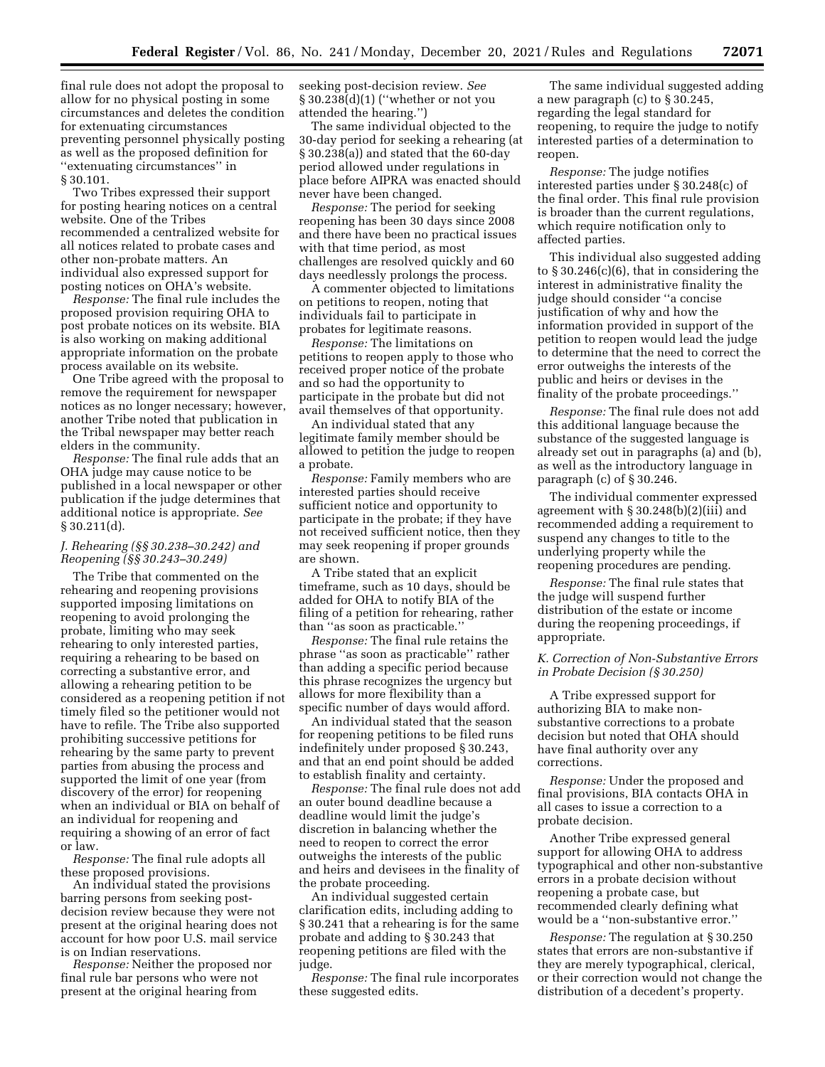final rule does not adopt the proposal to allow for no physical posting in some circumstances and deletes the condition for extenuating circumstances preventing personnel physically posting as well as the proposed definition for ''extenuating circumstances'' in § 30.101.

Two Tribes expressed their support for posting hearing notices on a central website. One of the Tribes recommended a centralized website for all notices related to probate cases and other non-probate matters. An individual also expressed support for posting notices on OHA's website.

*Response:* The final rule includes the proposed provision requiring OHA to post probate notices on its website. BIA is also working on making additional appropriate information on the probate process available on its website.

One Tribe agreed with the proposal to remove the requirement for newspaper notices as no longer necessary; however, another Tribe noted that publication in the Tribal newspaper may better reach elders in the community.

*Response:* The final rule adds that an OHA judge may cause notice to be published in a local newspaper or other publication if the judge determines that additional notice is appropriate. *See* § 30.211(d).

### *J. Rehearing (§§ 30.238–30.242) and Reopening (§§ 30.243–30.249)*

The Tribe that commented on the rehearing and reopening provisions supported imposing limitations on reopening to avoid prolonging the probate, limiting who may seek rehearing to only interested parties, requiring a rehearing to be based on correcting a substantive error, and allowing a rehearing petition to be considered as a reopening petition if not timely filed so the petitioner would not have to refile. The Tribe also supported prohibiting successive petitions for rehearing by the same party to prevent parties from abusing the process and supported the limit of one year (from discovery of the error) for reopening when an individual or BIA on behalf of an individual for reopening and requiring a showing of an error of fact or law.

*Response:* The final rule adopts all these proposed provisions.

An individual stated the provisions barring persons from seeking post-decision review because they were not present at the original hearing does not account for how poor U.S. mail service is on Indian reservations.

*Response:* Neither the proposed nor final rule bar persons who were not present at the original hearing from seeking post-decision review. *See* § 30.238(d)(1) (''whether or not you attended the hearing.'')

The same individual objected to the 30-day period for seeking a rehearing (at § 30.238(a)) and stated that the 60-day period allowed under regulations in place before AIPRA was enacted should never have been changed.

*Response:* The period for seeking reopening has been 30 days since 2008 and there have been no practical issues with that time period, as most challenges are resolved quickly and 60 days needlessly prolongs the process.

A commenter objected to limitations on petitions to reopen, noting that individuals fail to participate in probates for legitimate reasons.

*Response:* The limitations on petitions to reopen apply to those who received proper notice of the probate and so had the opportunity to participate in the probate but did not avail themselves of that opportunity.

An individual stated that any legitimate family member should be allowed to petition the judge to reopen a probate.

*Response:* Family members who are interested parties should receive sufficient notice and opportunity to participate in the probate; if they have not received sufficient notice, then they may seek reopening if proper grounds are shown.

A Tribe stated that an explicit timeframe, such as 10 days, should be added for OHA to notify BIA of the filing of a petition for rehearing, rather than ''as soon as practicable.''

*Response:* The final rule retains the phrase ''as soon as practicable'' rather than adding a specific period because this phrase recognizes the urgency but allows for more flexibility than a specific number of days would afford.

An individual stated that the season for reopening petitions to be filed runs indefinitely under proposed § 30.243, and that an end point should be added to establish finality and certainty.

*Response:* The final rule does not add an outer bound deadline because a deadline would limit the judge's discretion in balancing whether the need to reopen to correct the error outweighs the interests of the public and heirs and devisees in the finality of the probate proceeding.

An individual suggested certain clarification edits, including adding to § 30.241 that a rehearing is for the same probate and adding to § 30.243 that reopening petitions are filed with the judge.

*Response:* The final rule incorporates these suggested edits.

The same individual suggested adding a new paragraph (c) to § 30.245, regarding the legal standard for reopening, to require the judge to notify interested parties of a determination to reopen.

*Response:* The judge notifies interested parties under § 30.248(c) of the final order. This final rule provision is broader than the current regulations, which require notification only to affected parties.

This individual also suggested adding to § 30.246(c)(6), that in considering the interest in administrative finality the judge should consider ''a concise justification of why and how the information provided in support of the petition to reopen would lead the judge to determine that the need to correct the error outweighs the interests of the public and heirs or devises in the finality of the probate proceedings.''

*Response:* The final rule does not add this additional language because the substance of the suggested language is already set out in paragraphs (a) and (b), as well as the introductory language in paragraph (c) of § 30.246.

The individual commenter expressed agreement with § 30.248(b)(2)(iii) and recommended adding a requirement to suspend any changes to title to the underlying property while the reopening procedures are pending.

*Response:* The final rule states that the judge will suspend further distribution of the estate or income during the reopening proceedings, if appropriate.

### *K. Correction of Non-Substantive Errors in Probate Decision (§ 30.250)*

A Tribe expressed support for authorizing BIA to make non-substantive corrections to a probate decision but noted that OHA should have final authority over any corrections.

*Response:* Under the proposed and final provisions, BIA contacts OHA in all cases to issue a correction to a probate decision.

Another Tribe expressed general support for allowing OHA to address typographical and other non-substantive errors in a probate decision without reopening a probate case, but recommended clearly defining what would be a ''non-substantive error.''

*Response:* The regulation at § 30.250 states that errors are non-substantive if they are merely typographical, clerical, or their correction would not change the distribution of a decedent's property.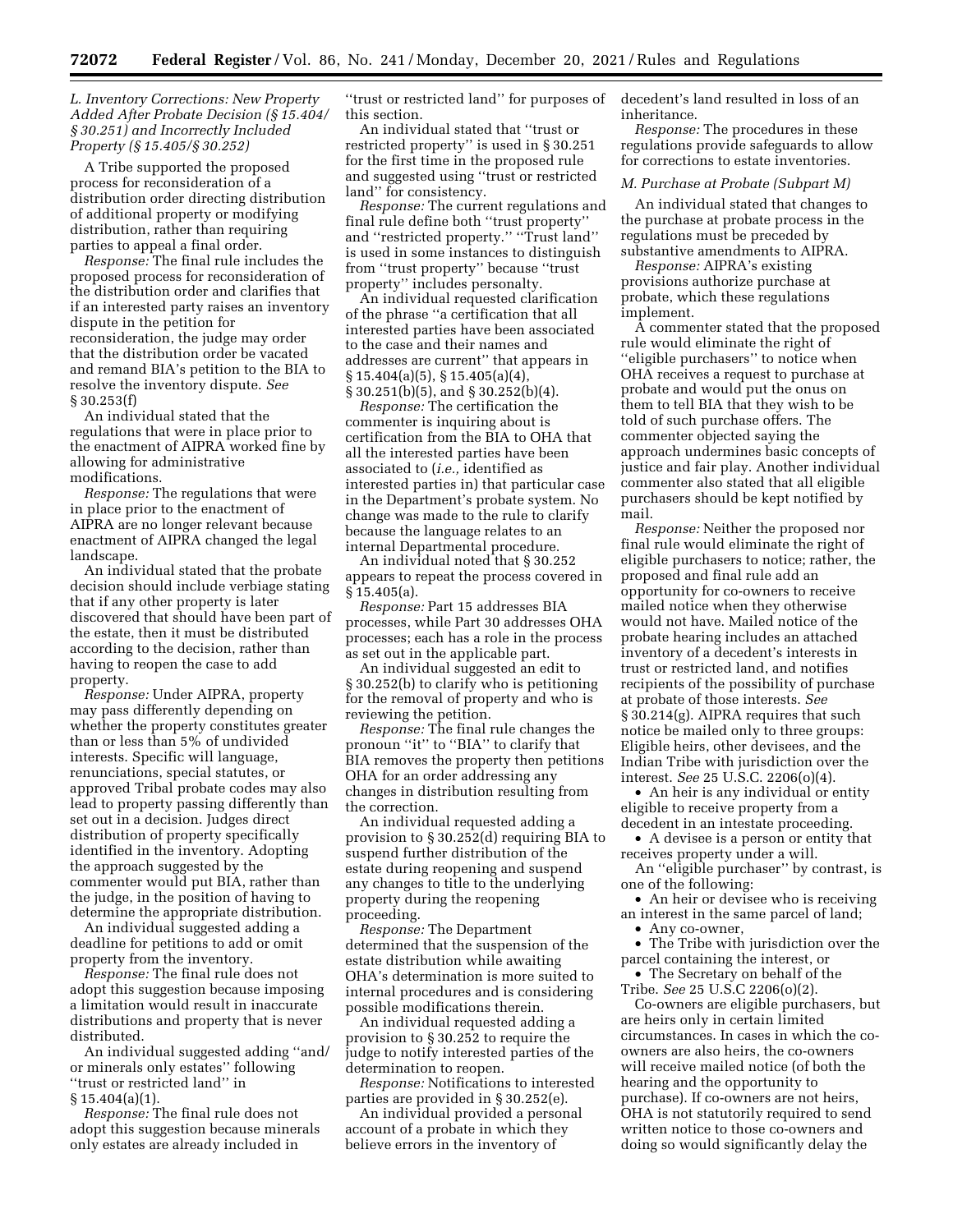### *L. Inventory Corrections: New Property Added After Probate Decision (§ 15.404/§ 30.251) and Incorrectly Included Property (§ 15.405/§ 30.252)*

A Tribe supported the proposed process for reconsideration of a distribution order directing distribution of additional property or modifying distribution, rather than requiring parties to appeal a final order.

*Response:* The final rule includes the proposed process for reconsideration of the distribution order and clarifies that if an interested party raises an inventory dispute in the petition for reconsideration, the judge may order that the distribution order be vacated and remand BIA's petition to the BIA to resolve the inventory dispute. *See* § 30.253(f)

An individual stated that the regulations that were in place prior to the enactment of AIPRA worked fine by allowing for administrative modifications.

*Response:* The regulations that were in place prior to the enactment of AIPRA are no longer relevant because enactment of AIPRA changed the legal landscape.

An individual stated that the probate decision should include verbiage stating that if any other property is later discovered that should have been part of the estate, then it must be distributed according to the decision, rather than having to reopen the case to add property.

*Response:* Under AIPRA, property may pass differently depending on whether the property constitutes greater than or less than 5% of undivided interests. Specific will language, renunciations, special statutes, or approved Tribal probate codes may also lead to property passing differently than set out in a decision. Judges direct distribution of property specifically identified in the inventory. Adopting the approach suggested by the commenter would put BIA, rather than the judge, in the position of having to determine the appropriate distribution.

An individual suggested adding a deadline for petitions to add or omit property from the inventory.

*Response:* The final rule does not adopt this suggestion because imposing a limitation would result in inaccurate distributions and property that is never distributed.

An individual suggested adding ''and/or minerals only estates'' following ''trust or restricted land'' in § 15.404(a)(1).

*Response:* The final rule does not adopt this suggestion because minerals only estates are already included in ''trust or restricted land'' for purposes of this section.

An individual stated that ''trust or restricted property'' is used in § 30.251 for the first time in the proposed rule and suggested using ''trust or restricted land'' for consistency.

*Response:* The current regulations and final rule define both ''trust property'' and ''restricted property.'' ''Trust land'' is used in some instances to distinguish from ''trust property'' because ''trust property'' includes personalty.

An individual requested clarification of the phrase ''a certification that all interested parties have been associated to the case and their names and addresses are current'' that appears in § 15.404(a)(5), § 15.405(a)(4), § 30.251(b)(5), and § 30.252(b)(4).

*Response:* The certification the commenter is inquiring about is certification from the BIA to OHA that all the interested parties have been associated to (*i.e.,* identified as interested parties in) that particular case in the Department's probate system. No change was made to the rule to clarify because the language relates to an internal Departmental procedure.

An individual noted that § 30.252 appears to repeat the process covered in § 15.405(a).

*Response:* Part 15 addresses BIA processes, while Part 30 addresses OHA processes; each has a role in the process as set out in the applicable part.

An individual suggested an edit to § 30.252(b) to clarify who is petitioning for the removal of property and who is reviewing the petition.

*Response:* The final rule changes the pronoun ''it'' to ''BIA'' to clarify that BIA removes the property then petitions OHA for an order addressing any changes in distribution resulting from the correction.

An individual requested adding a provision to § 30.252(d) requiring BIA to suspend further distribution of the estate during reopening and suspend any changes to title to the underlying property during the reopening proceeding.

*Response:* The Department determined that the suspension of the estate distribution while awaiting OHA's determination is more suited to internal procedures and is considering possible modifications therein.

An individual requested adding a provision to § 30.252 to require the judge to notify interested parties of the determination to reopen.

*Response:* Notifications to interested parties are provided in § 30.252(e).

An individual provided a personal account of a probate in which they believe errors in the inventory of decedent's land resulted in loss of an inheritance.

*Response:* The procedures in these regulations provide safeguards to allow for corrections to estate inventories.

### *M. Purchase at Probate (Subpart M)*

An individual stated that changes to the purchase at probate process in the regulations must be preceded by substantive amendments to AIPRA.

*Response:* AIPRA's existing provisions authorize purchase at probate, which these regulations implement.

A commenter stated that the proposed rule would eliminate the right of ''eligible purchasers'' to notice when OHA receives a request to purchase at probate and would put the onus on them to tell BIA that they wish to be told of such purchase offers. The commenter objected saying the approach undermines basic concepts of justice and fair play. Another individual commenter also stated that all eligible purchasers should be kept notified by mail.

*Response:* Neither the proposed nor final rule would eliminate the right of eligible purchasers to notice; rather, the proposed and final rule add an opportunity for co-owners to receive mailed notice when they otherwise would not have. Mailed notice of the probate hearing includes an attached inventory of a decedent's interests in trust or restricted land, and notifies recipients of the possibility of purchase at probate of those interests. *See* § 30.214(g). AIPRA requires that such notice be mailed only to three groups: Eligible heirs, other devisees, and the Indian Tribe with jurisdiction over the interest. *See* 25 U.S.C. 2206(o)(4).

- An heir is any individual or entity eligible to receive property from a decedent in an intestate proceeding.
- A devisee is a person or entity that receives property under a will.

An ''eligible purchaser'' by contrast, is one of the following:

- An heir or devisee who is receiving an interest in the same parcel of land;
- Any co-owner,
- The Tribe with jurisdiction over the parcel containing the interest, or
- The Secretary on behalf of the Tribe. *See* 25 U.S.C 2206(o)(2).

Co-owners are eligible purchasers, but are heirs only in certain limited circumstances. In cases in which the co-owners are also heirs, the co-owners will receive mailed notice (of both the hearing and the opportunity to purchase). If co-owners are not heirs, OHA is not statutorily required to send written notice to those co-owners and doing so would significantly delay the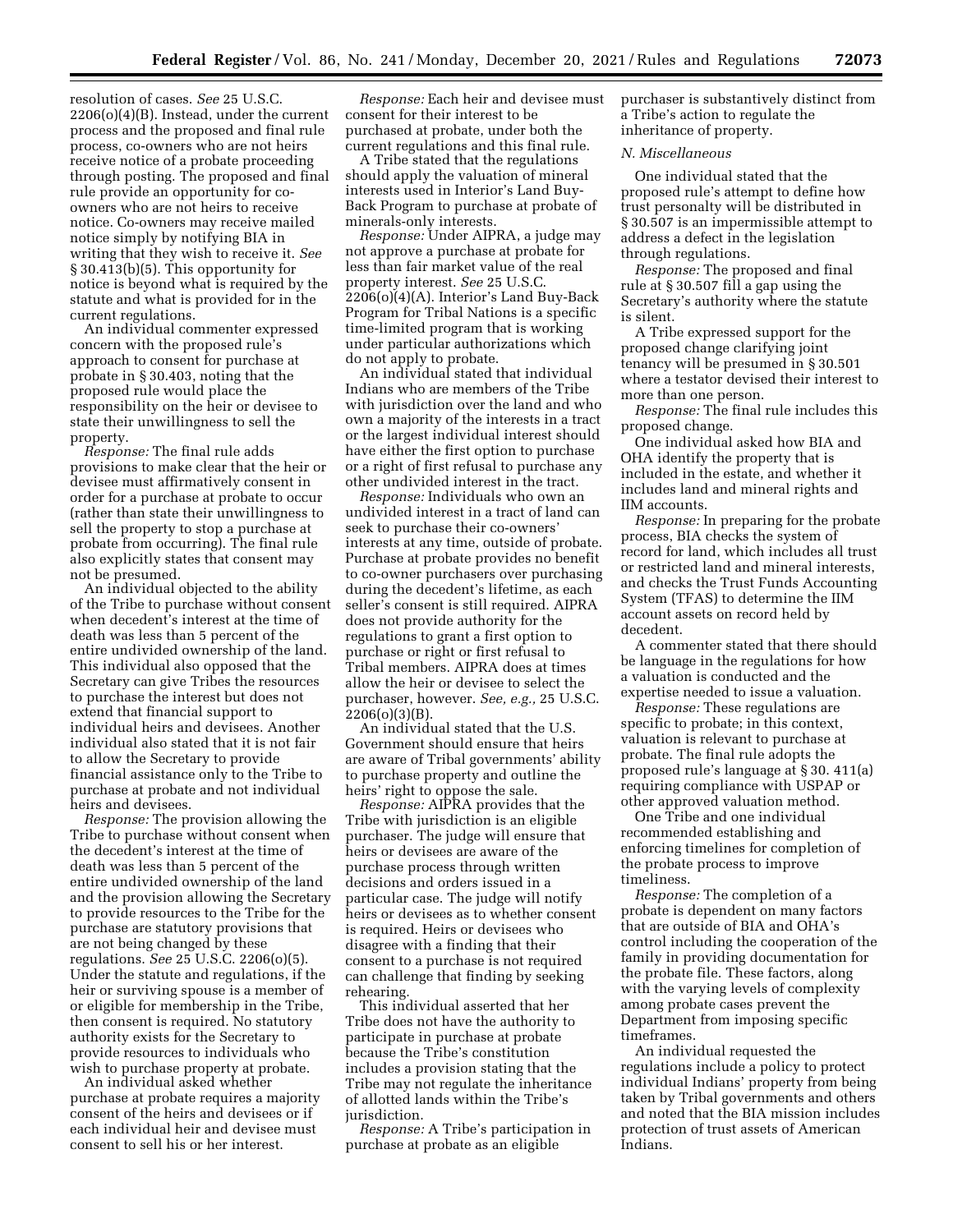resolution of cases. *See* 25 U.S.C. 2206(o)(4)(B). Instead, under the current process and the proposed and final rule process, co-owners who are not heirs receive notice of a probate proceeding through posting. The proposed and final rule provide an opportunity for co-owners who are not heirs to receive notice. Co-owners may receive mailed notice simply by notifying BIA in writing that they wish to receive it. *See* § 30.413(b)(5). This opportunity for notice is beyond what is required by the statute and what is provided for in the current regulations.

An individual commenter expressed concern with the proposed rule's approach to consent for purchase at probate in § 30.403, noting that the proposed rule would place the responsibility on the heir or devisee to state their unwillingness to sell the property.

*Response:* The final rule adds provisions to make clear that the heir or devisee must affirmatively consent in order for a purchase at probate to occur (rather than state their unwillingness to sell the property to stop a purchase at probate from occurring). The final rule also explicitly states that consent may not be presumed.

An individual objected to the ability of the Tribe to purchase without consent when decedent's interest at the time of death was less than 5 percent of the entire undivided ownership of the land. This individual also opposed that the Secretary can give Tribes the resources to purchase the interest but does not extend that financial support to individual heirs and devisees. Another individual also stated that it is not fair to allow the Secretary to provide financial assistance only to the Tribe to purchase at probate and not individual heirs and devisees.

*Response:* The provision allowing the Tribe to purchase without consent when the decedent's interest at the time of death was less than 5 percent of the entire undivided ownership of the land and the provision allowing the Secretary to provide resources to the Tribe for the purchase are statutory provisions that are not being changed by these regulations. *See* 25 U.S.C. 2206(o)(5). Under the statute and regulations, if the heir or surviving spouse is a member of or eligible for membership in the Tribe, then consent is required. No statutory authority exists for the Secretary to provide resources to individuals who wish to purchase property at probate.

An individual asked whether purchase at probate requires a majority consent of the heirs and devisees or if each individual heir and devisee must consent to sell his or her interest.

*Response:* Each heir and devisee must consent for their interest to be purchased at probate, under both the current regulations and this final rule.

A Tribe stated that the regulations should apply the valuation of mineral interests used in Interior's Land Buy-Back Program to purchase at probate of minerals-only interests.

*Response:* Under AIPRA, a judge may not approve a purchase at probate for less than fair market value of the real property interest. *See* 25 U.S.C. 2206(o)(4)(A). Interior's Land Buy-Back Program for Tribal Nations is a specific time-limited program that is working under particular authorizations which do not apply to probate.

An individual stated that individual Indians who are members of the Tribe with jurisdiction over the land and who own a majority of the interests in a tract or the largest individual interest should have either the first option to purchase or a right of first refusal to purchase any other undivided interest in the tract.

*Response:* Individuals who own an undivided interest in a tract of land can seek to purchase their co-owners' interests at any time, outside of probate. Purchase at probate provides no benefit to co-owner purchasers over purchasing during the decedent's lifetime, as each seller's consent is still required. AIPRA does not provide authority for the regulations to grant a first option to purchase or right or first refusal to Tribal members. AIPRA does at times allow the heir or devisee to select the purchaser, however. *See, e.g.,* 25 U.S.C. 2206(o)(3)(B).

An individual stated that the U.S. Government should ensure that heirs are aware of Tribal governments' ability to purchase property and outline the heirs' right to oppose the sale.

*Response:* AIPRA provides that the Tribe with jurisdiction is an eligible purchaser. The judge will ensure that heirs or devisees are aware of the purchase process through written decisions and orders issued in a particular case. The judge will notify heirs or devisees as to whether consent is required. Heirs or devisees who disagree with a finding that their consent to a purchase is not required can challenge that finding by seeking rehearing.

This individual asserted that her Tribe does not have the authority to participate in purchase at probate because the Tribe's constitution includes a provision stating that the Tribe may not regulate the inheritance of allotted lands within the Tribe's jurisdiction.

*Response:* A Tribe's participation in purchase at probate as an eligible purchaser is substantively distinct from a Tribe's action to regulate the inheritance of property.

*N. Miscellaneous*

One individual stated that the proposed rule's attempt to define how trust personalty will be distributed in § 30.507 is an impermissible attempt to address a defect in the legislation through regulations.

*Response:* The proposed and final rule at § 30.507 fill a gap using the Secretary's authority where the statute is silent.

A Tribe expressed support for the proposed change clarifying joint tenancy will be presumed in § 30.501 where a testator devised their interest to more than one person.

*Response:* The final rule includes this proposed change.

One individual asked how BIA and OHA identify the property that is included in the estate, and whether it includes land and mineral rights and IIM accounts.

*Response:* In preparing for the probate process, BIA checks the system of record for land, which includes all trust or restricted land and mineral interests, and checks the Trust Funds Accounting System (TFAS) to determine the IIM account assets on record held by decedent.

A commenter stated that there should be language in the regulations for how a valuation is conducted and the expertise needed to issue a valuation.

*Response:* These regulations are specific to probate; in this context, valuation is relevant to purchase at probate. The final rule adopts the proposed rule's language at § 30. 411(a) requiring compliance with USPAP or other approved valuation method.

One Tribe and one individual recommended establishing and enforcing timelines for completion of the probate process to improve timeliness.

*Response:* The completion of a probate is dependent on many factors that are outside of BIA and OHA's control including the cooperation of the family in providing documentation for the probate file. These factors, along with the varying levels of complexity among probate cases prevent the Department from imposing specific timeframes.

An individual requested the regulations include a policy to protect individual Indians' property from being taken by Tribal governments and others and noted that the BIA mission includes protection of trust assets of American Indians.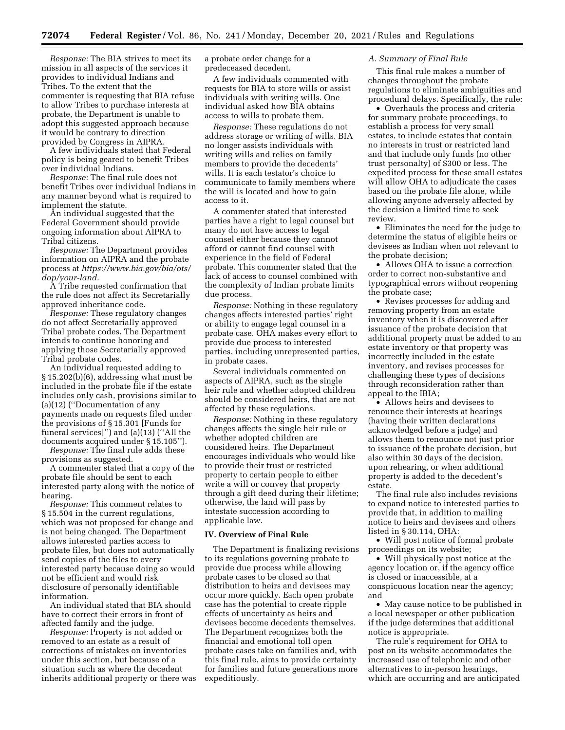*Response:* The BIA strives to meet its mission in all aspects of the services it provides to individual Indians and Tribes. To the extent that the commenter is requesting that BIA refuse to allow Tribes to purchase interests at probate, the Department is unable to adopt this suggested approach because it would be contrary to direction provided by Congress in AIPRA.

A few individuals stated that Federal policy is being geared to benefit Tribes over individual Indians.

*Response:* The final rule does not benefit Tribes over individual Indians in any manner beyond what is required to implement the statute.

An individual suggested that the Federal Government should provide ongoing information about AIPRA to Tribal citizens.

*Response:* The Department provides information on AIPRA and the probate process at *https://www.bia.gov/bia/ots/dop/your-land.*

A Tribe requested confirmation that the rule does not affect its Secretarially approved inheritance code.

*Response:* These regulatory changes do not affect Secretarially approved Tribal probate codes. The Department intends to continue honoring and applying those Secretarially approved Tribal probate codes.

An individual requested adding to § 15.202(b)(6), addressing what must be included in the probate file if the estate includes only cash, provisions similar to (a)(12) (''Documentation of any payments made on requests filed under the provisions of § 15.301 [Funds for funeral services]'') and (a)(13) (''All the documents acquired under § 15.105'').

*Response:* The final rule adds these provisions as suggested.

A commenter stated that a copy of the probate file should be sent to each interested party along with the notice of hearing.

*Response:* This comment relates to § 15.504 in the current regulations, which was not proposed for change and is not being changed. The Department allows interested parties access to probate files, but does not automatically send copies of the files to every interested party because doing so would not be efficient and would risk disclosure of personally identifiable information.

An individual stated that BIA should have to correct their errors in front of affected family and the judge.

*Response:* Property is not added or removed to an estate as a result of corrections of mistakes on inventories under this section, but because of a situation such as where the decedent inherits additional property or there was a probate order change for a predeceased decedent.

A few individuals commented with requests for BIA to store wills or assist individuals with writing wills. One individual asked how BIA obtains access to wills to probate them.

*Response:* These regulations do not address storage or writing of wills. BIA no longer assists individuals with writing wills and relies on family members to provide the decedents' wills. It is each testator's choice to communicate to family members where the will is located and how to gain access to it.

A commenter stated that interested parties have a right to legal counsel but many do not have access to legal counsel either because they cannot afford or cannot find counsel with experience in the field of Federal probate. This commenter stated that the lack of access to counsel combined with the complexity of Indian probate limits due process.

*Response:* Nothing in these regulatory changes affects interested parties' right or ability to engage legal counsel in a probate case. OHA makes every effort to provide due process to interested parties, including unrepresented parties, in probate cases.

Several individuals commented on aspects of AIPRA, such as the single heir rule and whether adopted children should be considered heirs, that are not affected by these regulations.

*Response:* Nothing in these regulatory changes affects the single heir rule or whether adopted children are considered heirs. The Department encourages individuals who would like to provide their trust or restricted property to certain people to either write a will or convey that property through a gift deed during their lifetime; otherwise, the land will pass by intestate succession according to applicable law.

## IV. Overview of Final Rule

The Department is finalizing revisions to its regulations governing probate to provide due process while allowing probate cases to be closed so that distribution to heirs and devisees may occur more quickly. Each open probate case has the potential to create ripple effects of uncertainty as heirs and devisees become decedents themselves. The Department recognizes both the financial and emotional toll open probate cases take on families and, with this final rule, aims to provide certainty for families and future generations more expeditiously.

### A. Summary of Final Rule

This final rule makes a number of changes throughout the probate regulations to eliminate ambiguities and procedural delays. Specifically, the rule:

- Overhauls the process and criteria for summary probate proceedings, to establish a process for very small estates, to include estates that contain no interests in trust or restricted land and that include only funds (no other trust personalty) of $300 or less. The expedited process for these small estates will allow OHA to adjudicate the cases based on the probate file alone, while allowing anyone adversely affected by the decision a limited time to seek review.
- Eliminates the need for the judge to determine the status of eligible heirs or devisees as Indian when not relevant to the probate decision;
- Allows OHA to issue a correction order to correct non-substantive and typographical errors without reopening the probate case;
- Revises processes for adding and removing property from an estate inventory when it is discovered after issuance of the probate decision that additional property must be added to an estate inventory or that property was incorrectly included in the estate inventory, and revises processes for challenging these types of decisions through reconsideration rather than appeal to the IBIA;
- Allows heirs and devisees to renounce their interests at hearings (having their written declarations acknowledged before a judge) and allows them to renounce not just prior to issuance of the probate decision, but also within 30 days of the decision, upon rehearing, or when additional property is added to the decedent's estate.

The final rule also includes revisions to expand notice to interested parties to provide that, in addition to mailing notice to heirs and devisees and others listed in § 30.114, OHA:

- Will post notice of formal probate proceedings on its website;
- Will physically post notice at the agency location or, if the agency office is closed or inaccessible, at a conspicuous location near the agency; and
- May cause notice to be published in a local newspaper or other publication if the judge determines that additional notice is appropriate.

The rule's requirement for OHA to post on its website accommodates the increased use of telephonic and other alternatives to in-person hearings, which are occurring and are anticipated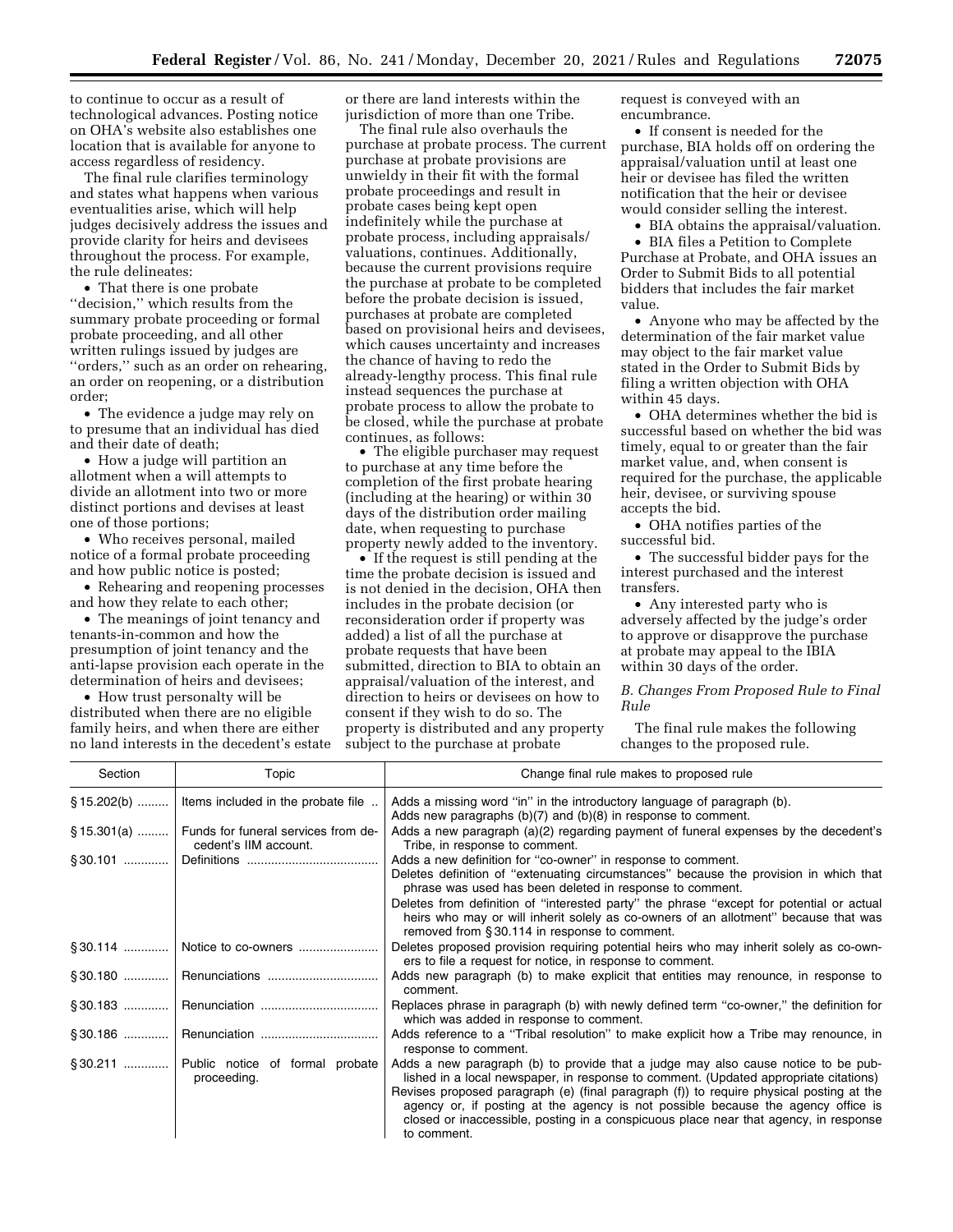to continue to occur as a result of technological advances. Posting notice on OHA's website also establishes one location that is available for anyone to access regardless of residency.

The final rule clarifies terminology and states what happens when various eventualities arise, which will help judges decisively address the issues and provide clarity for heirs and devisees throughout the process. For example, the rule delineates:

- That there is one probate ''decision,'' which results from the summary probate proceeding or formal probate proceeding, and all other written rulings issued by judges are ''orders,'' such as an order on rehearing, an order on reopening, or a distribution order;
- The evidence a judge may rely on to presume that an individual has died and their date of death;
- How a judge will partition an allotment when a will attempts to divide an allotment into two or more distinct portions and devises at least one of those portions;
- Who receives personal, mailed notice of a formal probate proceeding and how public notice is posted;
- Rehearing and reopening processes and how they relate to each other;
- The meanings of joint tenancy and tenants-in-common and how the presumption of joint tenancy and the anti-lapse provision each operate in the determination of heirs and devisees;
- How trust personalty will be distributed when there are no eligible family heirs, and when there are either no land interests in the decedent's estate or there are land interests within the jurisdiction of more than one Tribe.

The final rule also overhauls the purchase at probate process. The current purchase at probate provisions are unwieldy in their fit with the formal probate proceedings and result in probate cases being kept open indefinitely while the purchase at probate process, including appraisals/valuations, continues. Additionally, because the current provisions require the purchase at probate to be completed before the probate decision is issued, purchases at probate are completed based on provisional heirs and devisees, which causes uncertainty and increases the chance of having to redo the already-lengthy process. This final rule instead sequences the purchase at probate process to allow the probate to be closed, while the purchase at probate continues, as follows:

- The eligible purchaser may request to purchase at any time before the completion of the first probate hearing (including at the hearing) or within 30 days of the distribution order mailing date, when requesting to purchase property newly added to the inventory.
- If the request is still pending at the time the probate decision is issued and is not denied in the decision, OHA then includes in the probate decision (or reconsideration order if property was added) a list of all the purchase at probate requests that have been submitted, direction to BIA to obtain an appraisal/valuation of the interest, and direction to heirs or devisees on how to consent if they wish to do so. The property is distributed and any property subject to the purchase at probate request is conveyed with an encumbrance.
- If consent is needed for the purchase, BIA holds off on ordering the appraisal/valuation until at least one heir or devisee has filed the written notification that the heir or devisee would consider selling the interest.
- BIA obtains the appraisal/valuation.
- BIA files a Petition to Complete Purchase at Probate, and OHA issues an Order to Submit Bids to all potential bidders that includes the fair market value.
- Anyone who may be affected by the determination of the fair market value may object to the fair market value stated in the Order to Submit Bids by filing a written objection with OHA within 45 days.
- OHA determines whether the bid is successful based on whether the bid was timely, equal to or greater than the fair market value, and, when consent is required for the purchase, the applicable heir, devisee, or surviving spouse accepts the bid.
- OHA notifies parties of the successful bid.
- The successful bidder pays for the interest purchased and the interest transfers.
- Any interested party who is adversely affected by the judge's order to approve or disapprove the purchase at probate may appeal to the IBIA within 30 days of the order.

### *B. Changes From Proposed Rule to Final Rule*

The final rule makes the following changes to the proposed rule.

| Section | Topic | Change final rule makes to proposed rule |
|---|---|---|
| § 15.202(b) | Items included in the probate file | Adds a missing word ''in'' in the introductory language of paragraph (b). Adds new paragraphs (b)(7) and (b)(8) in response to comment. |
| § 15.301(a) | Funds for funeral services from decedent's IIM account. | Adds a new paragraph (a)(2) regarding payment of funeral expenses by the decedent's Tribe, in response to comment. |
| § 30.101 | Definitions | Adds a new definition for ''co-owner'' in response to comment. Deletes definition of ''extenuating circumstances'' because the provision in which that phrase was used has been deleted in response to comment. Deletes from definition of ''interested party'' the phrase ''except for potential or actual heirs who may or will inherit solely as co-owners of an allotment'' because that was removed from § 30.114 in response to comment. |
| § 30.114 | Notice to co-owners | Deletes proposed provision requiring potential heirs who may inherit solely as co-owners to file a request for notice, in response to comment. |
| § 30.180 | Renunciations | Adds new paragraph (b) to make explicit that entities may renounce, in response to comment. |
| § 30.183 | Renunciation | Replaces phrase in paragraph (b) with newly defined term ''co-owner,'' the definition for which was added in response to comment. |
| § 30.186 | Renunciation | Adds reference to a ''Tribal resolution'' to make explicit how a Tribe may renounce, in response to comment. |
| § 30.211 | Public notice of formal probate proceeding. | Adds a new paragraph (b) to provide that a judge may also cause notice to be published in a local newspaper, in response to comment. (Updated appropriate citations) Revises proposed paragraph (e) (final paragraph (f)) to require physical posting at the agency or, if posting at the agency is not possible because the agency office is closed or inaccessible, posting in a conspicuous place near that agency, in response to comment. |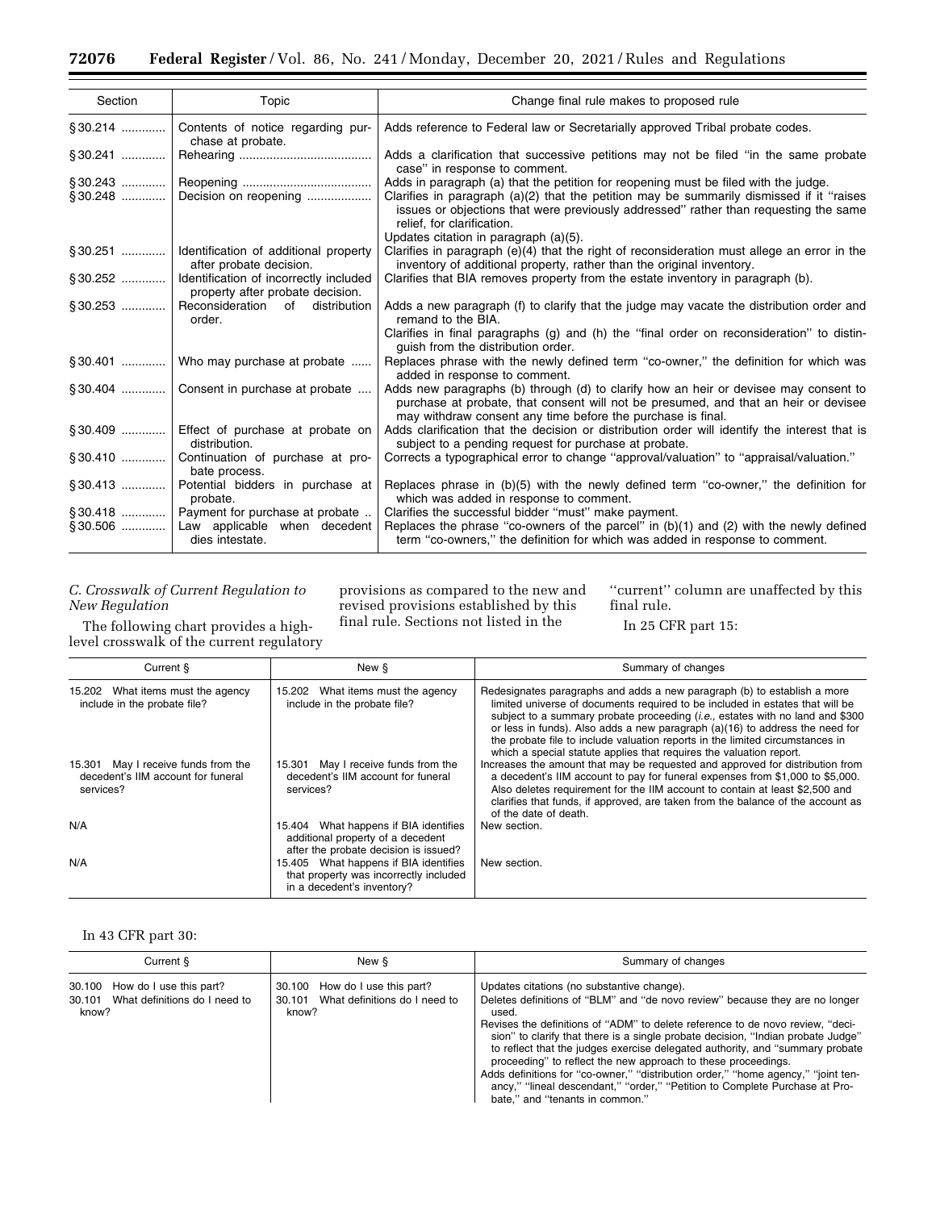| Section | Topic | Change final rule makes to proposed rule |
|---|---|---|
| § 30.214 | Contents of notice regarding purchase at probate. | Adds reference to Federal law or Secretarially approved Tribal probate codes. |
| § 30.241 | Rehearing | Adds a clarification that successive petitions may not be filed "in the same probate case" in response to comment. |
| § 30.243 | Reopening | Adds in paragraph (a) that the petition for reopening must be filed with the judge. |
| § 30.248 | Decision on reopening | Clarifies in paragraph (a)(2) that the petition may be summarily dismissed if it "raises issues or objections that were previously addressed" rather than requesting the same relief, for clarification. Updates citation in paragraph (a)(5). |
| § 30.251 | Identification of additional property after probate decision. | Clarifies in paragraph (e)(4) that the right of reconsideration must allege an error in the inventory of additional property, rather than the original inventory. |
| § 30.252 | Identification of incorrectly included property after probate decision. | Clarifies that BIA removes property from the estate inventory in paragraph (b). |
| § 30.253 | Reconsideration of distribution order. | Adds a new paragraph (f) to clarify that the judge may vacate the distribution order and remand to the BIA. Clarifies in final paragraphs (g) and (h) the "final order on reconsideration" to distinguish from the distribution order. |
| § 30.401 | Who may purchase at probate | Replaces phrase with the newly defined term "co-owner," the definition for which was added in response to comment. |
| § 30.404 | Consent in purchase at probate | Adds new paragraphs (b) through (d) to clarify how an heir or devisee may consent to purchase at probate, that consent will not be presumed, and that an heir or devisee may withdraw consent any time before the purchase is final. |
| § 30.409 | Effect of purchase at probate on distribution. | Adds clarification that the decision or distribution order will identify the interest that is subject to a pending request for purchase at probate. |
| § 30.410 | Continuation of purchase at probate process. | Corrects a typographical error to change "approval/valuation" to "appraisal/valuation." |
| § 30.413 | Potential bidders in purchase at probate. | Replaces phrase in (b)(5) with the newly defined term "co-owner," the definition for which was added in response to comment. |
| § 30.418 | Payment for purchase at probate | Clarifies the successful bidder "must" make payment. |
| § 30.506 | Law applicable when decedent dies intestate. | Replaces the phrase "co-owners of the parcel" in (b)(1) and (2) with the newly defined term "co-owners," the definition for which was added in response to comment. |

*C. Crosswalk of Current Regulation to New Regulation*

The following chart provides a high-level crosswalk of the current regulatory provisions as compared to the new and revised provisions established by this final rule. Sections not listed in the "current" column are unaffected by this final rule.

In 25 CFR part 15:

| Current § | New § | Summary of changes |
|---|---|---|
| 15.202 What items must the agency include in the probate file? | 15.202 What items must the agency include in the probate file? | Redesignates paragraphs and adds a new paragraph (b) to establish a more limited universe of documents required to be included in estates that will be subject to a summary probate proceeding (*i.e.,* estates with no land and $300 or less in funds). Also adds a new paragraph (a)(16) to address the need for the probate file to include valuation reports in the limited circumstances in which a special statute applies that requires the valuation report. |
| 15.301 May I receive funds from the decedent's IIM account for funeral services? | 15.301 May I receive funds from the decedent's IIM account for funeral services? | Increases the amount that may be requested and approved for distribution from a decedent's IIM account to pay for funeral expenses from $1,000 to $5,000. Also deletes requirement for the IIM account to contain at least $2,500 and clarifies that funds, if approved, are taken from the balance of the account as of the date of death. |
| N/A | 15.404 What happens if BIA identifies additional property of a decedent after the probate decision is issued? | New section. |
| N/A | 15.405 What happens if BIA identifies that property was incorrectly included in a decedent's inventory? | New section. |

In 43 CFR part 30:

| Current § | New § | Summary of changes |
|---|---|---|
| 30.100 How do I use this part? | 30.100 How do I use this part? | Updates citations (no substantive change). |
| 30.101 What definitions do I need to know? | 30.101 What definitions do I need to know? | Deletes definitions of "BLM" and "de novo review" because they are no longer used. Revises the definitions of "ADM" to delete reference to de novo review, "decision" to clarify that there is a single probate decision, "Indian probate Judge" to reflect that the judges exercise delegated authority, and "summary probate proceeding" to reflect the new approach to these proceedings. Adds definitions for "co-owner," "distribution order," "home agency," "joint tenancy," "lineal descendant," "order," "Petition to Complete Purchase at Probate," and "tenants in common." |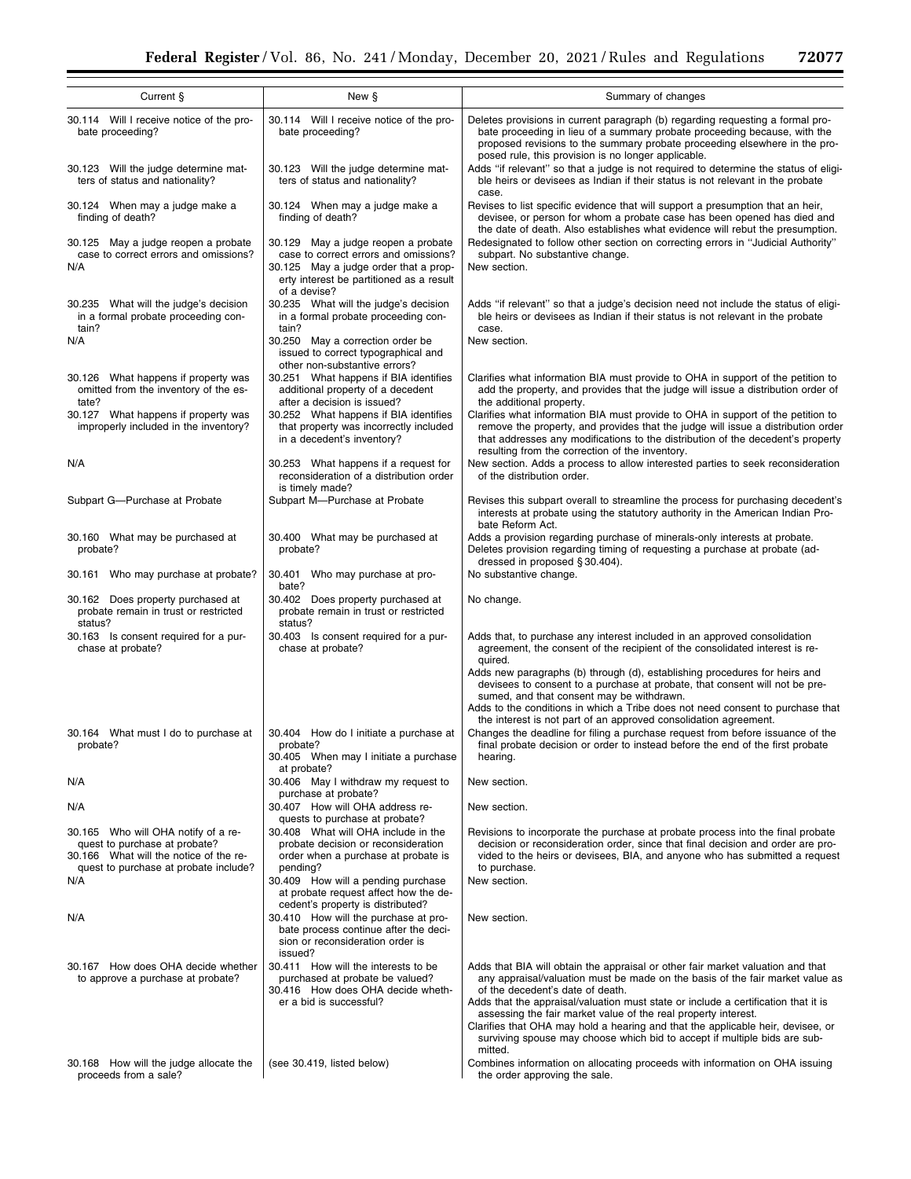| Current § | New § | Summary of changes |
|---|---|---|
| 30.114 Will I receive notice of the probate proceeding? | 30.114 Will I receive notice of the probate proceeding? | Deletes provisions in current paragraph (b) regarding requesting a formal probate proceeding in lieu of a summary probate proceeding because, with the proposed revisions to the summary probate proceeding elsewhere in the proposed rule, this provision is no longer applicable. |
| 30.123 Will the judge determine matters of status and nationality? | 30.123 Will the judge determine matters of status and nationality? | Adds "if relevant" so that a judge is not required to determine the status of eligible heirs or devisees as Indian if their status is not relevant in the probate case. |
| 30.124 When may a judge make a finding of death? | 30.124 When may a judge make a finding of death? | Revises to list specific evidence that will support a presumption that an heir, devisee, or person for whom a probate case has been opened has died and the date of death. Also establishes what evidence will rebut the presumption. |
| 30.125 May a judge reopen a probate case to correct errors and omissions? | 30.129 May a judge reopen a probate case to correct errors and omissions? | Redesignated to follow other section on correcting errors in "Judicial Authority" subpart. No substantive change. |
| N/A | 30.125 May a judge order that a property interest be partitioned as a result of a devise? | New section. |
| 30.235 What will the judge's decision in a formal probate proceeding contain? | 30.235 What will the judge's decision in a formal probate proceeding contain? | Adds "if relevant" so that a judge's decision need not include the status of eligible heirs or devisees as Indian if their status is not relevant in the probate case. |
| N/A | 30.250 May a correction order be issued to correct typographical and other non-substantive errors? | New section. |
| 30.126 What happens if property was omitted from the inventory of the estate? | 30.251 What happens if BIA identifies additional property of a decedent after a decision is issued? | Clarifies what information BIA must provide to OHA in support of the petition to add the property, and provides that the judge will issue a distribution order of the additional property. |
| 30.127 What happens if property was improperly included in the inventory? | 30.252 What happens if BIA identifies that property was incorrectly included in a decedent's inventory? | Clarifies what information BIA must provide to OHA in support of the petition to remove the property, and provides that the judge will issue a distribution order that addresses any modifications to the distribution of the decedent's property resulting from the correction of the inventory. |
| N/A | 30.253 What happens if a request for reconsideration of a distribution order is timely made? | New section. Adds a process to allow interested parties to seek reconsideration of the distribution order. |
| Subpart G—Purchase at Probate | Subpart M—Purchase at Probate | Revises this subpart overall to streamline the process for purchasing decedent's interests at probate using the statutory authority in the American Indian Probate Reform Act. |
| 30.160 What may be purchased at probate? | 30.400 What may be purchased at probate? | Adds a provision regarding purchase of minerals-only interests at probate. Deletes provision regarding timing of requesting a purchase at probate (addressed in proposed § 30.404). |
| 30.161 Who may purchase at probate? | 30.401 Who may purchase at probate? | No substantive change. |
| 30.162 Does property purchased at probate remain in trust or restricted status? | 30.402 Does property purchased at probate remain in trust or restricted status? | No change. |
| 30.163 Is consent required for a purchase at probate? | 30.403 Is consent required for a purchase at probate? | Adds that, to purchase any interest included in an approved consolidation agreement, the consent of the recipient of the consolidated interest is required.<br>Adds new paragraphs (b) through (d), establishing procedures for heirs and devisees to consent to a purchase at probate, that consent will not be presumed, and that consent may be withdrawn.<br>Adds to the conditions in which a Tribe does not need consent to purchase that the interest is not part of an approved consolidation agreement. |
| 30.164 What must I do to purchase at probate? | 30.404 How do I initiate a purchase at probate?<br>30.405 When may I initiate a purchase at probate? | Changes the deadline for filing a purchase request from before issuance of the final probate decision or order to instead before the end of the first probate hearing. |
| N/A | 30.406 May I withdraw my request to purchase at probate? | New section. |
| N/A | 30.407 How will OHA address requests to purchase at probate? | New section. |
| 30.165 Who will OHA notify of a request to purchase at probate?<br>30.166 What will the notice of the request to purchase at probate include? | 30.408 What will OHA include in the probate decision or reconsideration order when a purchase at probate is pending? | Revisions to incorporate the purchase at probate process into the final probate decision or reconsideration order, since that final decision and order are provided to the heirs or devisees, BIA, and anyone who has submitted a request to purchase. |
| N/A | 30.409 How will a pending purchase at probate request affect how the decedent's property is distributed? | New section. |
| N/A | 30.410 How will the purchase at probate process continue after the decision or reconsideration order is issued? | New section. |
| 30.167 How does OHA decide whether to approve a purchase at probate? | 30.411 How will the interests to be purchased at probate be valued?<br>30.416 How does OHA decide whether a bid is successful? | Adds that BIA will obtain the appraisal or other fair market valuation and that any appraisal/valuation must be made on the basis of the fair market value as of the decedent's date of death.<br>Adds that the appraisal/valuation must state or include a certification that it is assessing the fair market value of the real property interest.<br>Clarifies that OHA may hold a hearing and that the applicable heir, devisee, or surviving spouse may choose which bid to accept if multiple bids are submitted. |
| 30.168 How will the judge allocate the proceeds from a sale? | (see 30.419, listed below) | Combines information on allocating proceeds with information on OHA issuing the order approving the sale. |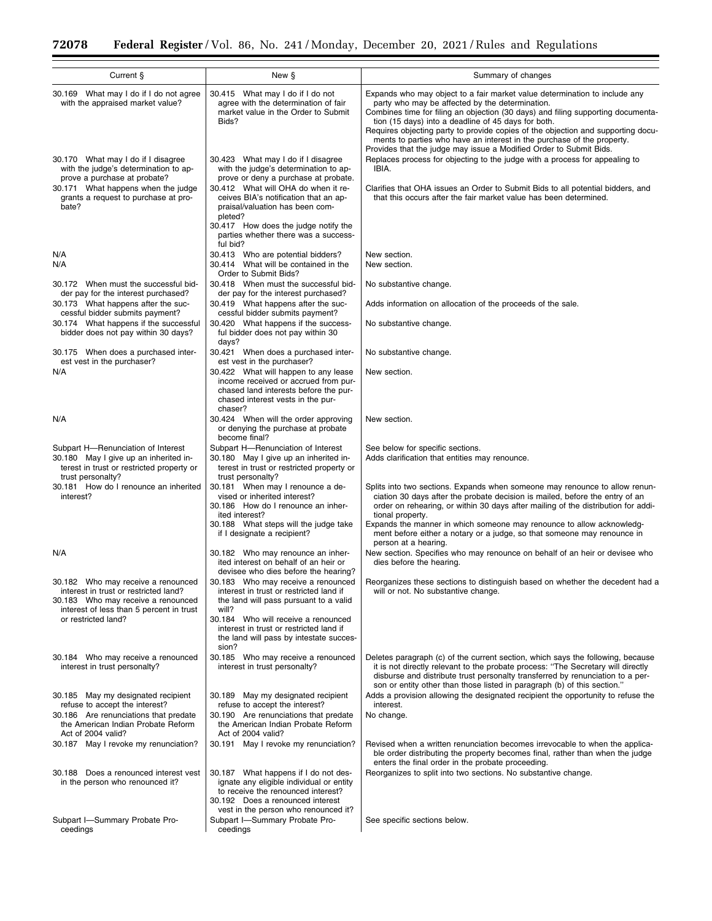| Current § | New § | Summary of changes |
|---|---|---|
| 30.169 What may I do if I do not agree with the appraised market value? | 30.415 What may I do if I do not agree with the determination of fair market value in the Order to Submit Bids? | Expands who may object to a fair market value determination to include any party who may be affected by the determination. Combines time for filing an objection (30 days) and filing supporting documentation (15 days) into a deadline of 45 days for both. Requires objecting party to provide copies of the objection and supporting documents to parties who have an interest in the purchase of the property. Provides that the judge may issue a Modified Order to Submit Bids. |
| 30.170 What may I do if I disagree with the judge's determination to approve a purchase at probate? | 30.423 What may I do if I disagree with the judge's determination to approve or deny a purchase at probate. | Replaces process for objecting to the judge with a process for appealing to IBIA. |
| 30.171 What happens when the judge grants a request to purchase at probate? | 30.412 What will OHA do when it receives BIA's notification that an appraisal/valuation has been completed? 30.417 How does the judge notify the parties whether there was a successful bid? | Clarifies that OHA issues an Order to Submit Bids to all potential bidders, and that this occurs after the fair market value has been determined. |
| N/A | 30.413 Who are potential bidders? | New section. |
| N/A | 30.414 What will be contained in the Order to Submit Bids? | New section. |
| 30.172 When must the successful bidder pay for the interest purchased? | 30.418 When must the successful bidder pay for the interest purchased? | No substantive change. |
| 30.173 What happens after the successful bidder submits payment? | 30.419 What happens after the successful bidder submits payment? | Adds information on allocation of the proceeds of the sale. |
| 30.174 What happens if the successful bidder does not pay within 30 days? | 30.420 What happens if the successful bidder does not pay within 30 days? | No substantive change. |
| 30.175 When does a purchased interest vest in the purchaser? | 30.421 When does a purchased interest vest in the purchaser? | No substantive change. |
| N/A | 30.422 What will happen to any lease income received or accrued from purchased land interests before the purchased interest vests in the purchaser? | New section. |
| N/A | 30.424 When will the order approving or denying the purchase at probate become final? | New section. |
| Subpart H—Renunciation of Interest | Subpart H—Renunciation of Interest | See below for specific sections. |
| 30.180 May I give up an inherited interest in trust or restricted property or trust personalty? | 30.180 May I give up an inherited interest in trust or restricted property or trust personalty? | Adds clarification that entities may renounce. |
| 30.181 How do I renounce an inherited interest? | 30.181 When may I renounce a devised or inherited interest? 30.186 How do I renounce an inherited interest? 30.188 What steps will the judge take if I designate a recipient? | Splits into two sections. Expands when someone may renounce to allow renunciation 30 days after the probate decision is mailed, before the entry of an order on rehearing, or within 30 days after mailing of the distribution for additional property. Expands the manner in which someone may renounce to allow acknowledgment before either a notary or a judge, so that someone may renounce in person at a hearing. |
| N/A | 30.182 Who may renounce an inherited interest on behalf of an heir or devisee who dies before the hearing? | New section. Specifies who may renounce on behalf of an heir or devisee who dies before the hearing. |
| 30.182 Who may receive a renounced interest in trust or restricted land? 30.183 Who may receive a renounced interest of less than 5 percent in trust or restricted land? | 30.183 Who may receive a renounced interest in trust or restricted land if the land will pass pursuant to a valid will? 30.184 Who will receive a renounced interest in trust or restricted land if the land will pass by intestate succession? | Reorganizes these sections to distinguish based on whether the decedent had a will or not. No substantive change. |
| 30.184 Who may receive a renounced interest in trust personalty? | 30.185 Who may receive a renounced interest in trust personalty? | Deletes paragraph (c) of the current section, which says the following, because it is not directly relevant to the probate process: "The Secretary will directly disburse and distribute trust personalty transferred by renunciation to a person or entity other than those listed in paragraph (b) of this section." |
| 30.185 May my designated recipient refuse to accept the interest? | 30.189 May my designated recipient refuse to accept the interest? | Adds a provision allowing the designated recipient the opportunity to refuse the interest. |
| 30.186 Are renunciations that predate the American Indian Probate Reform Act of 2004 valid? | 30.190 Are renunciations that predate the American Indian Probate Reform Act of 2004 valid? | No change. |
| 30.187 May I revoke my renunciation? | 30.191 May I revoke my renunciation? | Revised when a written renunciation becomes irrevocable to when the applicable order distributing the property becomes final, rather than when the judge enters the final order in the probate proceeding. |
| 30.188 Does a renounced interest vest in the person who renounced it? | 30.187 What happens if I do not designate any eligible individual or entity to receive the renounced interest? 30.192 Does a renounced interest vest in the person who renounced it? | Reorganizes to split into two sections. No substantive change. |
| Subpart I—Summary Probate Proceedings | Subpart I—Summary Probate Proceedings | See specific sections below. |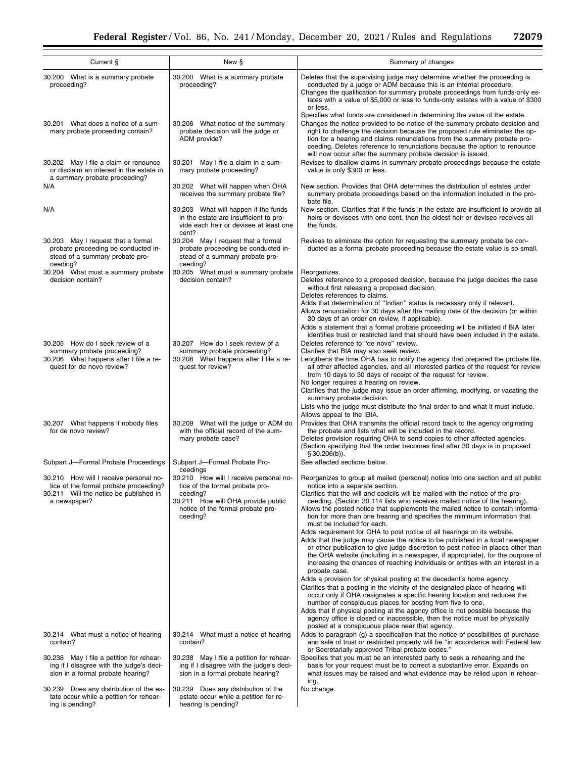| Current § | New § | Summary of changes |
|---|---|---|
| 30.200 What is a summary probate proceeding? | 30.200 What is a summary probate proceeding? | Deletes that the supervising judge may determine whether the proceeding is conducted by a judge or ADM because this is an internal procedure. Changes the qualification for summary probate proceedings from funds-only estates with a value of $5,000 or less to funds-only estates with a value of $300 or less. Specifies what funds are considered in determining the value of the estate. |
| 30.201 What does a notice of a summary probate proceeding contain? | 30.206 What notice of the summary probate decision will the judge or ADM provide? | Changes the notice provided to be notice of the summary probate decision and right to challenge the decision because the proposed rule eliminates the option for a hearing and claims renunciations from the summary probate proceeding. Deletes reference to renunciations because the option to renounce will now occur after the summary probate decision is issued. |
| 30.202 May I file a claim or renounce or disclaim an interest in the estate in a summary probate proceeding? | 30.201 May I file a claim in a summary probate proceeding? | Revises to disallow claims in summary probate proceedings because the estate value is only $300 or less. |
| N/A | 30.202 What will happen when OHA receives the summary probate file? | New section. Provides that OHA determines the distribution of estates under summary probate proceedings based on the information included in the probate file. |
| N/A | 30.203 What will happen if the funds in the estate are insufficient to provide each heir or devisee at least one cent? | New section. Clarifies that if the funds in the estate are insufficient to provide all heirs or devisees with one cent, then the oldest heir or devisee receives all the funds. |
| 30.203 May I request that a formal probate proceeding be conducted instead of a summary probate proceeding? | 30.204 May I request that a formal probate proceeding be conducted instead of a summary probate proceeding? | Revises to eliminate the option for requesting the summary probate be conducted as a formal probate proceeding because the estate value is so small. |
| 30.204 What must a summary probate decision contain? | 30.205 What must a summary probate decision contain? | Reorganizes. Deletes reference to a proposed decision, because the judge decides the case without first releasing a proposed decision. Deletes references to claims. Adds that determination of "Indian" status is necessary only if relevant. Allows renunciation for 30 days after the mailing date of the decision (or within 30 days of an order on review, if applicable). Adds a statement that a formal probate proceeding will be initiated if BIA later identifies trust or restricted land that should have been included in the estate. |
| 30.205 How do I seek review of a summary probate proceeding? 30.206 What happens after I file a request for de novo review? | 30.207 How do I seek review of a summary probate proceeding? 30.208 What happens after I file a request for review? | Deletes reference to "de novo" review. Clarifies that BIA may also seek review. Lengthens the time OHA has to notify the agency that prepared the probate file, all other affected agencies, and all interested parties of the request for review from 10 days to 30 days of receipt of the request for review. No longer requires a hearing on review. Clarifies that the judge may issue an order affirming, modifying, or vacating the summary probate decision. Lists who the judge must distribute the final order to and what it must include. Allows appeal to the IBIA. |
| 30.207 What happens if nobody files for de novo review? | 30.209 What will the judge or ADM do with the official record of the summary probate case? | Provides that OHA transmits the official record back to the agency originating the probate and lists what will be included in the record. Deletes provision requiring OHA to send copies to other affected agencies. (Section specifying that the order becomes final after 30 days is in proposed § 30.206(b)). |
| Subpart J—Formal Probate Proceedings | Subpart J—Formal Probate Proceedings | See affected sections below. |
| 30.210 How will I receive personal notice of the formal probate proceeding? 30.211 Will the notice be published in a newspaper? | 30.210 How will I receive personal notice of the formal probate proceeding? 30.211 How will OHA provide public notice of the formal probate proceeding? | Reorganizes to group all mailed (personal) notice into one section and all public notice into a separate section. Clarifies that the will and codicils will be mailed with the notice of the proceeding. (Section 30.114 lists who receives mailed notice of the hearing). Allows the posted notice that supplements the mailed notice to contain information for more than one hearing and specifies the minimum information that must be included for each. Adds requirement for OHA to post notice of all hearings on its website. Adds that the judge may cause the notice to be published in a local newspaper or other publication to give judge discretion to post notice in places other than the OHA website (including in a newspaper, if appropriate), for the purpose of increasing the chances of reaching individuals or entities with an interest in a probate case. Adds a provision for physical posting at the decedent's home agency. Clarifies that a posting in the vicinity of the designated place of hearing will occur only if OHA designates a specific hearing location and reduces the number of conspicuous places for posting from five to one. Adds that if physical posting at the agency office is not possible because the agency office is closed or inaccessible, then the notice must be physically posted at a conspicuous place near that agency. |
| 30.214 What must a notice of hearing contain? | 30.214 What must a notice of hearing contain? | Adds to paragraph (g) a specification that the notice of possibilities of purchase and sale of trust or restricted property will be "in accordance with Federal law or Secretarially approved Tribal probate codes." |
| 30.238 May I file a petition for rehearing if I disagree with the judge's decision in a formal probate hearing? | 30.238 May I file a petition for rehearing if I disagree with the judge's decision in a formal probate hearing? | Specifies that you must be an interested party to seek a rehearing and the basis for your request must be to correct a substantive error. Expands on what issues may be raised and what evidence may be relied upon in rehearing. |
| 30.239 Does any distribution of the estate occur while a petition for rehearing is pending? | 30.239 Does any distribution of the estate occur while a petition for rehearing is pending? | No change. |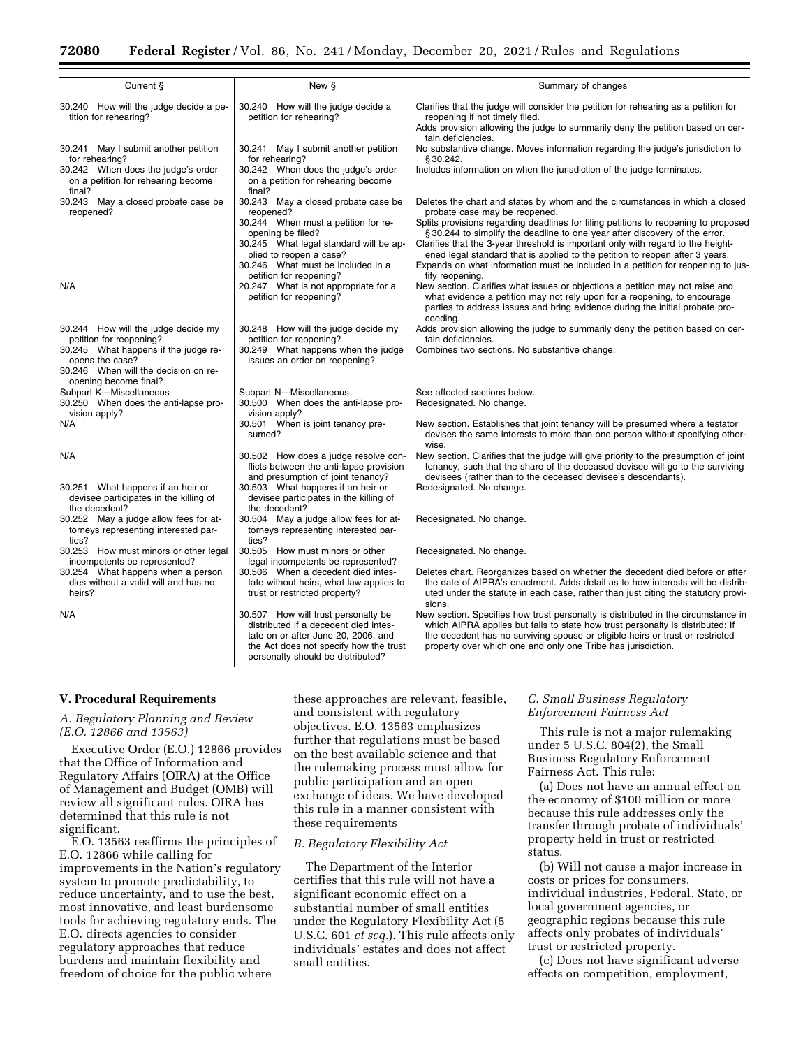| Current § | New § | Summary of changes |
|---|---|---|
| 30.240 How will the judge decide a petition for rehearing? | 30.240 How will the judge decide a petition for rehearing? | Clarifies that the judge will consider the petition for rehearing as a petition for reopening if not timely filed. Adds provision allowing the judge to summarily deny the petition based on certain deficiencies. |
| 30.241 May I submit another petition for rehearing? | 30.241 May I submit another petition for rehearing? | No substantive change. Moves information regarding the judge's jurisdiction to § 30.242. |
| 30.242 When does the judge's order on a petition for rehearing become final? | 30.242 When does the judge's order on a petition for rehearing become final? | Includes information on when the jurisdiction of the judge terminates. |
| 30.243 May a closed probate case be reopened? | 30.243 May a closed probate case be reopened? | Deletes the chart and states by whom and the circumstances in which a closed probate case may be reopened. |
| | 30.244 When must a petition for reopening be filed? | Splits provisions regarding deadlines for filing petitions to reopening to proposed § 30.244 to simplify the deadline to one year after discovery of the error. |
| | 30.245 What legal standard will be applied to reopen a case? | Clarifies that the 3-year threshold is important only with regard to the heightened legal standard that is applied to the petition to reopen after 3 years. |
| | 30.246 What must be included in a petition for reopening? | Expands on what information must be included in a petition for reopening to justify reopening. |
| N/A | 20.247 What is not appropriate for a petition for reopening? | New section. Clarifies what issues or objections a petition may not raise and what evidence a petition may not rely upon for a reopening, to encourage parties to address issues and bring evidence during the initial probate proceeding. |
| 30.244 How will the judge decide my petition for reopening? | 30.248 How will the judge decide my petition for reopening? | Adds provision allowing the judge to summarily deny the petition based on certain deficiencies. |
| 30.245 What happens if the judge reopens the case? 30.246 When will the decision on reopening become final? | 30.249 What happens when the judge issues an order on reopening? | Combines two sections. No substantive change. |
| Subpart K—Miscellaneous | Subpart N—Miscellaneous | See affected sections below. |
| 30.250 When does the anti-lapse provision apply? | 30.500 When does the anti-lapse provision apply? | Redesignated. No change. |
| N/A | 30.501 When is joint tenancy presumed? | New section. Establishes that joint tenancy will be presumed where a testator devises the same interests to more than one person without specifying otherwise. |
| N/A | 30.502 How does a judge resolve conflicts between the anti-lapse provision and presumption of joint tenancy? | New section. Clarifies that the judge will give priority to the presumption of joint tenancy, such that the share of the deceased devisee will go to the surviving devisees (rather than to the deceased devisee's descendants). |
| 30.251 What happens if an heir or devisee participates in the killing of the decedent? | 30.503 What happens if an heir or devisee participates in the killing of the decedent? | Redesignated. No change. |
| 30.252 May a judge allow fees for attorneys representing interested parties? | 30.504 May a judge allow fees for attorneys representing interested parties? | Redesignated. No change. |
| 30.253 How must minors or other legal incompetents be represented? | 30.505 How must minors or other legal incompetents be represented? | Redesignated. No change. |
| 30.254 What happens when a person dies without a valid will and has no heirs? | 30.506 When a decedent died intestate without heirs, what law applies to trust or restricted property? | Deletes chart. Reorganizes based on whether the decedent died before or after the date of AIPRA's enactment. Adds detail as to how interests will be distributed under the statute in each case, rather than just citing the statutory provisions. |
| N/A | 30.507 How will trust personalty be distributed if a decedent died intestate on or after June 20, 2006, and the Act does not specify how the trust personalty should be distributed? | New section. Specifies how trust personalty is distributed in the circumstance in which AIPRA applies but fails to state how trust personalty is distributed: If the decedent has no surviving spouse or eligible heirs or trust or restricted property over which one and only one Tribe has jurisdiction. |

## V. Procedural Requirements

### *A. Regulatory Planning and Review (E.O. 12866 and 13563)*

Executive Order (E.O.) 12866 provides that the Office of Information and Regulatory Affairs (OIRA) at the Office of Management and Budget (OMB) will review all significant rules. OIRA has determined that this rule is not significant.

E.O. 13563 reaffirms the principles of E.O. 12866 while calling for improvements in the Nation's regulatory system to promote predictability, to reduce uncertainty, and to use the best, most innovative, and least burdensome tools for achieving regulatory ends. The E.O. directs agencies to consider regulatory approaches that reduce burdens and maintain flexibility and freedom of choice for the public where these approaches are relevant, feasible, and consistent with regulatory objectives. E.O. 13563 emphasizes further that regulations must be based on the best available science and that the rulemaking process must allow for public participation and an open exchange of ideas. We have developed this rule in a manner consistent with these requirements

### *B. Regulatory Flexibility Act*

The Department of the Interior certifies that this rule will not have a significant economic effect on a substantial number of small entities under the Regulatory Flexibility Act (5 U.S.C. 601 *et seq.*). This rule affects only individuals' estates and does not affect small entities.

### *C. Small Business Regulatory Enforcement Fairness Act*

This rule is not a major rulemaking under 5 U.S.C. 804(2), the Small Business Regulatory Enforcement Fairness Act. This rule:

(a) Does not have an annual effect on the economy of $100 million or more because this rule addresses only the transfer through probate of individuals' property held in trust or restricted status.

(b) Will not cause a major increase in costs or prices for consumers, individual industries, Federal, State, or local government agencies, or geographic regions because this rule affects only probates of individuals' trust or restricted property.

(c) Does not have significant adverse effects on competition, employment,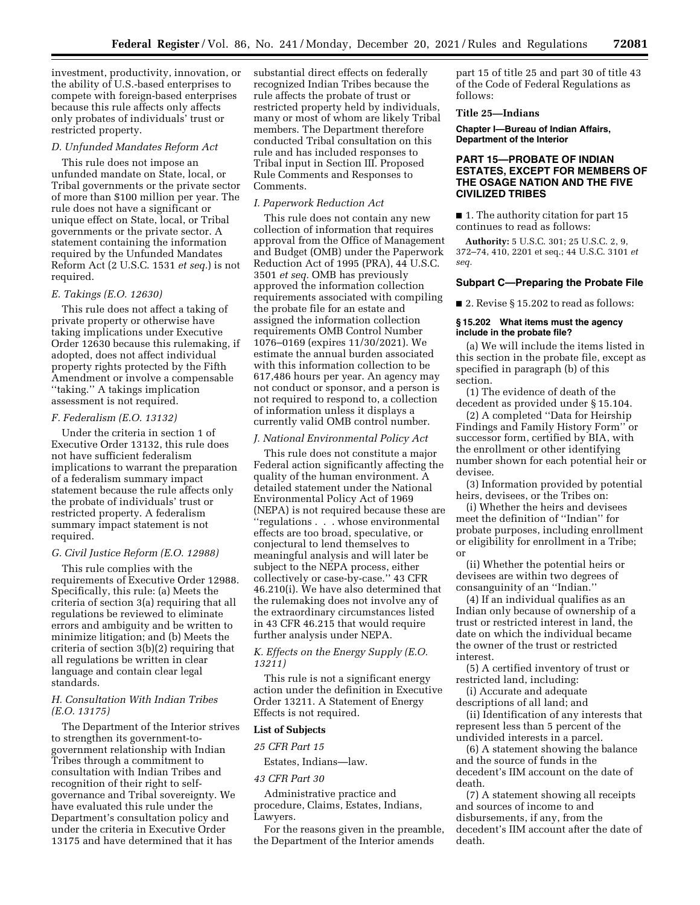investment, productivity, innovation, or the ability of U.S.-based enterprises to compete with foreign-based enterprises because this rule affects only affects only probates of individuals' trust or restricted property.

### *D. Unfunded Mandates Reform Act*

This rule does not impose an unfunded mandate on State, local, or Tribal governments or the private sector of more than $100 million per year. The rule does not have a significant or unique effect on State, local, or Tribal governments or the private sector. A statement containing the information required by the Unfunded Mandates Reform Act (2 U.S.C. 1531 *et seq.*) is not required.

### *E. Takings (E.O. 12630)*

This rule does not affect a taking of private property or otherwise have taking implications under Executive Order 12630 because this rulemaking, if adopted, does not affect individual property rights protected by the Fifth Amendment or involve a compensable ''taking.'' A takings implication assessment is not required.

### *F. Federalism (E.O. 13132)*

Under the criteria in section 1 of Executive Order 13132, this rule does not have sufficient federalism implications to warrant the preparation of a federalism summary impact statement because the rule affects only the probate of individuals' trust or restricted property. A federalism summary impact statement is not required.

### *G. Civil Justice Reform (E.O. 12988)*

This rule complies with the requirements of Executive Order 12988. Specifically, this rule: (a) Meets the criteria of section 3(a) requiring that all regulations be reviewed to eliminate errors and ambiguity and be written to minimize litigation; and (b) Meets the criteria of section 3(b)(2) requiring that all regulations be written in clear language and contain clear legal standards.

### *H. Consultation With Indian Tribes (E.O. 13175)*

The Department of the Interior strives to strengthen its government-to-government relationship with Indian Tribes through a commitment to consultation with Indian Tribes and recognition of their right to self-governance and Tribal sovereignty. We have evaluated this rule under the Department's consultation policy and under the criteria in Executive Order 13175 and have determined that it has substantial direct effects on federally recognized Indian Tribes because the rule affects the probate of trust or restricted property held by individuals, many or most of whom are likely Tribal members. The Department therefore conducted Tribal consultation on this rule and has included responses to Tribal input in Section III. Proposed Rule Comments and Responses to Comments.

### *I. Paperwork Reduction Act*

This rule does not contain any new collection of information that requires approval from the Office of Management and Budget (OMB) under the Paperwork Reduction Act of 1995 (PRA), 44 U.S.C. 3501 *et seq.* OMB has previously approved the information collection requirements associated with compiling the probate file for an estate and assigned the information collection requirements OMB Control Number 1076–0169 (expires 11/30/2021). We estimate the annual burden associated with this information collection to be 617,486 hours per year. An agency may not conduct or sponsor, and a person is not required to respond to, a collection of information unless it displays a currently valid OMB control number.

### *J. National Environmental Policy Act*

This rule does not constitute a major Federal action significantly affecting the quality of the human environment. A detailed statement under the National Environmental Policy Act of 1969 (NEPA) is not required because these are ''regulations . . . whose environmental effects are too broad, speculative, or conjectural to lend themselves to meaningful analysis and will later be subject to the NEPA process, either collectively or case-by-case.'' 43 CFR 46.210(i). We have also determined that the rulemaking does not involve any of the extraordinary circumstances listed in 43 CFR 46.215 that would require further analysis under NEPA.

### *K. Effects on the Energy Supply (E.O. 13211)*

This rule is not a significant energy action under the definition in Executive Order 13211. A Statement of Energy Effects is not required.

### List of Subjects

*25 CFR Part 15*

Estates, Indians—law.

*43 CFR Part 30*

Administrative practice and procedure, Claims, Estates, Indians, Lawyers.

For the reasons given in the preamble, the Department of the Interior amends part 15 of title 25 and part 30 of title 43 of the Code of Federal Regulations as follows:

**Title 25—Indians**

**Chapter I—Bureau of Indian Affairs, Department of the Interior**

## PART 15—PROBATE OF INDIAN ESTATES, EXCEPT FOR MEMBERS OF THE OSAGE NATION AND THE FIVE CIVILIZED TRIBES

■ 1. The authority citation for part 15 continues to read as follows:

**Authority:** 5 U.S.C. 301; 25 U.S.C. 2, 9, 372–74, 410, 2201 et seq.; 44 U.S.C. 3101 *et seq.*

### Subpart C—Preparing the Probate File

■ 2. Revise § 15.202 to read as follows:

#### § 15.202 What items must the agency include in the probate file?

(a) We will include the items listed in this section in the probate file, except as specified in paragraph (b) of this section.

(1) The evidence of death of the decedent as provided under § 15.104.

(2) A completed ''Data for Heirship Findings and Family History Form'' or successor form, certified by BIA, with the enrollment or other identifying number shown for each potential heir or devisee.

(3) Information provided by potential heirs, devisees, or the Tribes on:

(i) Whether the heirs and devisees meet the definition of ''Indian'' for probate purposes, including enrollment or eligibility for enrollment in a Tribe; or

(ii) Whether the potential heirs or devisees are within two degrees of consanguinity of an ''Indian.''

(4) If an individual qualifies as an Indian only because of ownership of a trust or restricted interest in land, the date on which the individual became the owner of the trust or restricted interest.

(5) A certified inventory of trust or restricted land, including:

(i) Accurate and adequate descriptions of all land; and

(ii) Identification of any interests that represent less than 5 percent of the undivided interests in a parcel.

(6) A statement showing the balance and the source of funds in the decedent's IIM account on the date of death.

(7) A statement showing all receipts and sources of income to and disbursements, if any, from the decedent's IIM account after the date of death.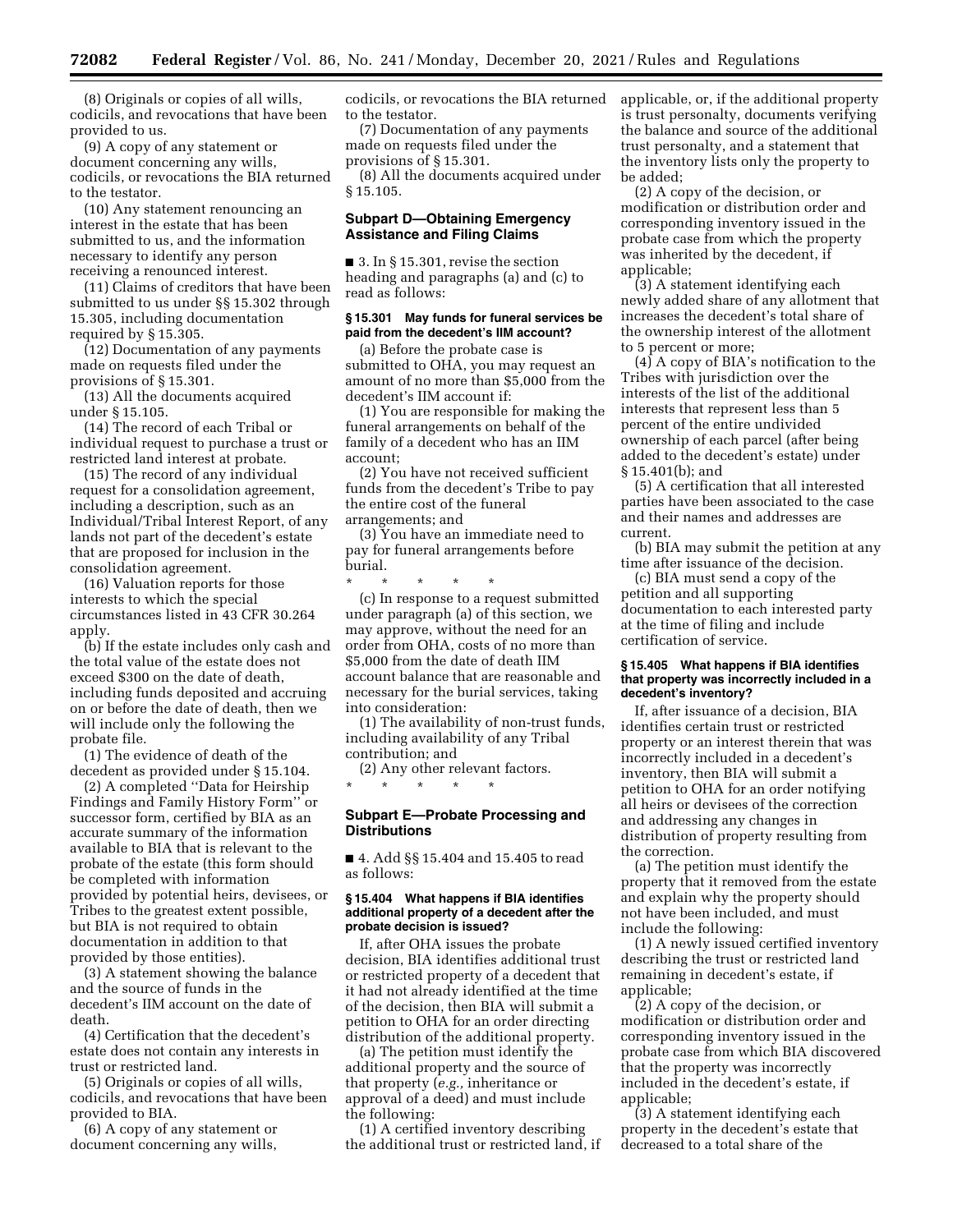(8) Originals or copies of all wills, codicils, and revocations that have been provided to us.

(9) A copy of any statement or document concerning any wills, codicils, or revocations the BIA returned to the testator.

(10) Any statement renouncing an interest in the estate that has been submitted to us, and the information necessary to identify any person receiving a renounced interest.

(11) Claims of creditors that have been submitted to us under §§ 15.302 through 15.305, including documentation required by § 15.305.

(12) Documentation of any payments made on requests filed under the provisions of § 15.301.

(13) All the documents acquired under § 15.105.

(14) The record of each Tribal or individual request to purchase a trust or restricted land interest at probate.

(15) The record of any individual request for a consolidation agreement, including a description, such as an Individual/Tribal Interest Report, of any lands not part of the decedent's estate that are proposed for inclusion in the consolidation agreement.

(16) Valuation reports for those interests to which the special circumstances listed in 43 CFR 30.264 apply.

(b) If the estate includes only cash and the total value of the estate does not exceed $300 on the date of death, including funds deposited and accruing on or before the date of death, then we will include only the following the probate file.

(1) The evidence of death of the decedent as provided under § 15.104.

(2) A completed "Data for Heirship Findings and Family History Form" or successor form, certified by BIA as an accurate summary of the information available to BIA that is relevant to the probate of the estate (this form should be completed with information provided by potential heirs, devisees, or Tribes to the greatest extent possible, but BIA is not required to obtain documentation in addition to that provided by those entities).

(3) A statement showing the balance and the source of funds in the decedent's IIM account on the date of death.

(4) Certification that the decedent's estate does not contain any interests in trust or restricted land.

(5) Originals or copies of all wills, codicils, and revocations that have been provided to BIA.

(6) A copy of any statement or document concerning any wills, codicils, or revocations the BIA returned to the testator.

(7) Documentation of any payments made on requests filed under the provisions of § 15.301.

(8) All the documents acquired under § 15.105.

## Subpart D—Obtaining Emergency Assistance and Filing Claims

■ 3. In § 15.301, revise the section heading and paragraphs (a) and (c) to read as follows:

### § 15.301 May funds for funeral services be paid from the decedent's IIM account?

(a) Before the probate case is submitted to OHA, you may request an amount of no more than $5,000 from the decedent's IIM account if:

(1) You are responsible for making the funeral arrangements on behalf of the family of a decedent who has an IIM account;

(2) You have not received sufficient funds from the decedent's Tribe to pay the entire cost of the funeral arrangements; and

(3) You have an immediate need to pay for funeral arrangements before burial.

\* \* \* \* \*

(c) In response to a request submitted under paragraph (a) of this section, we may approve, without the need for an order from OHA, costs of no more than $5,000 from the date of death IIM account balance that are reasonable and necessary for the burial services, taking into consideration:

(1) The availability of non-trust funds, including availability of any Tribal contribution; and

(2) Any other relevant factors.

\* \* \* \* \*

## Subpart E—Probate Processing and Distributions

■ 4. Add §§ 15.404 and 15.405 to read as follows:

### § 15.404 What happens if BIA identifies additional property of a decedent after the probate decision is issued?

If, after OHA issues the probate decision, BIA identifies additional trust or restricted property of a decedent that it had not already identified at the time of the decision, then BIA will submit a petition to OHA for an order directing distribution of the additional property.

(a) The petition must identify the additional property and the source of that property (*e.g.,* inheritance or approval of a deed) and must include the following:

(1) A certified inventory describing the additional trust or restricted land, if applicable, or, if the additional property is trust personalty, documents verifying the balance and source of the additional trust personalty, and a statement that the inventory lists only the property to be added;

(2) A copy of the decision, or modification or distribution order and corresponding inventory issued in the probate case from which the property was inherited by the decedent, if applicable;

(3) A statement identifying each newly added share of any allotment that increases the decedent's total share of the ownership interest of the allotment to 5 percent or more;

(4) A copy of BIA's notification to the Tribes with jurisdiction over the interests of the list of the additional interests that represent less than 5 percent of the entire undivided ownership of each parcel (after being added to the decedent's estate) under § 15.401(b); and

(5) A certification that all interested parties have been associated to the case and their names and addresses are current.

(b) BIA may submit the petition at any time after issuance of the decision.

(c) BIA must send a copy of the petition and all supporting documentation to each interested party at the time of filing and include certification of service.

### § 15.405 What happens if BIA identifies that property was incorrectly included in a decedent's inventory?

If, after issuance of a decision, BIA identifies certain trust or restricted property or an interest therein that was incorrectly included in a decedent's inventory, then BIA will submit a petition to OHA for an order notifying all heirs or devisees of the correction and addressing any changes in distribution of property resulting from the correction.

(a) The petition must identify the property that it removed from the estate and explain why the property should not have been included, and must include the following:

(1) A newly issued certified inventory describing the trust or restricted land remaining in decedent's estate, if applicable;

(2) A copy of the decision, or modification or distribution order and corresponding inventory issued in the probate case from which BIA discovered that the property was incorrectly included in the decedent's estate, if applicable;

(3) A statement identifying each property in the decedent's estate that decreased to a total share of the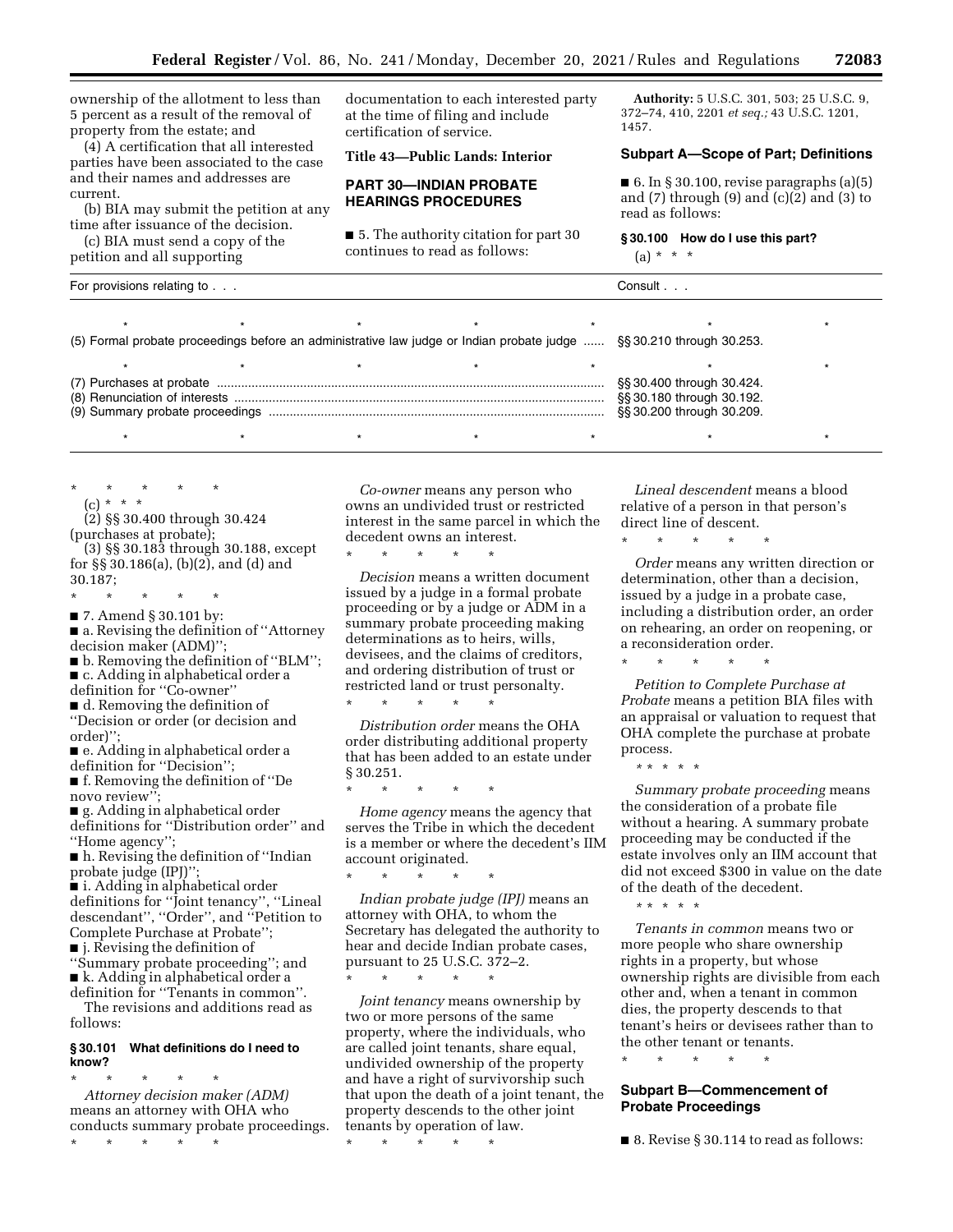ownership of the allotment to less than 5 percent as a result of the removal of property from the estate; and

(4) A certification that all interested parties have been associated to the case and their names and addresses are current.

(b) BIA may submit the petition at any time after issuance of the decision.

(c) BIA must send a copy of the petition and all supporting documentation to each interested party at the time of filing and include certification of service.

## Title 43—Public Lands: Interior

## PART 30—INDIAN PROBATE HEARINGS PROCEDURES

■ 5. The authority citation for part 30 continues to read as follows:

**Authority:** 5 U.S.C. 301, 503; 25 U.S.C. 9, 372–74, 410, 2201 *et seq.;* 43 U.S.C. 1201, 1457.

### Subpart A—Scope of Part; Definitions

■ 6. In § 30.100, revise paragraphs (a)(5) and (7) through (9) and (c)(2) and (3) to read as follows:

**§ 30.100 How do I use this part?**

(a) * * *

| For provisions relating to . . . | Consult . . . |
|---|---|
| * * * * * | * * |
| (5) Formal probate proceedings before an administrative law judge or Indian probate judge | §§ 30.210 through 30.253. |
| * * * * * | * * |
| (7) Purchases at probate | §§ 30.400 through 30.424. |
| (8) Renunciation of interests | §§ 30.180 through 30.192. |
| (9) Summary probate proceedings | §§ 30.200 through 30.209. |
| * * * * * | * * |

\* \* \* \* \*

(c) * * *

(2) §§ 30.400 through 30.424 (purchases at probate);

(3) §§ 30.183 through 30.188, except for §§ 30.186(a), (b)(2), and (d) and 30.187;

\* \* \* \* \*

■ 7. Amend § 30.101 by:

■ a. Revising the definition of ''Attorney decision maker (ADM)'';

■ b. Removing the definition of ''BLM'';

■ c. Adding in alphabetical order a definition for ''Co-owner''

■ d. Removing the definition of ''Decision or order (or decision and order)'';

■ e. Adding in alphabetical order a definition for ''Decision'';

■ f. Removing the definition of ''De novo review'';

■ g. Adding in alphabetical order definitions for ''Distribution order'' and ''Home agency'';

■ h. Revising the definition of ''Indian probate judge (IPJ)'';

■ i. Adding in alphabetical order definitions for ''Joint tenancy'', ''Lineal descendant'', ''Order'', and ''Petition to Complete Purchase at Probate'';

■ j. Revising the definition of ''Summary probate proceeding''; and

■ k. Adding in alphabetical order a definition for ''Tenants in common''.

The revisions and additions read as follows:

**§ 30.101 What definitions do I need to know?**

\* \* \* \* \*

*Attorney decision maker (ADM)* means an attorney with OHA who conducts summary probate proceedings.

\* \* \* \* \*

*Co-owner* means any person who owns an undivided trust or restricted interest in the same parcel in which the decedent owns an interest.

\* \* \* \* \*

*Decision* means a written document issued by a judge in a formal probate proceeding or by a judge or ADM in a summary probate proceeding making determinations as to heirs, wills, devisees, and the claims of creditors, and ordering distribution of trust or restricted land or trust personalty.

\* \* \* \* \*

*Distribution order* means the OHA order distributing additional property that has been added to an estate under § 30.251.

\* \* \* \* \*

*Home agency* means the agency that serves the Tribe in which the decedent is a member or where the decedent's IIM account originated.

\* \* \* \* \*

*Indian probate judge (IPJ)* means an attorney with OHA, to whom the Secretary has delegated the authority to hear and decide Indian probate cases, pursuant to 25 U.S.C. 372–2.

\* \* \* \* \*

*Joint tenancy* means ownership by two or more persons of the same property, where the individuals, who are called joint tenants, share equal, undivided ownership of the property and have a right of survivorship such that upon the death of a joint tenant, the property descends to the other joint tenants by operation of law.

\* \* \* \* \*

*Lineal descendent* means a blood relative of a person in that person's direct line of descent.

\* \* \* \* \*

*Order* means any written direction or determination, other than a decision, issued by a judge in a probate case, including a distribution order, an order on rehearing, an order on reopening, or a reconsideration order.

\* \* \* \* \*

*Petition to Complete Purchase at Probate* means a petition BIA files with an appraisal or valuation to request that OHA complete the purchase at probate process.

\* \* \* \* \*

*Summary probate proceeding* means the consideration of a probate file without a hearing. A summary probate proceeding may be conducted if the estate involves only an IIM account that did not exceed $300 in value on the date of the death of the decedent.

\* \* \* \* \*

*Tenants in common* means two or more people who share ownership rights in a property, but whose ownership rights are divisible from each other and, when a tenant in common dies, the property descends to that tenant's heirs or devisees rather than to the other tenant or tenants.

\* \* \* \* \*

### Subpart B—Commencement of Probate Proceedings

■ 8. Revise § 30.114 to read as follows: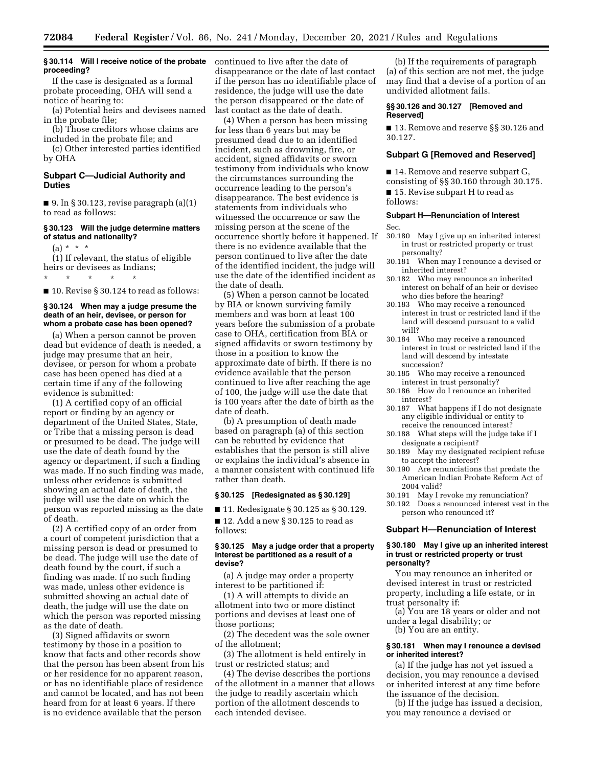**§ 30.114 Will I receive notice of the probate proceeding?**

If the case is designated as a formal probate proceeding, OHA will send a notice of hearing to:

(a) Potential heirs and devisees named in the probate file;

(b) Those creditors whose claims are included in the probate file; and

(c) Other interested parties identified by OHA

## Subpart C—Judicial Authority and Duties

■ 9. In § 30.123, revise paragraph (a)(1) to read as follows:

**§ 30.123 Will the judge determine matters of status and nationality?**

(a) * * *

(1) If relevant, the status of eligible heirs or devisees as Indians;

\* \* \* \* \*

■ 10. Revise § 30.124 to read as follows:

**§ 30.124 When may a judge presume the death of an heir, devisee, or person for whom a probate case has been opened?**

(a) When a person cannot be proven dead but evidence of death is needed, a judge may presume that an heir, devisee, or person for whom a probate case has been opened has died at a certain time if any of the following evidence is submitted:

(1) A certified copy of an official report or finding by an agency or department of the United States, State, or Tribe that a missing person is dead or presumed to be dead. The judge will use the date of death found by the agency or department, if such a finding was made. If no such finding was made, unless other evidence is submitted showing an actual date of death, the judge will use the date on which the person was reported missing as the date of death.

(2) A certified copy of an order from a court of competent jurisdiction that a missing person is dead or presumed to be dead. The judge will use the date of death found by the court, if such a finding was made. If no such finding was made, unless other evidence is submitted showing an actual date of death, the judge will use the date on which the person was reported missing as the date of death.

(3) Signed affidavits or sworn testimony by those in a position to know that facts and other records show that the person has been absent from his or her residence for no apparent reason, or has no identifiable place of residence and cannot be located, and has not been heard from for at least 6 years. If there is no evidence available that the person continued to live after the date of disappearance or the date of last contact if the person has no identifiable place of residence, the judge will use the date the person disappeared or the date of last contact as the date of death.

(4) When a person has been missing for less than 6 years but may be presumed dead due to an identified incident, such as drowning, fire, or accident, signed affidavits or sworn testimony from individuals who know the circumstances surrounding the occurrence leading to the person's disappearance. The best evidence is statements from individuals who witnessed the occurrence or saw the missing person at the scene of the occurrence shortly before it happened. If there is no evidence available that the person continued to live after the date of the identified incident, the judge will use the date of the identified incident as the date of death.

(5) When a person cannot be located by BIA or known surviving family members and was born at least 100 years before the submission of a probate case to OHA, certification from BIA or signed affidavits or sworn testimony by those in a position to know the approximate date of birth. If there is no evidence available that the person continued to live after reaching the age of 100, the judge will use the date that is 100 years after the date of birth as the date of death.

(b) A presumption of death made based on paragraph (a) of this section can be rebutted by evidence that establishes that the person is still alive or explains the individual's absence in a manner consistent with continued life rather than death.

**§ 30.125 [Redesignated as § 30.129]**

■ 11. Redesignate § 30.125 as § 30.129.

■ 12. Add a new § 30.125 to read as follows:

**§ 30.125 May a judge order that a property interest be partitioned as a result of a devise?**

(a) A judge may order a property interest to be partitioned if:

(1) A will attempts to divide an allotment into two or more distinct portions and devises at least one of those portions;

(2) The decedent was the sole owner of the allotment;

(3) The allotment is held entirely in trust or restricted status; and

(4) The devise describes the portions of the allotment in a manner that allows the judge to readily ascertain which portion of the allotment descends to each intended devisee.

(b) If the requirements of paragraph (a) of this section are not met, the judge may find that a devise of a portion of an undivided allotment fails.

**§§ 30.126 and 30.127 [Removed and Reserved]**

■ 13. Remove and reserve §§ 30.126 and 30.127.

## Subpart G [Removed and Reserved]

■ 14. Remove and reserve subpart G, consisting of §§ 30.160 through 30.175.

■ 15. Revise subpart H to read as follows:

**Subpart H—Renunciation of Interest**

Sec.
30.180 May I give up an inherited interest in trust or restricted property or trust personalty?
30.181 When may I renounce a devised or inherited interest?
30.182 Who may renounce an inherited interest on behalf of an heir or devisee who dies before the hearing?
30.183 Who may receive a renounced interest in trust or restricted land if the land will descend pursuant to a valid will?
30.184 Who may receive a renounced interest in trust or restricted land if the land will descend by intestate succession?
30.185 Who may receive a renounced interest in trust personalty?
30.186 How do I renounce an inherited interest?
30.187 What happens if I do not designate any eligible individual or entity to receive the renounced interest?
30.188 What steps will the judge take if I designate a recipient?
30.189 May my designated recipient refuse to accept the interest?
30.190 Are renunciations that predate the American Indian Probate Reform Act of 2004 valid?
30.191 May I revoke my renunciation?
30.192 Does a renounced interest vest in the person who renounced it?

## Subpart H—Renunciation of Interest

**§ 30.180 May I give up an inherited interest in trust or restricted property or trust personalty?**

You may renounce an inherited or devised interest in trust or restricted property, including a life estate, or in trust personalty if:

(a) You are 18 years or older and not under a legal disability; or

(b) You are an entity.

**§ 30.181 When may I renounce a devised or inherited interest?**

(a) If the judge has not yet issued a decision, you may renounce a devised or inherited interest at any time before the issuance of the decision.

(b) If the judge has issued a decision, you may renounce a devised or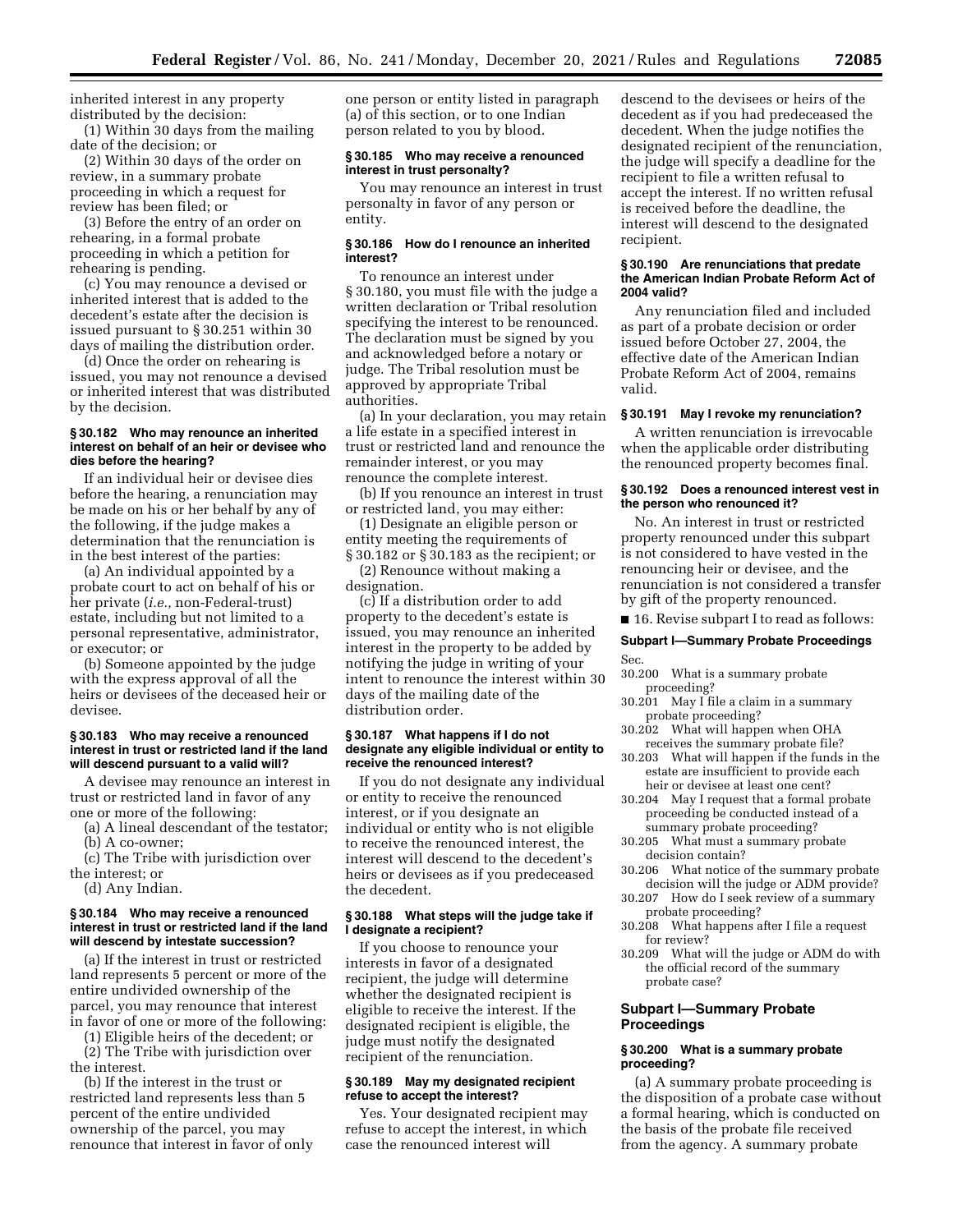inherited interest in any property distributed by the decision:

(1) Within 30 days from the mailing date of the decision; or

(2) Within 30 days of the order on review, in a summary probate proceeding in which a request for review has been filed; or

(3) Before the entry of an order on rehearing, in a formal probate proceeding in which a petition for rehearing is pending.

(c) You may renounce a devised or inherited interest that is added to the decedent's estate after the decision is issued pursuant to § 30.251 within 30 days of mailing the distribution order.

(d) Once the order on rehearing is issued, you may not renounce a devised or inherited interest that was distributed by the decision.

#### § 30.182 Who may renounce an inherited interest on behalf of an heir or devisee who dies before the hearing?

If an individual heir or devisee dies before the hearing, a renunciation may be made on his or her behalf by any of the following, if the judge makes a determination that the renunciation is in the best interest of the parties:

(a) An individual appointed by a probate court to act on behalf of his or her private (*i.e.,* non-Federal-trust) estate, including but not limited to a personal representative, administrator, or executor; or

(b) Someone appointed by the judge with the express approval of all the heirs or devisees of the deceased heir or devisee.

#### § 30.183 Who may receive a renounced interest in trust or restricted land if the land will descend pursuant to a valid will?

A devisee may renounce an interest in trust or restricted land in favor of any one or more of the following:

(a) A lineal descendant of the testator;

(b) A co-owner;

(c) The Tribe with jurisdiction over the interest; or

(d) Any Indian.

#### § 30.184 Who may receive a renounced interest in trust or restricted land if the land will descend by intestate succession?

(a) If the interest in trust or restricted land represents 5 percent or more of the entire undivided ownership of the parcel, you may renounce that interest in favor of one or more of the following:

(1) Eligible heirs of the decedent; or

(2) The Tribe with jurisdiction over the interest.

(b) If the interest in the trust or restricted land represents less than 5 percent of the entire undivided ownership of the parcel, you may renounce that interest in favor of only one person or entity listed in paragraph (a) of this section, or to one Indian person related to you by blood.

#### § 30.185 Who may receive a renounced interest in trust personalty?

You may renounce an interest in trust personalty in favor of any person or entity.

#### § 30.186 How do I renounce an inherited interest?

To renounce an interest under § 30.180, you must file with the judge a written declaration or Tribal resolution specifying the interest to be renounced. The declaration must be signed by you and acknowledged before a notary or judge. The Tribal resolution must be approved by appropriate Tribal authorities.

(a) In your declaration, you may retain a life estate in a specified interest in trust or restricted land and renounce the remainder interest, or you may renounce the complete interest.

(b) If you renounce an interest in trust or restricted land, you may either:

(1) Designate an eligible person or entity meeting the requirements of § 30.182 or § 30.183 as the recipient; or

(2) Renounce without making a designation.

(c) If a distribution order to add property to the decedent's estate is issued, you may renounce an inherited interest in the property to be added by notifying the judge in writing of your intent to renounce the interest within 30 days of the mailing date of the distribution order.

#### § 30.187 What happens if I do not designate any eligible individual or entity to receive the renounced interest?

If you do not designate any individual or entity to receive the renounced interest, or if you designate an individual or entity who is not eligible to receive the renounced interest, the interest will descend to the decedent's heirs or devisees as if you predeceased the decedent.

#### § 30.188 What steps will the judge take if I designate a recipient?

If you choose to renounce your interests in favor of a designated recipient, the judge will determine whether the designated recipient is eligible to receive the interest. If the designated recipient is eligible, the judge must notify the designated recipient of the renunciation.

#### § 30.189 May my designated recipient refuse to accept the interest?

Yes. Your designated recipient may refuse to accept the interest, in which case the renounced interest will descend to the devisees or heirs of the decedent as if you had predeceased the decedent. When the judge notifies the designated recipient of the renunciation, the judge will specify a deadline for the recipient to file a written refusal to accept the interest. If no written refusal is received before the deadline, the interest will descend to the designated recipient.

#### § 30.190 Are renunciations that predate the American Indian Probate Reform Act of 2004 valid?

Any renunciation filed and included as part of a probate decision or order issued before October 27, 2004, the effective date of the American Indian Probate Reform Act of 2004, remains valid.

#### § 30.191 May I revoke my renunciation?

A written renunciation is irrevocable when the applicable order distributing the renounced property becomes final.

#### § 30.192 Does a renounced interest vest in the person who renounced it?

No. An interest in trust or restricted property renounced under this subpart is not considered to have vested in the renouncing heir or devisee, and the renunciation is not considered a transfer by gift of the property renounced.

■ 16. Revise subpart I to read as follows:

### Subpart I—Summary Probate Proceedings

Sec.
30.200 What is a summary probate proceeding?
30.201 May I file a claim in a summary probate proceeding?
30.202 What will happen when OHA receives the summary probate file?
30.203 What will happen if the funds in the estate are insufficient to provide each heir or devisee at least one cent?
30.204 May I request that a formal probate proceeding be conducted instead of a summary probate proceeding?
30.205 What must a summary probate decision contain?
30.206 What notice of the summary probate decision will the judge or ADM provide?
30.207 How do I seek review of a summary probate proceeding?
30.208 What happens after I file a request for review?
30.209 What will the judge or ADM do with the official record of the summary probate case?

### Subpart I—Summary Probate Proceedings

#### § 30.200 What is a summary probate proceeding?

(a) A summary probate proceeding is the disposition of a probate case without a formal hearing, which is conducted on the basis of the probate file received from the agency. A summary probate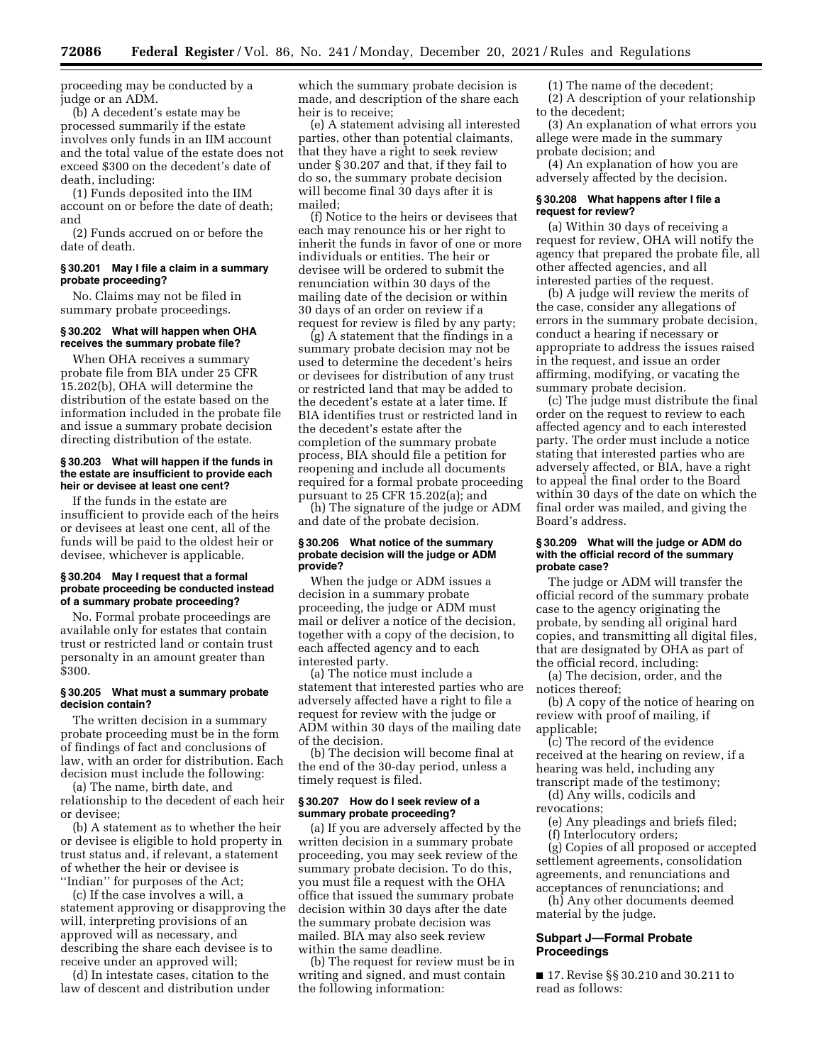proceeding may be conducted by a judge or an ADM.

(b) A decedent's estate may be processed summarily if the estate involves only funds in an IIM account and the total value of the estate does not exceed $300 on the decedent's date of death, including:

(1) Funds deposited into the IIM account on or before the date of death; and

(2) Funds accrued on or before the date of death.

#### § 30.201 May I file a claim in a summary probate proceeding?

No. Claims may not be filed in summary probate proceedings.

#### § 30.202 What will happen when OHA receives the summary probate file?

When OHA receives a summary probate file from BIA under 25 CFR 15.202(b), OHA will determine the distribution of the estate based on the information included in the probate file and issue a summary probate decision directing distribution of the estate.

#### § 30.203 What will happen if the funds in the estate are insufficient to provide each heir or devisee at least one cent?

If the funds in the estate are insufficient to provide each of the heirs or devisees at least one cent, all of the funds will be paid to the oldest heir or devisee, whichever is applicable.

#### § 30.204 May I request that a formal probate proceeding be conducted instead of a summary probate proceeding?

No. Formal probate proceedings are available only for estates that contain trust or restricted land or contain trust personalty in an amount greater than $300.

#### § 30.205 What must a summary probate decision contain?

The written decision in a summary probate proceeding must be in the form of findings of fact and conclusions of law, with an order for distribution. Each decision must include the following:

(a) The name, birth date, and relationship to the decedent of each heir or devisee;

(b) A statement as to whether the heir or devisee is eligible to hold property in trust status and, if relevant, a statement of whether the heir or devisee is ''Indian'' for purposes of the Act;

(c) If the case involves a will, a statement approving or disapproving the will, interpreting provisions of an approved will as necessary, and describing the share each devisee is to receive under an approved will;

(d) In intestate cases, citation to the law of descent and distribution under which the summary probate decision is made, and description of the share each heir is to receive;

(e) A statement advising all interested parties, other than potential claimants, that they have a right to seek review under § 30.207 and that, if they fail to do so, the summary probate decision will become final 30 days after it is mailed;

(f) Notice to the heirs or devisees that each may renounce his or her right to inherit the funds in favor of one or more individuals or entities. The heir or devisee will be ordered to submit the renunciation within 30 days of the mailing date of the decision or within 30 days of an order on review if a request for review is filed by any party;

(g) A statement that the findings in a summary probate decision may not be used to determine the decedent's heirs or devisees for distribution of any trust or restricted land that may be added to the decedent's estate at a later time. If BIA identifies trust or restricted land in the decedent's estate after the completion of the summary probate process, BIA should file a petition for reopening and include all documents required for a formal probate proceeding pursuant to 25 CFR 15.202(a); and

(h) The signature of the judge or ADM and date of the probate decision.

#### § 30.206 What notice of the summary probate decision will the judge or ADM provide?

When the judge or ADM issues a decision in a summary probate proceeding, the judge or ADM must mail or deliver a notice of the decision, together with a copy of the decision, to each affected agency and to each interested party.

(a) The notice must include a statement that interested parties who are adversely affected have a right to file a request for review with the judge or ADM within 30 days of the mailing date of the decision.

(b) The decision will become final at the end of the 30-day period, unless a timely request is filed.

#### § 30.207 How do I seek review of a summary probate proceeding?

(a) If you are adversely affected by the written decision in a summary probate proceeding, you may seek review of the summary probate decision. To do this, you must file a request with the OHA office that issued the summary probate decision within 30 days after the date the summary probate decision was mailed. BIA may also seek review within the same deadline.

(b) The request for review must be in writing and signed, and must contain the following information:

(1) The name of the decedent;

(2) A description of your relationship to the decedent;

(3) An explanation of what errors you allege were made in the summary probate decision; and

(4) An explanation of how you are adversely affected by the decision.

#### § 30.208 What happens after I file a request for review?

(a) Within 30 days of receiving a request for review, OHA will notify the agency that prepared the probate file, all other affected agencies, and all interested parties of the request.

(b) A judge will review the merits of the case, consider any allegations of errors in the summary probate decision, conduct a hearing if necessary or appropriate to address the issues raised in the request, and issue an order affirming, modifying, or vacating the summary probate decision.

(c) The judge must distribute the final order on the request to review to each affected agency and to each interested party. The order must include a notice stating that interested parties who are adversely affected, or BIA, have a right to appeal the final order to the Board within 30 days of the date on which the final order was mailed, and giving the Board's address.

#### § 30.209 What will the judge or ADM do with the official record of the summary probate case?

The judge or ADM will transfer the official record of the summary probate case to the agency originating the probate, by sending all original hard copies, and transmitting all digital files, that are designated by OHA as part of the official record, including:

(a) The decision, order, and the notices thereof;

(b) A copy of the notice of hearing on review with proof of mailing, if applicable;

(c) The record of the evidence received at the hearing on review, if a hearing was held, including any transcript made of the testimony;

(d) Any wills, codicils and revocations;

(e) Any pleadings and briefs filed;

(f) Interlocutory orders;

(g) Copies of all proposed or accepted settlement agreements, consolidation agreements, and renunciations and acceptances of renunciations; and

(h) Any other documents deemed material by the judge.

### Subpart J—Formal Probate Proceedings

■ 17. Revise §§ 30.210 and 30.211 to read as follows: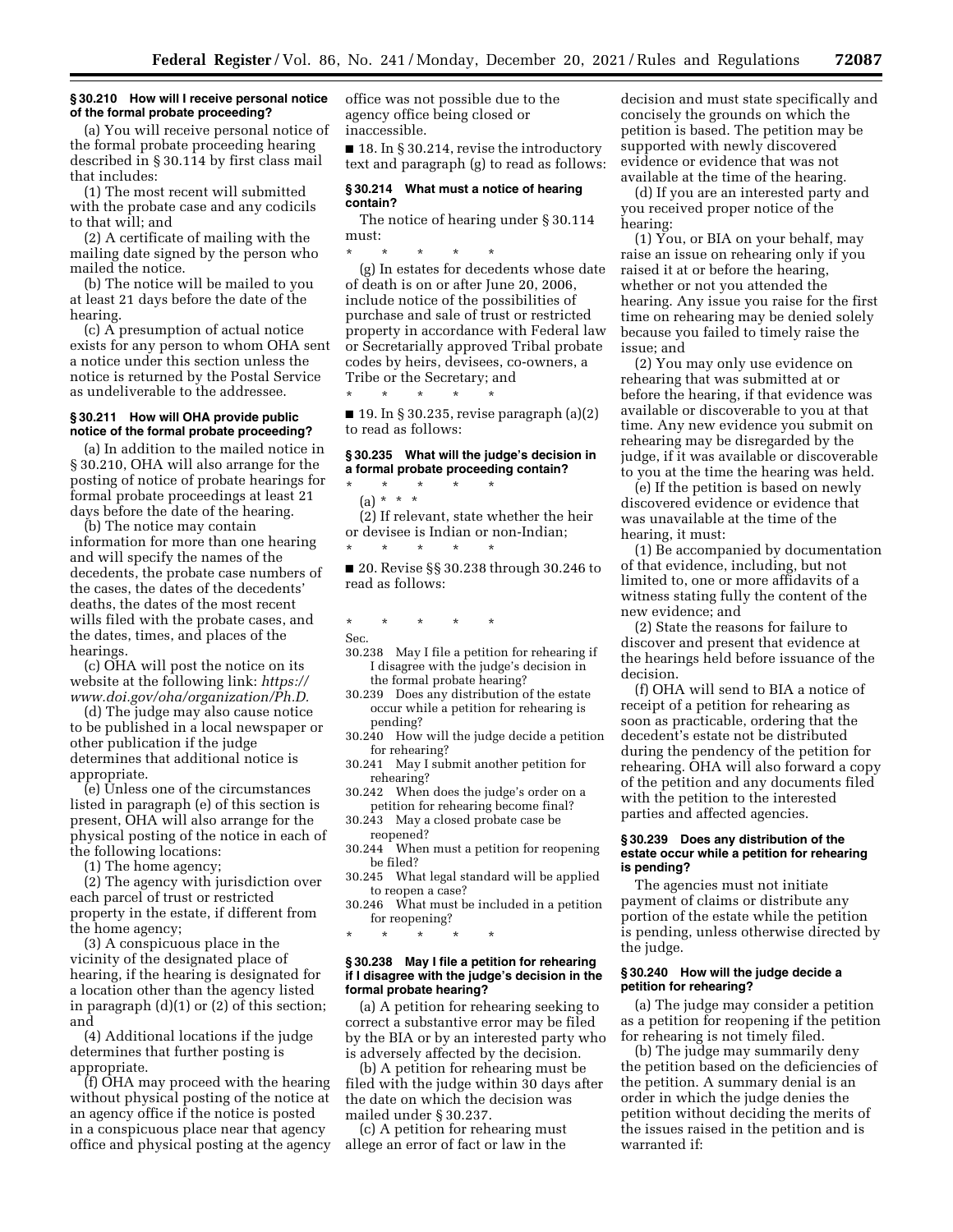### § 30.210 How will I receive personal notice of the formal probate proceeding?

(a) You will receive personal notice of the formal probate proceeding hearing described in § 30.114 by first class mail that includes:

(1) The most recent will submitted with the probate case and any codicils to that will; and

(2) A certificate of mailing with the mailing date signed by the person who mailed the notice.

(b) The notice will be mailed to you at least 21 days before the date of the hearing.

(c) A presumption of actual notice exists for any person to whom OHA sent a notice under this section unless the notice is returned by the Postal Service as undeliverable to the addressee.

### § 30.211 How will OHA provide public notice of the formal probate proceeding?

(a) In addition to the mailed notice in § 30.210, OHA will also arrange for the posting of notice of probate hearings for formal probate proceedings at least 21 days before the date of the hearing.

(b) The notice may contain information for more than one hearing and will specify the names of the decedents, the probate case numbers of the cases, the dates of the decedents' deaths, the dates of the most recent wills filed with the probate cases, and the dates, times, and places of the hearings.

(c) OHA will post the notice on its website at the following link: *https://www.doi.gov/oha/organization/Ph.D.*

(d) The judge may also cause notice to be published in a local newspaper or other publication if the judge determines that additional notice is appropriate.

(e) Unless one of the circumstances listed in paragraph (e) of this section is present, OHA will also arrange for the physical posting of the notice in each of the following locations:

(1) The home agency;

(2) The agency with jurisdiction over each parcel of trust or restricted property in the estate, if different from the home agency;

(3) A conspicuous place in the vicinity of the designated place of hearing, if the hearing is designated for a location other than the agency listed in paragraph (d)(1) or (2) of this section; and

(4) Additional locations if the judge determines that further posting is appropriate.

(f) OHA may proceed with the hearing without physical posting of the notice at an agency office if the notice is posted in a conspicuous place near that agency office and physical posting at the agency office was not possible due to the agency office being closed or inaccessible.

■ 18. In § 30.214, revise the introductory text and paragraph (g) to read as follows:

### § 30.214 What must a notice of hearing contain?

The notice of hearing under § 30.114 must:

\* \* \* \* \*

(g) In estates for decedents whose date of death is on or after June 20, 2006, include notice of the possibilities of purchase and sale of trust or restricted property in accordance with Federal law or Secretarially approved Tribal probate codes by heirs, devisees, co-owners, a Tribe or the Secretary; and

\* \* \* \* \*

■ 19. In § 30.235, revise paragraph (a)(2) to read as follows:

### § 30.235 What will the judge's decision in a formal probate proceeding contain?

\* \* \* \* \*

(a) \* \* \*

(2) If relevant, state whether the heir or devisee is Indian or non-Indian;

\* \* \* \* \*

■ 20. Revise §§ 30.238 through 30.246 to read as follows:

\* \* \* \* \*

Sec.
30.238 May I file a petition for rehearing if I disagree with the judge's decision in the formal probate hearing?
30.239 Does any distribution of the estate occur while a petition for rehearing is pending?
30.240 How will the judge decide a petition for rehearing?
30.241 May I submit another petition for rehearing?
30.242 When does the judge's order on a petition for rehearing become final?
30.243 May a closed probate case be reopened?
30.244 When must a petition for reopening be filed?
30.245 What legal standard will be applied to reopen a case?
30.246 What must be included in a petition for reopening?

\* \* \* \* \*

### § 30.238 May I file a petition for rehearing if I disagree with the judge's decision in the formal probate hearing?

(a) A petition for rehearing seeking to correct a substantive error may be filed by the BIA or by an interested party who is adversely affected by the decision.

(b) A petition for rehearing must be filed with the judge within 30 days after the date on which the decision was mailed under § 30.237.

(c) A petition for rehearing must allege an error of fact or law in the decision and must state specifically and concisely the grounds on which the petition is based. The petition may be supported with newly discovered evidence or evidence that was not available at the time of the hearing.

(d) If you are an interested party and you received proper notice of the hearing:

(1) You, or BIA on your behalf, may raise an issue on rehearing only if you raised it at or before the hearing, whether or not you attended the hearing. Any issue you raise for the first time on rehearing may be denied solely because you failed to timely raise the issue; and

(2) You may only use evidence on rehearing that was submitted at or before the hearing, if that evidence was available or discoverable to you at that time. Any new evidence you submit on rehearing may be disregarded by the judge, if it was available or discoverable to you at the time the hearing was held.

(e) If the petition is based on newly discovered evidence or evidence that was unavailable at the time of the hearing, it must:

(1) Be accompanied by documentation of that evidence, including, but not limited to, one or more affidavits of a witness stating fully the content of the new evidence; and

(2) State the reasons for failure to discover and present that evidence at the hearings held before issuance of the decision.

(f) OHA will send to BIA a notice of receipt of a petition for rehearing as soon as practicable, ordering that the decedent's estate not be distributed during the pendency of the petition for rehearing. OHA will also forward a copy of the petition and any documents filed with the petition to the interested parties and affected agencies.

### § 30.239 Does any distribution of the estate occur while a petition for rehearing is pending?

The agencies must not initiate payment of claims or distribute any portion of the estate while the petition is pending, unless otherwise directed by the judge.

### § 30.240 How will the judge decide a petition for rehearing?

(a) The judge may consider a petition as a petition for reopening if the petition for rehearing is not timely filed.

(b) The judge may summarily deny the petition based on the deficiencies of the petition. A summary denial is an order in which the judge denies the petition without deciding the merits of the issues raised in the petition and is warranted if: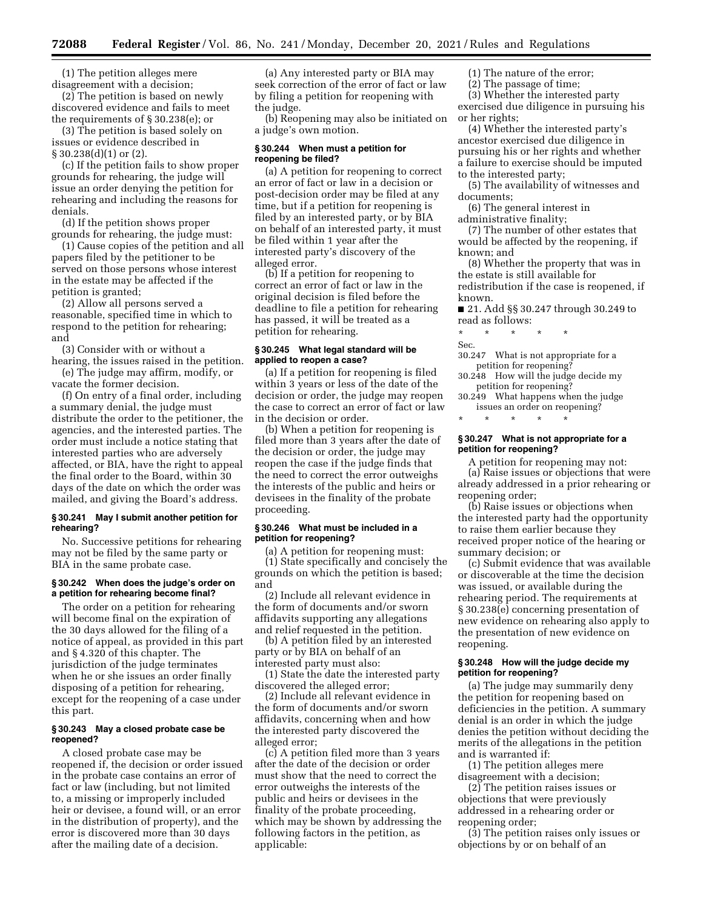(1) The petition alleges mere disagreement with a decision;

(2) The petition is based on newly discovered evidence and fails to meet the requirements of § 30.238(e); or

(3) The petition is based solely on issues or evidence described in § 30.238(d)(1) or (2).

(c) If the petition fails to show proper grounds for rehearing, the judge will issue an order denying the petition for rehearing and including the reasons for denials.

(d) If the petition shows proper grounds for rehearing, the judge must:

(1) Cause copies of the petition and all papers filed by the petitioner to be served on those persons whose interest in the estate may be affected if the petition is granted;

(2) Allow all persons served a reasonable, specified time in which to respond to the petition for rehearing; and

(3) Consider with or without a hearing, the issues raised in the petition.

(e) The judge may affirm, modify, or vacate the former decision.

(f) On entry of a final order, including a summary denial, the judge must distribute the order to the petitioner, the agencies, and the interested parties. The order must include a notice stating that interested parties who are adversely affected, or BIA, have the right to appeal the final order to the Board, within 30 days of the date on which the order was mailed, and giving the Board's address.

#### § 30.241 May I submit another petition for rehearing?

No. Successive petitions for rehearing may not be filed by the same party or BIA in the same probate case.

#### § 30.242 When does the judge's order on a petition for rehearing become final?

The order on a petition for rehearing will become final on the expiration of the 30 days allowed for the filing of a notice of appeal, as provided in this part and § 4.320 of this chapter. The jurisdiction of the judge terminates when he or she issues an order finally disposing of a petition for rehearing, except for the reopening of a case under this part.

#### § 30.243 May a closed probate case be reopened?

A closed probate case may be reopened if, the decision or order issued in the probate case contains an error of fact or law (including, but not limited to, a missing or improperly included heir or devisee, a found will, or an error in the distribution of property), and the error is discovered more than 30 days after the mailing date of a decision.

(a) Any interested party or BIA may seek correction of the error of fact or law by filing a petition for reopening with the judge.

(b) Reopening may also be initiated on a judge's own motion.

#### § 30.244 When must a petition for reopening be filed?

(a) A petition for reopening to correct an error of fact or law in a decision or post-decision order may be filed at any time, but if a petition for reopening is filed by an interested party, or by BIA on behalf of an interested party, it must be filed within 1 year after the interested party's discovery of the alleged error.

(b) If a petition for reopening to correct an error of fact or law in the original decision is filed before the deadline to file a petition for rehearing has passed, it will be treated as a petition for rehearing.

#### § 30.245 What legal standard will be applied to reopen a case?

(a) If a petition for reopening is filed within 3 years or less of the date of the decision or order, the judge may reopen the case to correct an error of fact or law in the decision or order.

(b) When a petition for reopening is filed more than 3 years after the date of the decision or order, the judge may reopen the case if the judge finds that the need to correct the error outweighs the interests of the public and heirs or devisees in the finality of the probate proceeding.

#### § 30.246 What must be included in a petition for reopening?

(a) A petition for reopening must:

(1) State specifically and concisely the grounds on which the petition is based; and

(2) Include all relevant evidence in the form of documents and/or sworn affidavits supporting any allegations and relief requested in the petition.

(b) A petition filed by an interested party or by BIA on behalf of an interested party must also:

(1) State the date the interested party discovered the alleged error;

(2) Include all relevant evidence in the form of documents and/or sworn affidavits, concerning when and how the interested party discovered the alleged error;

(c) A petition filed more than 3 years after the date of the decision or order must show that the need to correct the error outweighs the interests of the public and heirs or devisees in the finality of the probate proceeding, which may be shown by addressing the following factors in the petition, as applicable:

(1) The nature of the error;

(2) The passage of time;

(3) Whether the interested party exercised due diligence in pursuing his or her rights;

(4) Whether the interested party's ancestor exercised due diligence in pursuing his or her rights and whether a failure to exercise should be imputed to the interested party;

(5) The availability of witnesses and documents;

(6) The general interest in administrative finality;

(7) The number of other estates that would be affected by the reopening, if known; and

(8) Whether the property that was in the estate is still available for redistribution if the case is reopened, if known.

■ 21. Add §§ 30.247 through 30.249 to read as follows:

\* \* \* \* \*

Sec.
30.247 What is not appropriate for a petition for reopening?
30.248 How will the judge decide my petition for reopening?
30.249 What happens when the judge issues an order on reopening?

\* \* \* \* \*

#### § 30.247 What is not appropriate for a petition for reopening?

A petition for reopening may not:

(a) Raise issues or objections that were already addressed in a prior rehearing or reopening order;

(b) Raise issues or objections when the interested party had the opportunity to raise them earlier because they received proper notice of the hearing or summary decision; or

(c) Submit evidence that was available or discoverable at the time the decision was issued, or available during the rehearing period. The requirements at § 30.238(e) concerning presentation of new evidence on rehearing also apply to the presentation of new evidence on reopening.

#### § 30.248 How will the judge decide my petition for reopening?

(a) The judge may summarily deny the petition for reopening based on deficiencies in the petition. A summary denial is an order in which the judge denies the petition without deciding the merits of the allegations in the petition and is warranted if:

(1) The petition alleges mere disagreement with a decision;

(2) The petition raises issues or objections that were previously addressed in a rehearing order or reopening order;

(3) The petition raises only issues or objections by or on behalf of an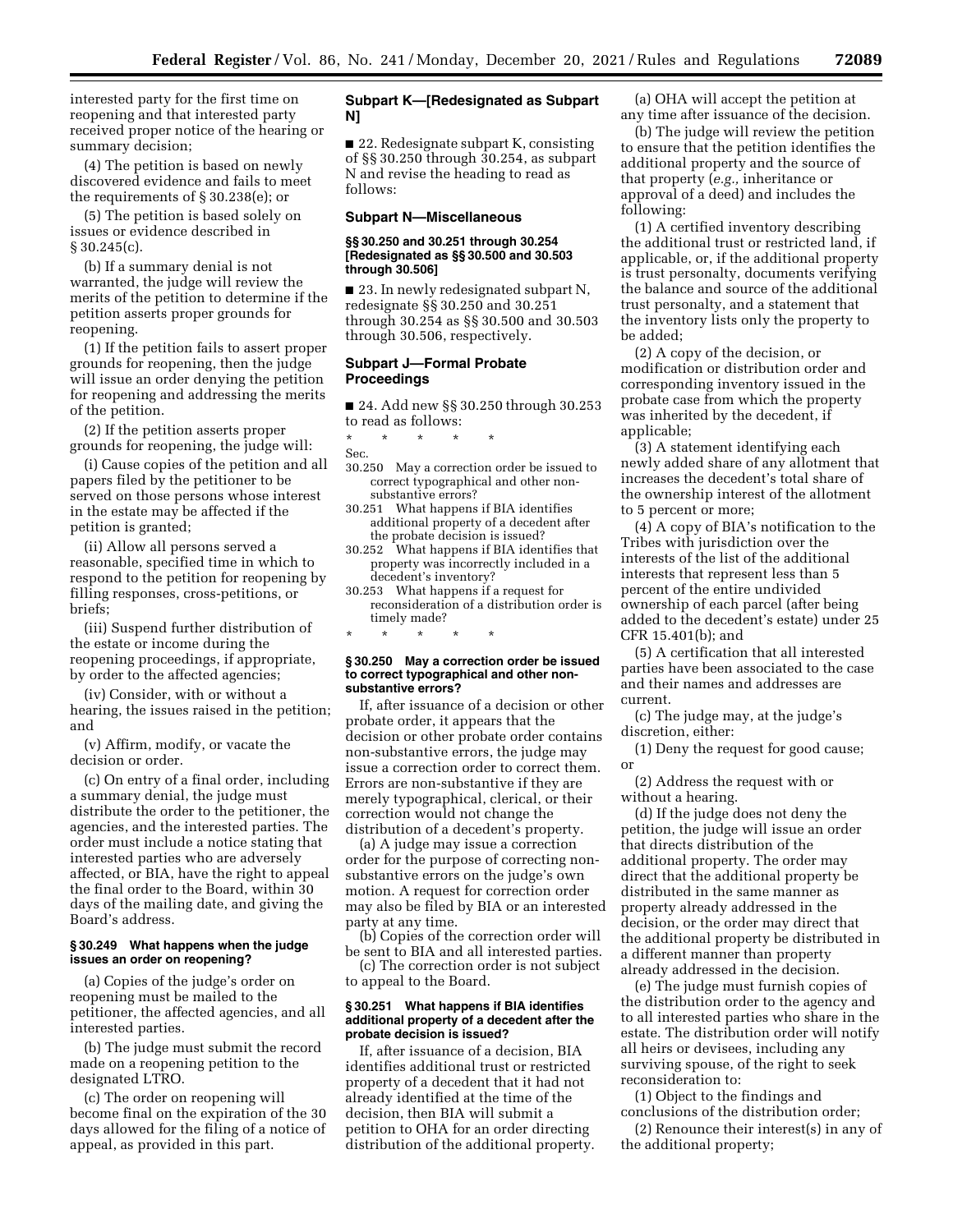interested party for the first time on reopening and that interested party received proper notice of the hearing or summary decision;

(4) The petition is based on newly discovered evidence and fails to meet the requirements of § 30.238(e); or

(5) The petition is based solely on issues or evidence described in § 30.245(c).

(b) If a summary denial is not warranted, the judge will review the merits of the petition to determine if the petition asserts proper grounds for reopening.

(1) If the petition fails to assert proper grounds for reopening, then the judge will issue an order denying the petition for reopening and addressing the merits of the petition.

(2) If the petition asserts proper grounds for reopening, the judge will:

(i) Cause copies of the petition and all papers filed by the petitioner to be served on those persons whose interest in the estate may be affected if the petition is granted;

(ii) Allow all persons served a reasonable, specified time in which to respond to the petition for reopening by filling responses, cross-petitions, or briefs;

(iii) Suspend further distribution of the estate or income during the reopening proceedings, if appropriate, by order to the affected agencies;

(iv) Consider, with or without a hearing, the issues raised in the petition; and

(v) Affirm, modify, or vacate the decision or order.

(c) On entry of a final order, including a summary denial, the judge must distribute the order to the petitioner, the agencies, and the interested parties. The order must include a notice stating that interested parties who are adversely affected, or BIA, have the right to appeal the final order to the Board, within 30 days of the mailing date, and giving the Board's address.

#### § 30.249 What happens when the judge issues an order on reopening?

(a) Copies of the judge's order on reopening must be mailed to the petitioner, the affected agencies, and all interested parties.

(b) The judge must submit the record made on a reopening petition to the designated LTRO.

(c) The order on reopening will become final on the expiration of the 30 days allowed for the filing of a notice of appeal, as provided in this part.

### Subpart K—[Redesignated as Subpart N]

■ 22. Redesignate subpart K, consisting of §§ 30.250 through 30.254, as subpart N and revise the heading to read as follows:

### Subpart N—Miscellaneous

#### §§ 30.250 and 30.251 through 30.254 [Redesignated as §§ 30.500 and 30.503 through 30.506]

■ 23. In newly redesignated subpart N, redesignate §§ 30.250 and 30.251 through 30.254 as §§ 30.500 and 30.503 through 30.506, respectively.

### Subpart J—Formal Probate Proceedings

■ 24. Add new §§ 30.250 through 30.253 to read as follows:

\* \* \* \* \*

Sec.
30.250 May a correction order be issued to correct typographical and other non-substantive errors?
30.251 What happens if BIA identifies additional property of a decedent after the probate decision is issued?
30.252 What happens if BIA identifies that property was incorrectly included in a decedent's inventory?
30.253 What happens if a request for reconsideration of a distribution order is timely made?

\* \* \* \* \*

#### § 30.250 May a correction order be issued to correct typographical and other non-substantive errors?

If, after issuance of a decision or other probate order, it appears that the decision or other probate order contains non-substantive errors, the judge may issue a correction order to correct them. Errors are non-substantive if they are merely typographical, clerical, or their correction would not change the distribution of a decedent's property.

(a) A judge may issue a correction order for the purpose of correcting non-substantive errors on the judge's own motion. A request for correction order may also be filed by BIA or an interested party at any time.

(b) Copies of the correction order will be sent to BIA and all interested parties.

(c) The correction order is not subject to appeal to the Board.

#### § 30.251 What happens if BIA identifies additional property of a decedent after the probate decision is issued?

If, after issuance of a decision, BIA identifies additional trust or restricted property of a decedent that it had not already identified at the time of the decision, then BIA will submit a petition to OHA for an order directing distribution of the additional property.

(a) OHA will accept the petition at any time after issuance of the decision.

(b) The judge will review the petition to ensure that the petition identifies the additional property and the source of that property (*e.g.,* inheritance or approval of a deed) and includes the following:

(1) A certified inventory describing the additional trust or restricted land, if applicable, or, if the additional property is trust personalty, documents verifying the balance and source of the additional trust personalty, and a statement that the inventory lists only the property to be added;

(2) A copy of the decision, or modification or distribution order and corresponding inventory issued in the probate case from which the property was inherited by the decedent, if applicable;

(3) A statement identifying each newly added share of any allotment that increases the decedent's total share of the ownership interest of the allotment to 5 percent or more;

(4) A copy of BIA's notification to the Tribes with jurisdiction over the interests of the list of the additional interests that represent less than 5 percent of the entire undivided ownership of each parcel (after being added to the decedent's estate) under 25 CFR 15.401(b); and

(5) A certification that all interested parties have been associated to the case and their names and addresses are current.

(c) The judge may, at the judge's discretion, either:

(1) Deny the request for good cause; or

(2) Address the request with or without a hearing.

(d) If the judge does not deny the petition, the judge will issue an order that directs distribution of the additional property. The order may direct that the additional property be distributed in the same manner as property already addressed in the decision, or the order may direct that the additional property be distributed in a different manner than property already addressed in the decision.

(e) The judge must furnish copies of the distribution order to the agency and to all interested parties who share in the estate. The distribution order will notify all heirs or devisees, including any surviving spouse, of the right to seek reconsideration to:

(1) Object to the findings and conclusions of the distribution order;

(2) Renounce their interest(s) in any of the additional property;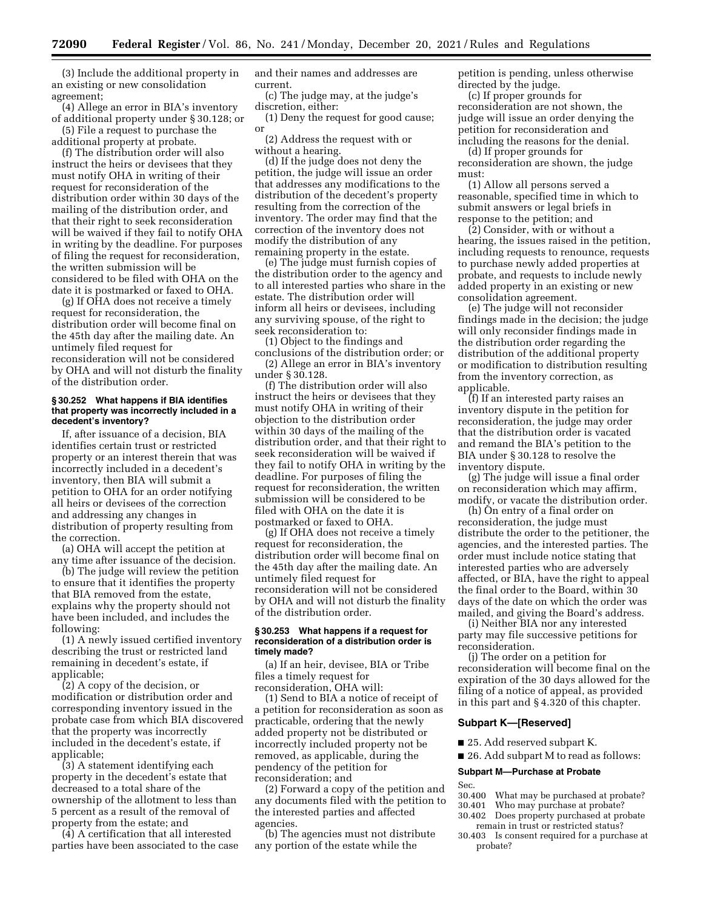(3) Include the additional property in an existing or new consolidation agreement;

(4) Allege an error in BIA's inventory of additional property under § 30.128; or

(5) File a request to purchase the additional property at probate.

(f) The distribution order will also instruct the heirs or devisees that they must notify OHA in writing of their request for reconsideration of the distribution order within 30 days of the mailing of the distribution order, and that their right to seek reconsideration will be waived if they fail to notify OHA in writing by the deadline. For purposes of filing the request for reconsideration, the written submission will be considered to be filed with OHA on the date it is postmarked or faxed to OHA.

(g) If OHA does not receive a timely request for reconsideration, the distribution order will become final on the 45th day after the mailing date. An untimely filed request for reconsideration will not be considered by OHA and will not disturb the finality of the distribution order.

#### § 30.252 What happens if BIA identifies that property was incorrectly included in a decedent's inventory?

If, after issuance of a decision, BIA identifies certain trust or restricted property or an interest therein that was incorrectly included in a decedent's inventory, then BIA will submit a petition to OHA for an order notifying all heirs or devisees of the correction and addressing any changes in distribution of property resulting from the correction.

(a) OHA will accept the petition at any time after issuance of the decision.

(b) The judge will review the petition to ensure that it identifies the property that BIA removed from the estate, explains why the property should not have been included, and includes the following:

(1) A newly issued certified inventory describing the trust or restricted land remaining in decedent's estate, if applicable;

(2) A copy of the decision, or modification or distribution order and corresponding inventory issued in the probate case from which BIA discovered that the property was incorrectly included in the decedent's estate, if applicable;

(3) A statement identifying each property in the decedent's estate that decreased to a total share of the ownership of the allotment to less than 5 percent as a result of the removal of property from the estate; and

(4) A certification that all interested parties have been associated to the case and their names and addresses are current.

(c) The judge may, at the judge's discretion, either:

(1) Deny the request for good cause; or

(2) Address the request with or without a hearing.

(d) If the judge does not deny the petition, the judge will issue an order that addresses any modifications to the distribution of the decedent's property resulting from the correction of the inventory. The order may find that the correction of the inventory does not modify the distribution of any remaining property in the estate.

(e) The judge must furnish copies of the distribution order to the agency and to all interested parties who share in the estate. The distribution order will inform all heirs or devisees, including any surviving spouse, of the right to seek reconsideration to:

(1) Object to the findings and conclusions of the distribution order; or

(2) Allege an error in BIA's inventory under § 30.128.

(f) The distribution order will also instruct the heirs or devisees that they must notify OHA in writing of their objection to the distribution order within 30 days of the mailing of the distribution order, and that their right to seek reconsideration will be waived if they fail to notify OHA in writing by the deadline. For purposes of filing the request for reconsideration, the written submission will be considered to be filed with OHA on the date it is postmarked or faxed to OHA.

(g) If OHA does not receive a timely request for reconsideration, the distribution order will become final on the 45th day after the mailing date. An untimely filed request for reconsideration will not be considered by OHA and will not disturb the finality of the distribution order.

#### § 30.253 What happens if a request for reconsideration of a distribution order is timely made?

(a) If an heir, devisee, BIA or Tribe files a timely request for reconsideration, OHA will:

(1) Send to BIA a notice of receipt of a petition for reconsideration as soon as practicable, ordering that the newly added property not be distributed or incorrectly included property not be removed, as applicable, during the pendency of the petition for reconsideration; and

(2) Forward a copy of the petition and any documents filed with the petition to the interested parties and affected agencies.

(b) The agencies must not distribute any portion of the estate while the petition is pending, unless otherwise directed by the judge.

(c) If proper grounds for reconsideration are not shown, the judge will issue an order denying the petition for reconsideration and including the reasons for the denial.

(d) If proper grounds for reconsideration are shown, the judge must:

(1) Allow all persons served a reasonable, specified time in which to submit answers or legal briefs in response to the petition; and

(2) Consider, with or without a hearing, the issues raised in the petition, including requests to renounce, requests to purchase newly added properties at probate, and requests to include newly added property in an existing or new consolidation agreement.

(e) The judge will not reconsider findings made in the decision; the judge will only reconsider findings made in the distribution order regarding the distribution of the additional property or modification to distribution resulting from the inventory correction, as applicable.

(f) If an interested party raises an inventory dispute in the petition for reconsideration, the judge may order that the distribution order is vacated and remand the BIA's petition to the BIA under § 30.128 to resolve the inventory dispute.

(g) The judge will issue a final order on reconsideration which may affirm, modify, or vacate the distribution order.

(h) On entry of a final order on reconsideration, the judge must distribute the order to the petitioner, the agencies, and the interested parties. The order must include notice stating that interested parties who are adversely affected, or BIA, have the right to appeal the final order to the Board, within 30 days of the date on which the order was mailed, and giving the Board's address.

(i) Neither BIA nor any interested party may file successive petitions for reconsideration.

(j) The order on a petition for reconsideration will become final on the expiration of the 30 days allowed for the filing of a notice of appeal, as provided in this part and § 4.320 of this chapter.

### Subpart K—[Reserved]

■ 25. Add reserved subpart K.

■ 26. Add subpart M to read as follows:

### Subpart M—Purchase at Probate

Sec.
30.400 What may be purchased at probate?
30.401 Who may purchase at probate?
30.402 Does property purchased at probate remain in trust or restricted status?
30.403 Is consent required for a purchase at probate?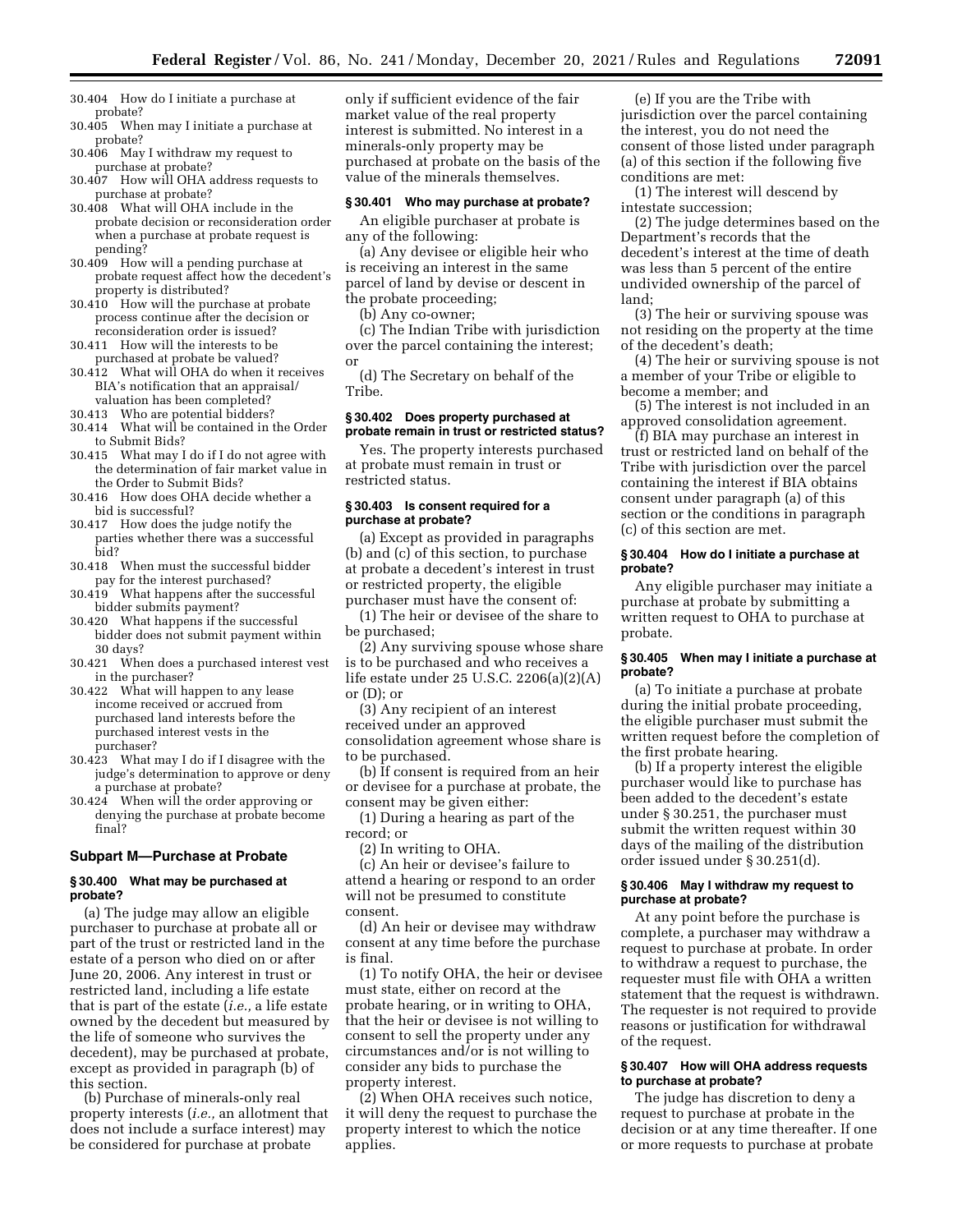30.404 How do I initiate a purchase at probate?
30.405 When may I initiate a purchase at probate?
30.406 May I withdraw my request to purchase at probate?
30.407 How will OHA address requests to purchase at probate?
30.408 What will OHA include in the probate decision or reconsideration order when a purchase at probate request is pending?
30.409 How will a pending purchase at probate request affect how the decedent's property is distributed?
30.410 How will the purchase at probate process continue after the decision or reconsideration order is issued?
30.411 How will the interests to be purchased at probate be valued?
30.412 What will OHA do when it receives BIA's notification that an appraisal/valuation has been completed?
30.413 Who are potential bidders?
30.414 What will be contained in the Order to Submit Bids?
30.415 What may I do if I do not agree with the determination of fair market value in the Order to Submit Bids?
30.416 How does OHA decide whether a bid is successful?
30.417 How does the judge notify the parties whether there was a successful bid?
30.418 When must the successful bidder pay for the interest purchased?
30.419 What happens after the successful bidder submits payment?
30.420 What happens if the successful bidder does not submit payment within 30 days?
30.421 When does a purchased interest vest in the purchaser?
30.422 What will happen to any lease income received or accrued from purchased land interests before the purchased interest vests in the purchaser?
30.423 What may I do if I disagree with the judge's determination to approve or deny a purchase at probate?
30.424 When will the order approving or denying the purchase at probate become final?

## Subpart M—Purchase at Probate

### § 30.400 What may be purchased at probate?

(a) The judge may allow an eligible purchaser to purchase at probate all or part of the trust or restricted land in the estate of a person who died on or after June 20, 2006. Any interest in trust or restricted land, including a life estate that is part of the estate (*i.e.,* a life estate owned by the decedent but measured by the life of someone who survives the decedent), may be purchased at probate, except as provided in paragraph (b) of this section.

(b) Purchase of minerals-only real property interests (*i.e.,* an allotment that does not include a surface interest) may be considered for purchase at probate only if sufficient evidence of the fair market value of the real property interest is submitted. No interest in a minerals-only property may be purchased at probate on the basis of the value of the minerals themselves.

### § 30.401 Who may purchase at probate?

An eligible purchaser at probate is any of the following:

(a) Any devisee or eligible heir who is receiving an interest in the same parcel of land by devise or descent in the probate proceeding;

(b) Any co-owner;

(c) The Indian Tribe with jurisdiction over the parcel containing the interest; or

(d) The Secretary on behalf of the Tribe.

### § 30.402 Does property purchased at probate remain in trust or restricted status?

Yes. The property interests purchased at probate must remain in trust or restricted status.

### § 30.403 Is consent required for a purchase at probate?

(a) Except as provided in paragraphs (b) and (c) of this section, to purchase at probate a decedent's interest in trust or restricted property, the eligible purchaser must have the consent of:

(1) The heir or devisee of the share to be purchased;

(2) Any surviving spouse whose share is to be purchased and who receives a life estate under 25 U.S.C. 2206(a)(2)(A) or (D); or

(3) Any recipient of an interest received under an approved consolidation agreement whose share is to be purchased.

(b) If consent is required from an heir or devisee for a purchase at probate, the consent may be given either:

(1) During a hearing as part of the record; or

(2) In writing to OHA.

(c) An heir or devisee's failure to attend a hearing or respond to an order will not be presumed to constitute consent.

(d) An heir or devisee may withdraw consent at any time before the purchase is final.

(1) To notify OHA, the heir or devisee must state, either on record at the probate hearing, or in writing to OHA, that the heir or devisee is not willing to consent to sell the property under any circumstances and/or is not willing to consider any bids to purchase the property interest.

(2) When OHA receives such notice, it will deny the request to purchase the property interest to which the notice applies.

(e) If you are the Tribe with jurisdiction over the parcel containing the interest, you do not need the consent of those listed under paragraph (a) of this section if the following five conditions are met:

(1) The interest will descend by intestate succession;

(2) The judge determines based on the Department's records that the decedent's interest at the time of death was less than 5 percent of the entire undivided ownership of the parcel of land;

(3) The heir or surviving spouse was not residing on the property at the time of the decedent's death;

(4) The heir or surviving spouse is not a member of your Tribe or eligible to become a member; and

(5) The interest is not included in an approved consolidation agreement.

(f) BIA may purchase an interest in trust or restricted land on behalf of the Tribe with jurisdiction over the parcel containing the interest if BIA obtains consent under paragraph (a) of this section or the conditions in paragraph (c) of this section are met.

### § 30.404 How do I initiate a purchase at probate?

Any eligible purchaser may initiate a purchase at probate by submitting a written request to OHA to purchase at probate.

### § 30.405 When may I initiate a purchase at probate?

(a) To initiate a purchase at probate during the initial probate proceeding, the eligible purchaser must submit the written request before the completion of the first probate hearing.

(b) If a property interest the eligible purchaser would like to purchase has been added to the decedent's estate under § 30.251, the purchaser must submit the written request within 30 days of the mailing of the distribution order issued under § 30.251(d).

### § 30.406 May I withdraw my request to purchase at probate?

At any point before the purchase is complete, a purchaser may withdraw a request to purchase at probate. In order to withdraw a request to purchase, the requester must file with OHA a written statement that the request is withdrawn. The requester is not required to provide reasons or justification for withdrawal of the request.

### § 30.407 How will OHA address requests to purchase at probate?

The judge has discretion to deny a request to purchase at probate in the decision or at any time thereafter. If one or more requests to purchase at probate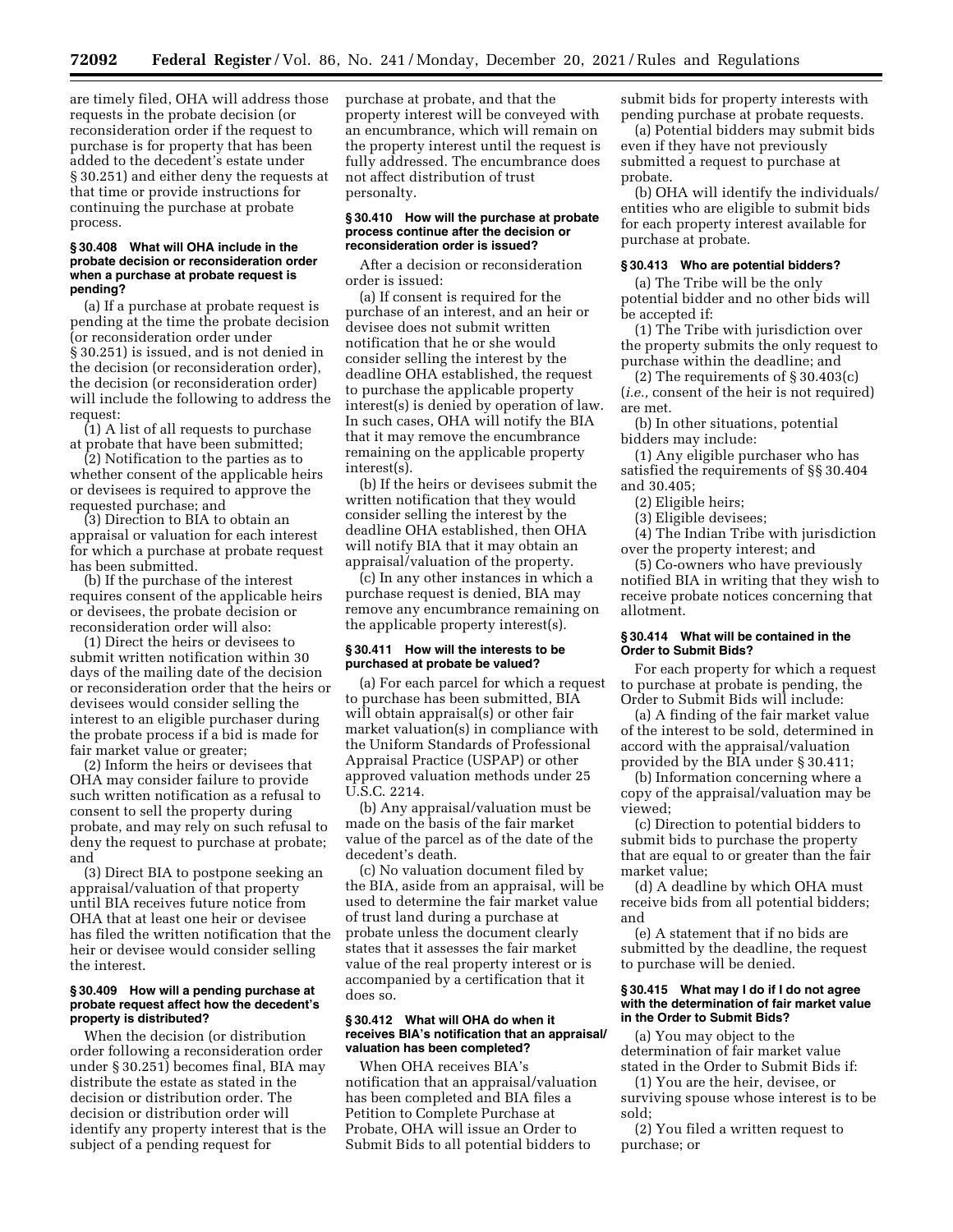are timely filed, OHA will address those requests in the probate decision (or reconsideration order if the request to purchase is for property that has been added to the decedent's estate under § 30.251) and either deny the requests at that time or provide instructions for continuing the purchase at probate process.

### § 30.408 What will OHA include in the probate decision or reconsideration order when a purchase at probate request is pending?

(a) If a purchase at probate request is pending at the time the probate decision (or reconsideration order under § 30.251) is issued, and is not denied in the decision (or reconsideration order), the decision (or reconsideration order) will include the following to address the request:

(1) A list of all requests to purchase at probate that have been submitted;

(2) Notification to the parties as to whether consent of the applicable heirs or devisees is required to approve the requested purchase; and

(3) Direction to BIA to obtain an appraisal or valuation for each interest for which a purchase at probate request has been submitted.

(b) If the purchase of the interest requires consent of the applicable heirs or devisees, the probate decision or reconsideration order will also:

(1) Direct the heirs or devisees to submit written notification within 30 days of the mailing date of the decision or reconsideration order that the heirs or devisees would consider selling the interest to an eligible purchaser during the probate process if a bid is made for fair market value or greater;

(2) Inform the heirs or devisees that OHA may consider failure to provide such written notification as a refusal to consent to sell the property during probate, and may rely on such refusal to deny the request to purchase at probate; and

(3) Direct BIA to postpone seeking an appraisal/valuation of that property until BIA receives future notice from OHA that at least one heir or devisee has filed the written notification that the heir or devisee would consider selling the interest.

### § 30.409 How will a pending purchase at probate request affect how the decedent's property is distributed?

When the decision (or distribution order following a reconsideration order under § 30.251) becomes final, BIA may distribute the estate as stated in the decision or distribution order. The decision or distribution order will identify any property interest that is the subject of a pending request for purchase at probate, and that the property interest will be conveyed with an encumbrance, which will remain on the property interest until the request is fully addressed. The encumbrance does not affect distribution of trust personalty.

### § 30.410 How will the purchase at probate process continue after the decision or reconsideration order is issued?

After a decision or reconsideration order is issued:

(a) If consent is required for the purchase of an interest, and an heir or devisee does not submit written notification that he or she would consider selling the interest by the deadline OHA established, the request to purchase the applicable property interest(s) is denied by operation of law. In such cases, OHA will notify the BIA that it may remove the encumbrance remaining on the applicable property interest(s).

(b) If the heirs or devisees submit the written notification that they would consider selling the interest by the deadline OHA established, then OHA will notify BIA that it may obtain an appraisal/valuation of the property.

(c) In any other instances in which a purchase request is denied, BIA may remove any encumbrance remaining on the applicable property interest(s).

### § 30.411 How will the interests to be purchased at probate be valued?

(a) For each parcel for which a request to purchase has been submitted, BIA will obtain appraisal(s) or other fair market valuation(s) in compliance with the Uniform Standards of Professional Appraisal Practice (USPAP) or other approved valuation methods under 25 U.S.C. 2214.

(b) Any appraisal/valuation must be made on the basis of the fair market value of the parcel as of the date of the decedent's death.

(c) No valuation document filed by the BIA, aside from an appraisal, will be used to determine the fair market value of trust land during a purchase at probate unless the document clearly states that it assesses the fair market value of the real property interest or is accompanied by a certification that it does so.

### § 30.412 What will OHA do when it receives BIA's notification that an appraisal/valuation has been completed?

When OHA receives BIA's notification that an appraisal/valuation has been completed and BIA files a Petition to Complete Purchase at Probate, OHA will issue an Order to Submit Bids to all potential bidders to submit bids for property interests with pending purchase at probate requests.

(a) Potential bidders may submit bids even if they have not previously submitted a request to purchase at probate.

(b) OHA will identify the individuals/entities who are eligible to submit bids for each property interest available for purchase at probate.

### § 30.413 Who are potential bidders?

(a) The Tribe will be the only potential bidder and no other bids will be accepted if:

(1) The Tribe with jurisdiction over the property submits the only request to purchase within the deadline; and

(2) The requirements of § 30.403(c) (*i.e.,* consent of the heir is not required) are met.

(b) In other situations, potential bidders may include:

(1) Any eligible purchaser who has satisfied the requirements of §§ 30.404 and 30.405;

(2) Eligible heirs;

(3) Eligible devisees;

(4) The Indian Tribe with jurisdiction over the property interest; and

(5) Co-owners who have previously notified BIA in writing that they wish to receive probate notices concerning that allotment.

### § 30.414 What will be contained in the Order to Submit Bids?

For each property for which a request to purchase at probate is pending, the Order to Submit Bids will include:

(a) A finding of the fair market value of the interest to be sold, determined in accord with the appraisal/valuation provided by the BIA under § 30.411;

(b) Information concerning where a copy of the appraisal/valuation may be viewed;

(c) Direction to potential bidders to submit bids to purchase the property that are equal to or greater than the fair market value;

(d) A deadline by which OHA must receive bids from all potential bidders; and

(e) A statement that if no bids are submitted by the deadline, the request to purchase will be denied.

### § 30.415 What may I do if I do not agree with the determination of fair market value in the Order to Submit Bids?

(a) You may object to the determination of fair market value stated in the Order to Submit Bids if:

(1) You are the heir, devisee, or surviving spouse whose interest is to be sold;

(2) You filed a written request to purchase; or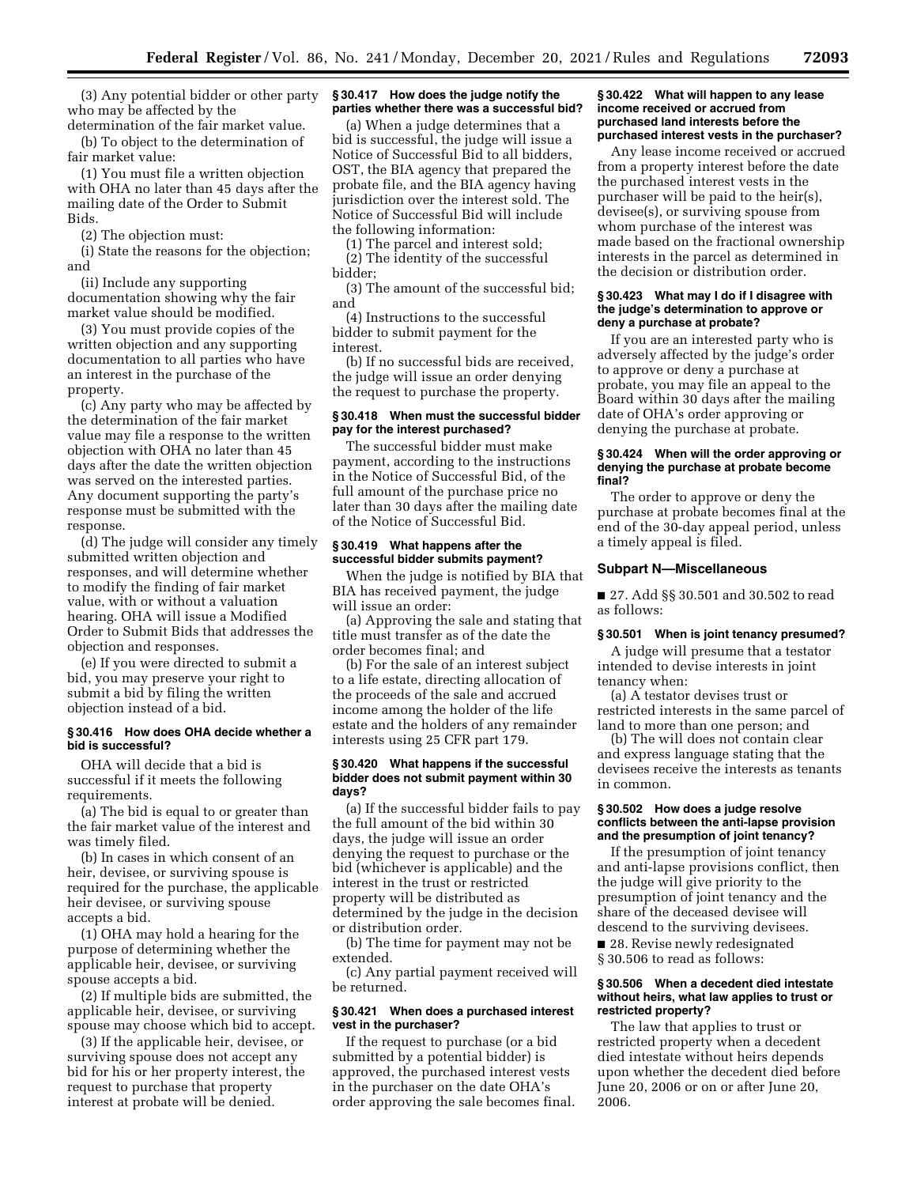(3) Any potential bidder or other party who may be affected by the determination of the fair market value.

(b) To object to the determination of fair market value:

(1) You must file a written objection with OHA no later than 45 days after the mailing date of the Order to Submit Bids.

(2) The objection must:

(i) State the reasons for the objection; and

(ii) Include any supporting documentation showing why the fair market value should be modified.

(3) You must provide copies of the written objection and any supporting documentation to all parties who have an interest in the purchase of the property.

(c) Any party who may be affected by the determination of the fair market value may file a response to the written objection with OHA no later than 45 days after the date the written objection was served on the interested parties. Any document supporting the party's response must be submitted with the response.

(d) The judge will consider any timely submitted written objection and responses, and will determine whether to modify the finding of fair market value, with or without a valuation hearing. OHA will issue a Modified Order to Submit Bids that addresses the objection and responses.

(e) If you were directed to submit a bid, you may preserve your right to submit a bid by filing the written objection instead of a bid.

#### § 30.416 How does OHA decide whether a bid is successful?

OHA will decide that a bid is successful if it meets the following requirements.

(a) The bid is equal to or greater than the fair market value of the interest and was timely filed.

(b) In cases in which consent of an heir, devisee, or surviving spouse is required for the purchase, the applicable heir devisee, or surviving spouse accepts a bid.

(1) OHA may hold a hearing for the purpose of determining whether the applicable heir, devisee, or surviving spouse accepts a bid.

(2) If multiple bids are submitted, the applicable heir, devisee, or surviving spouse may choose which bid to accept.

(3) If the applicable heir, devisee, or surviving spouse does not accept any bid for his or her property interest, the request to purchase that property interest at probate will be denied.

#### § 30.417 How does the judge notify the parties whether there was a successful bid?

(a) When a judge determines that a bid is successful, the judge will issue a Notice of Successful Bid to all bidders, OST, the BIA agency that prepared the probate file, and the BIA agency having jurisdiction over the interest sold. The Notice of Successful Bid will include the following information:

(1) The parcel and interest sold;

(2) The identity of the successful bidder;

(3) The amount of the successful bid; and

(4) Instructions to the successful bidder to submit payment for the interest.

(b) If no successful bids are received, the judge will issue an order denying the request to purchase the property.

#### § 30.418 When must the successful bidder pay for the interest purchased?

The successful bidder must make payment, according to the instructions in the Notice of Successful Bid, of the full amount of the purchase price no later than 30 days after the mailing date of the Notice of Successful Bid.

#### § 30.419 What happens after the successful bidder submits payment?

When the judge is notified by BIA that BIA has received payment, the judge will issue an order:

(a) Approving the sale and stating that title must transfer as of the date the order becomes final; and

(b) For the sale of an interest subject to a life estate, directing allocation of the proceeds of the sale and accrued income among the holder of the life estate and the holders of any remainder interests using 25 CFR part 179.

#### § 30.420 What happens if the successful bidder does not submit payment within 30 days?

(a) If the successful bidder fails to pay the full amount of the bid within 30 days, the judge will issue an order denying the request to purchase or the bid (whichever is applicable) and the interest in the trust or restricted property will be distributed as determined by the judge in the decision or distribution order.

(b) The time for payment may not be extended.

(c) Any partial payment received will be returned.

#### § 30.421 When does a purchased interest vest in the purchaser?

If the request to purchase (or a bid submitted by a potential bidder) is approved, the purchased interest vests in the purchaser on the date OHA's order approving the sale becomes final.

#### § 30.422 What will happen to any lease income received or accrued from purchased land interests before the purchased interest vests in the purchaser?

Any lease income received or accrued from a property interest before the date the purchased interest vests in the purchaser will be paid to the heir(s), devisee(s), or surviving spouse from whom purchase of the interest was made based on the fractional ownership interests in the parcel as determined in the decision or distribution order.

#### § 30.423 What may I do if I disagree with the judge's determination to approve or deny a purchase at probate?

If you are an interested party who is adversely affected by the judge's order to approve or deny a purchase at probate, you may file an appeal to the Board within 30 days after the mailing date of OHA's order approving or denying the purchase at probate.

#### § 30.424 When will the order approving or denying the purchase at probate become final?

The order to approve or deny the purchase at probate becomes final at the end of the 30-day appeal period, unless a timely appeal is filed.

### Subpart N—Miscellaneous

■ 27. Add §§ 30.501 and 30.502 to read as follows:

#### § 30.501 When is joint tenancy presumed?

A judge will presume that a testator intended to devise interests in joint tenancy when:

(a) A testator devises trust or restricted interests in the same parcel of land to more than one person; and

(b) The will does not contain clear and express language stating that the devisees receive the interests as tenants in common.

#### § 30.502 How does a judge resolve conflicts between the anti-lapse provision and the presumption of joint tenancy?

If the presumption of joint tenancy and anti-lapse provisions conflict, then the judge will give priority to the presumption of joint tenancy and the share of the deceased devisee will descend to the surviving devisees.

■ 28. Revise newly redesignated § 30.506 to read as follows:

#### § 30.506 When a decedent died intestate without heirs, what law applies to trust or restricted property?

The law that applies to trust or restricted property when a decedent died intestate without heirs depends upon whether the decedent died before June 20, 2006 or on or after June 20, 2006.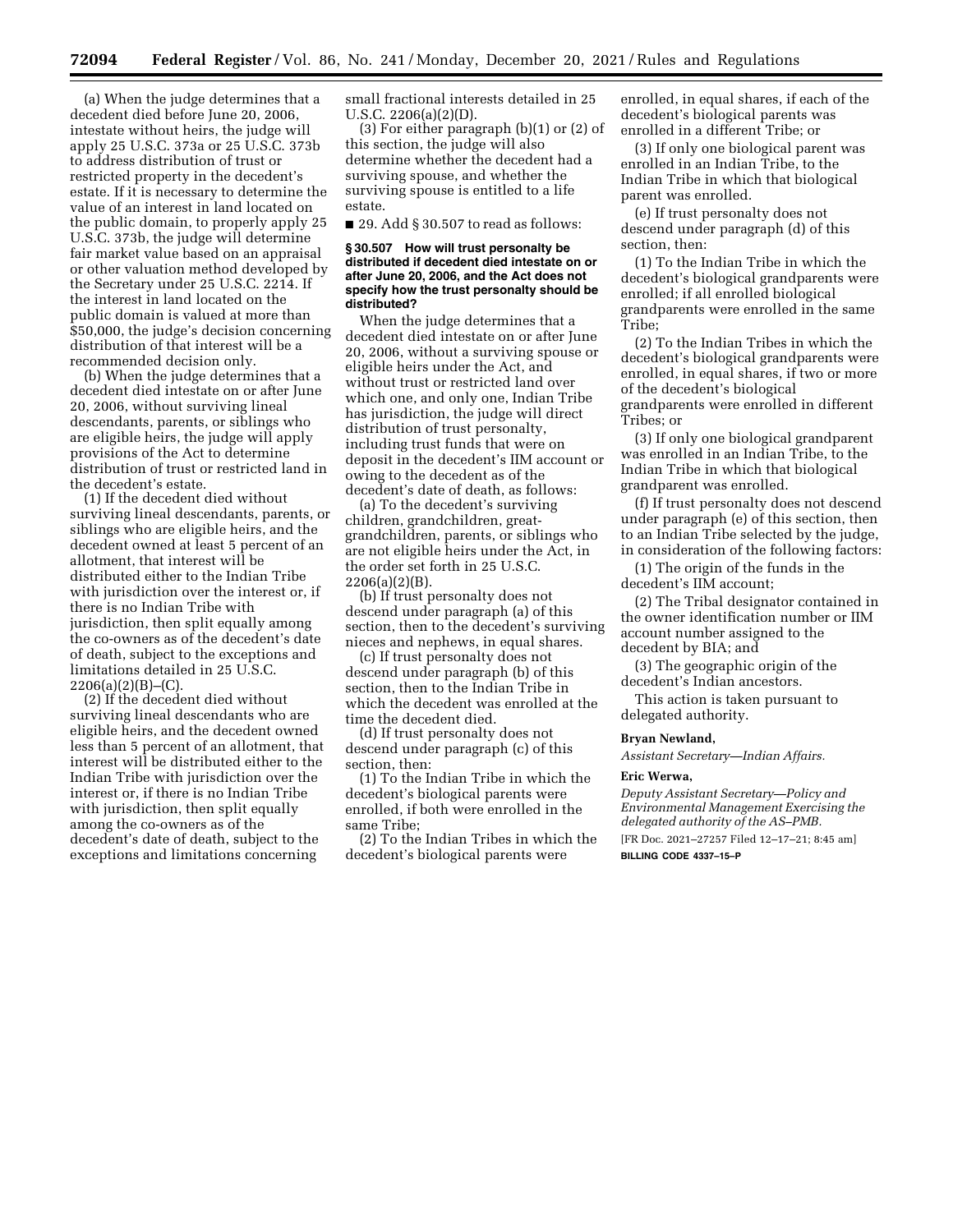(a) When the judge determines that a decedent died before June 20, 2006, intestate without heirs, the judge will apply 25 U.S.C. 373a or 25 U.S.C. 373b to address distribution of trust or restricted property in the decedent's estate. If it is necessary to determine the value of an interest in land located on the public domain, to properly apply 25 U.S.C. 373b, the judge will determine fair market value based on an appraisal or other valuation method developed by the Secretary under 25 U.S.C. 2214. If the interest in land located on the public domain is valued at more than $50,000, the judge's decision concerning distribution of that interest will be a recommended decision only.

(b) When the judge determines that a decedent died intestate on or after June 20, 2006, without surviving lineal descendants, parents, or siblings who are eligible heirs, the judge will apply provisions of the Act to determine distribution of trust or restricted land in the decedent's estate.

(1) If the decedent died without surviving lineal descendants, parents, or siblings who are eligible heirs, and the decedent owned at least 5 percent of an allotment, that interest will be distributed either to the Indian Tribe with jurisdiction over the interest or, if there is no Indian Tribe with jurisdiction, then split equally among the co-owners as of the decedent's date of death, subject to the exceptions and limitations detailed in 25 U.S.C. 2206(a)(2)(B)–(C).

(2) If the decedent died without surviving lineal descendants who are eligible heirs, and the decedent owned less than 5 percent of an allotment, that interest will be distributed either to the Indian Tribe with jurisdiction over the interest or, if there is no Indian Tribe with jurisdiction, then split equally among the co-owners as of the decedent's date of death, subject to the exceptions and limitations concerning small fractional interests detailed in 25 U.S.C. 2206(a)(2)(D).

(3) For either paragraph (b)(1) or (2) of this section, the judge will also determine whether the decedent had a surviving spouse, and whether the surviving spouse is entitled to a life estate.

■ 29. Add § 30.507 to read as follows:

**§ 30.507 How will trust personalty be distributed if decedent died intestate on or after June 20, 2006, and the Act does not specify how the trust personalty should be distributed?**

When the judge determines that a decedent died intestate on or after June 20, 2006, without a surviving spouse or eligible heirs under the Act, and without trust or restricted land over which one, and only one, Indian Tribe has jurisdiction, the judge will direct distribution of trust personalty, including trust funds that were on deposit in the decedent's IIM account or owing to the decedent as of the decedent's date of death, as follows:

(a) To the decedent's surviving children, grandchildren, great-grandchildren, parents, or siblings who are not eligible heirs under the Act, in the order set forth in 25 U.S.C. 2206(a)(2)(B).

(b) If trust personalty does not descend under paragraph (a) of this section, then to the decedent's surviving nieces and nephews, in equal shares.

(c) If trust personalty does not descend under paragraph (b) of this section, then to the Indian Tribe in which the decedent was enrolled at the time the decedent died.

(d) If trust personalty does not descend under paragraph (c) of this section, then:

(1) To the Indian Tribe in which the decedent's biological parents were enrolled, if both were enrolled in the same Tribe;

(2) To the Indian Tribes in which the decedent's biological parents were enrolled, in equal shares, if each of the decedent's biological parents was enrolled in a different Tribe; or

(3) If only one biological parent was enrolled in an Indian Tribe, to the Indian Tribe in which that biological parent was enrolled.

(e) If trust personalty does not descend under paragraph (d) of this section, then:

(1) To the Indian Tribe in which the decedent's biological grandparents were enrolled; if all enrolled biological grandparents were enrolled in the same Tribe;

(2) To the Indian Tribes in which the decedent's biological grandparents were enrolled, in equal shares, if two or more of the decedent's biological grandparents were enrolled in different Tribes; or

(3) If only one biological grandparent was enrolled in an Indian Tribe, to the Indian Tribe in which that biological grandparent was enrolled.

(f) If trust personalty does not descend under paragraph (e) of this section, then to an Indian Tribe selected by the judge, in consideration of the following factors:

(1) The origin of the funds in the decedent's IIM account;

(2) The Tribal designator contained in the owner identification number or IIM account number assigned to the decedent by BIA; and

(3) The geographic origin of the decedent's Indian ancestors.

This action is taken pursuant to delegated authority.

**Bryan Newland,**

*Assistant Secretary—Indian Affairs.*

**Eric Werwa,**

*Deputy Assistant Secretary—Policy and Environmental Management Exercising the delegated authority of the AS–PMB.*

[FR Doc. 2021–27257 Filed 12–17–21; 8:45 am]

**BILLING CODE 4337–15–P**